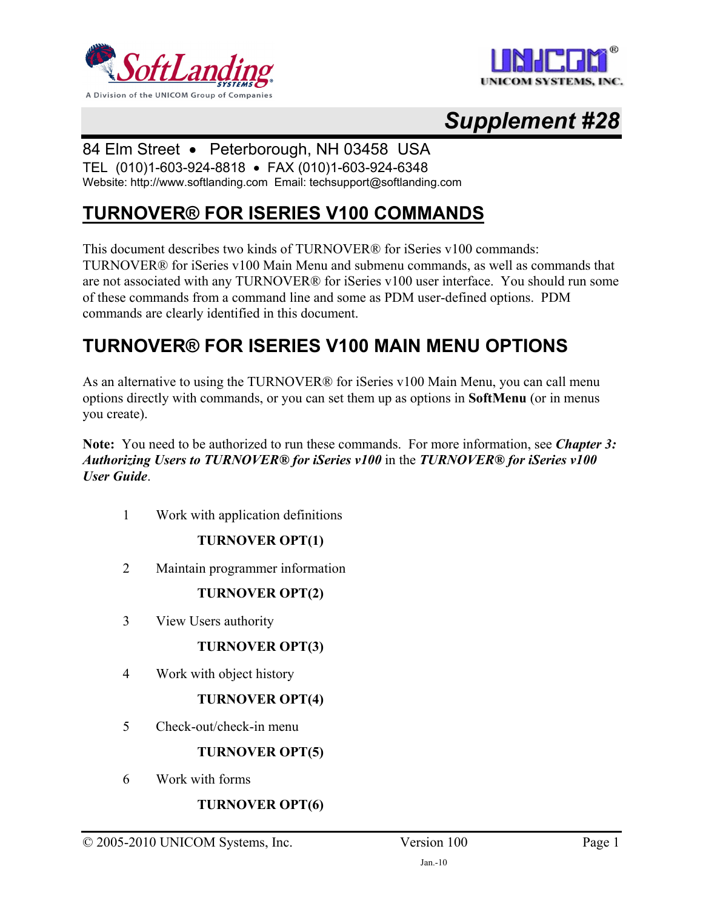Supplement #28

84 Elm Street • Peterborough, NH 03458 USA
TEL (010)1-603-924-8818 • FAX (010)1-603-924-6348
Website: http://www.softlanding.com Email: techsupport@softlanding.com

# TURNOVER® FOR ISERIES V100 COMMANDS

This document describes two kinds of TURNOVER® for iSeries v100 commands: TURNOVER® for iSeries v100 Main Menu and submenu commands, as well as commands that are not associated with any TURNOVER® for iSeries v100 user interface. You should run some of these commands from a command line and some as PDM user-defined options. PDM commands are clearly identified in this document.

## TURNOVER® FOR ISERIES V100 MAIN MENU OPTIONS

As an alternative to using the TURNOVER® for iSeries v100 Main Menu, you can call menu options directly with commands, or you can set them up as options in **SoftMenu** (or in menus you create).

**Note:** You need to be authorized to run these commands. For more information, see ***Chapter 3: Authorizing Users to TURNOVER® for iSeries v100*** in the ***TURNOVER® for iSeries v100 User Guide***.

1 Work with application definitions

**TURNOVER OPT(1)**

2 Maintain programmer information

**TURNOVER OPT(2)**

3 View Users authority

**TURNOVER OPT(3)**

4 Work with object history

**TURNOVER OPT(4)**

5 Check-out/check-in menu

**TURNOVER OPT(5)**

6 Work with forms

**TURNOVER OPT(6)**

© 2005-2010 UNICOM Systems, Inc. Version 100 Jan.-10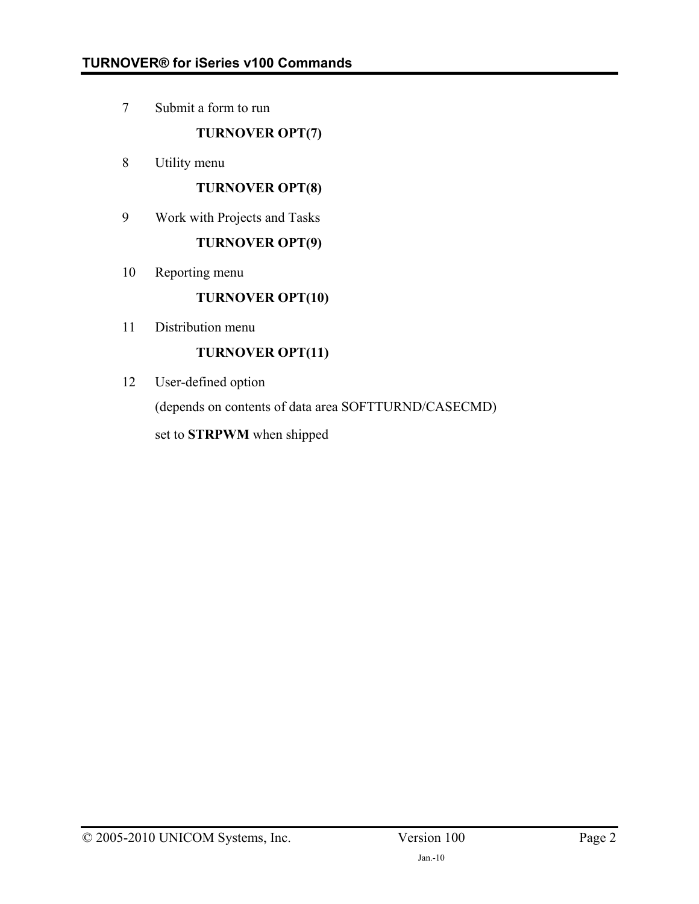7 Submit a form to run

**TURNOVER OPT(7)**

8 Utility menu

**TURNOVER OPT(8)**

9 Work with Projects and Tasks

**TURNOVER OPT(9)**

10 Reporting menu

**TURNOVER OPT(10)**

11 Distribution menu

**TURNOVER OPT(11)**

12 User-defined option

(depends on contents of data area SOFTTURND/CASECMD)

set to **STRPWM** when shipped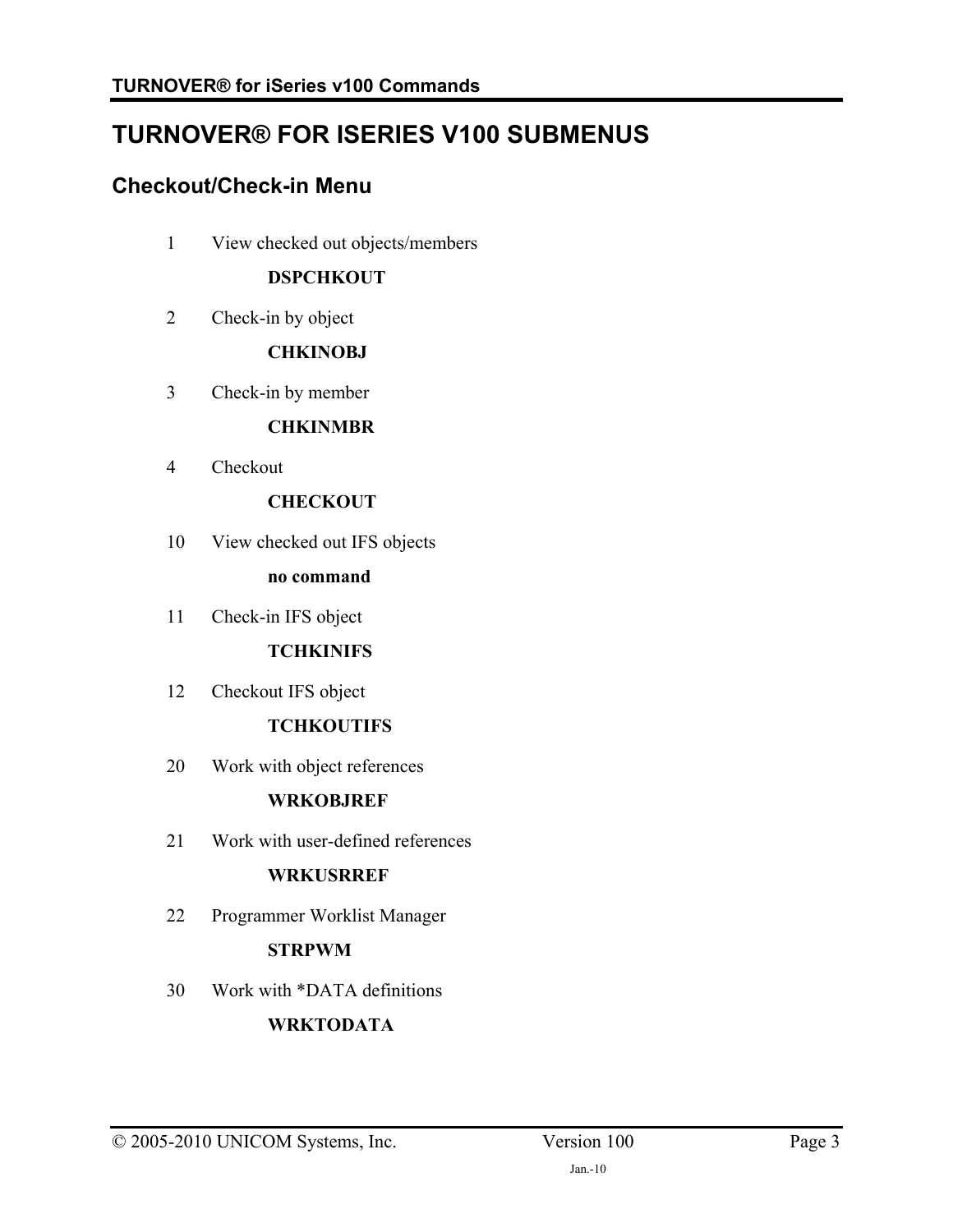# TURNOVER® FOR ISERIES V100 SUBMENUS

## Checkout/Check-in Menu

1 View checked out objects/members

**DSPCHKOUT**

2 Check-in by object

**CHKINOBJ**

3 Check-in by member

**CHKINMBR**

4 Checkout

**CHECKOUT**

10 View checked out IFS objects

**no command**

11 Check-in IFS object

**TCHKINIFS**

12 Checkout IFS object

**TCHKOUTIFS**

20 Work with object references

**WRKOBJREF**

21 Work with user-defined references

**WRKUSRREF**

22 Programmer Worklist Manager

**STRPWM**

30 Work with *DATA definitions

**WRKTODATA**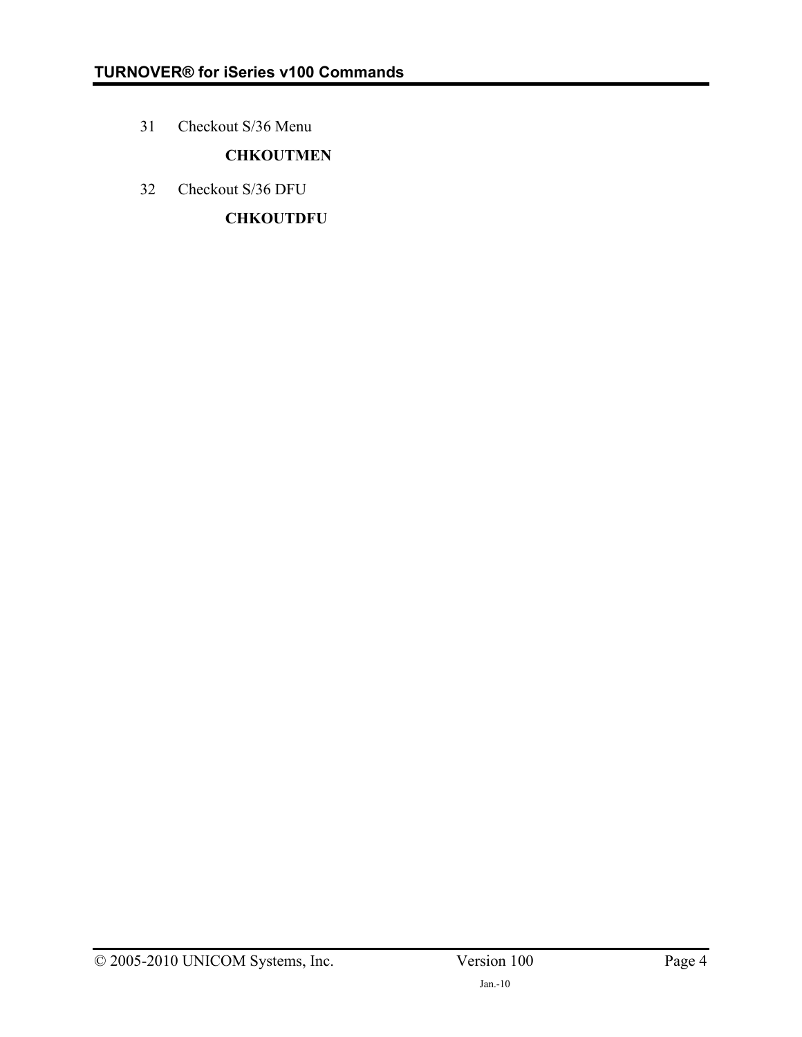31 Checkout S/36 Menu

**CHKOUTMEN**

32 Checkout S/36 DFU

**CHKOUTDFU**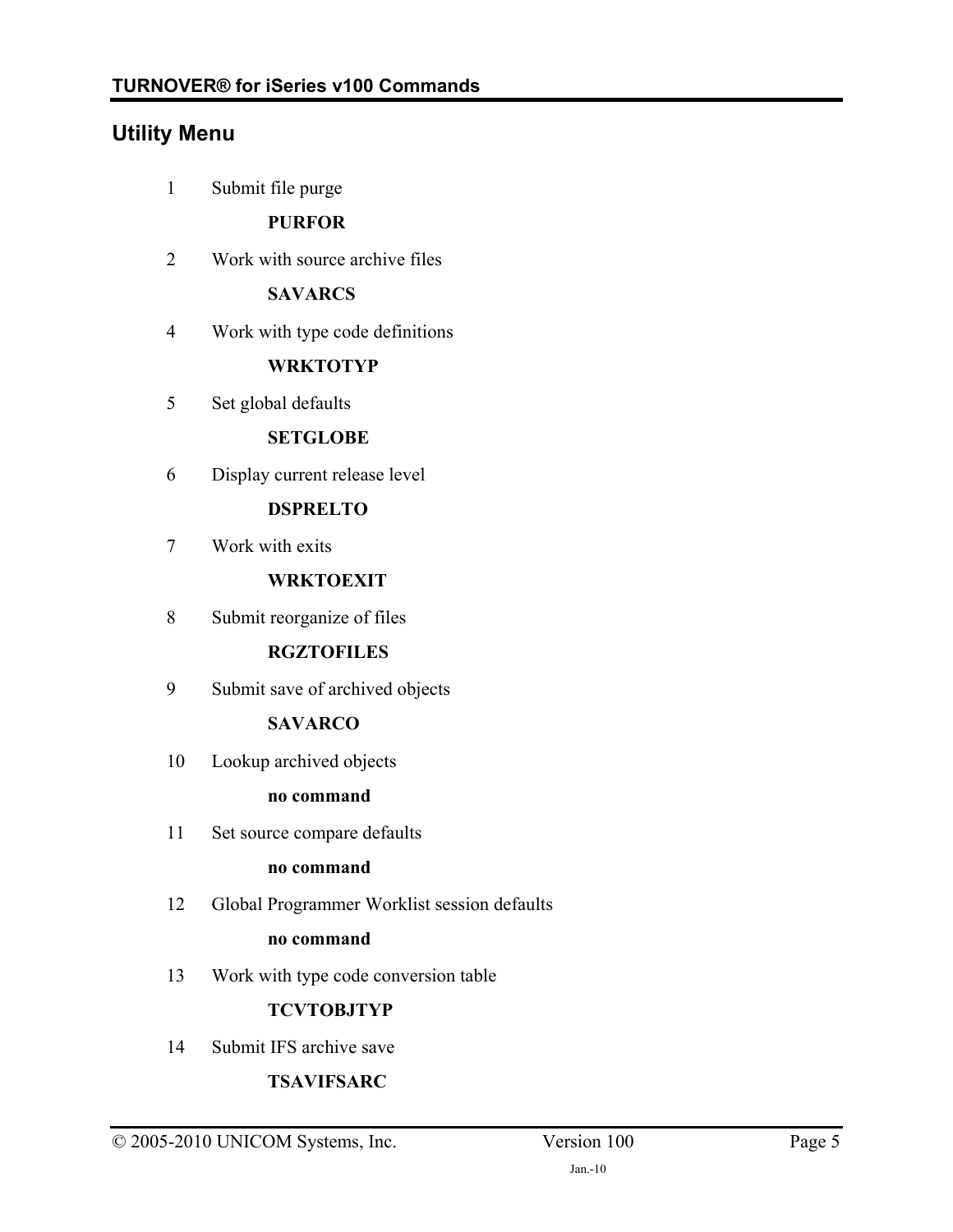## Utility Menu

1 Submit file purge

  **PURFOR**

2 Work with source archive files

  **SAVARCS**

4 Work with type code definitions

  **WRKTOTYP**

5 Set global defaults

  **SETGLOBE**

6 Display current release level

  **DSPRELTO**

7 Work with exits

  **WRKTOEXIT**

8 Submit reorganize of files

  **RGZTOFILES**

9 Submit save of archived objects

  **SAVARCO**

10 Lookup archived objects

  **no command**

11 Set source compare defaults

  **no command**

12 Global Programmer Worklist session defaults

  **no command**

13 Work with type code conversion table

  **TCVTOBJTYP**

14 Submit IFS archive save

  **TSAVIFSARC**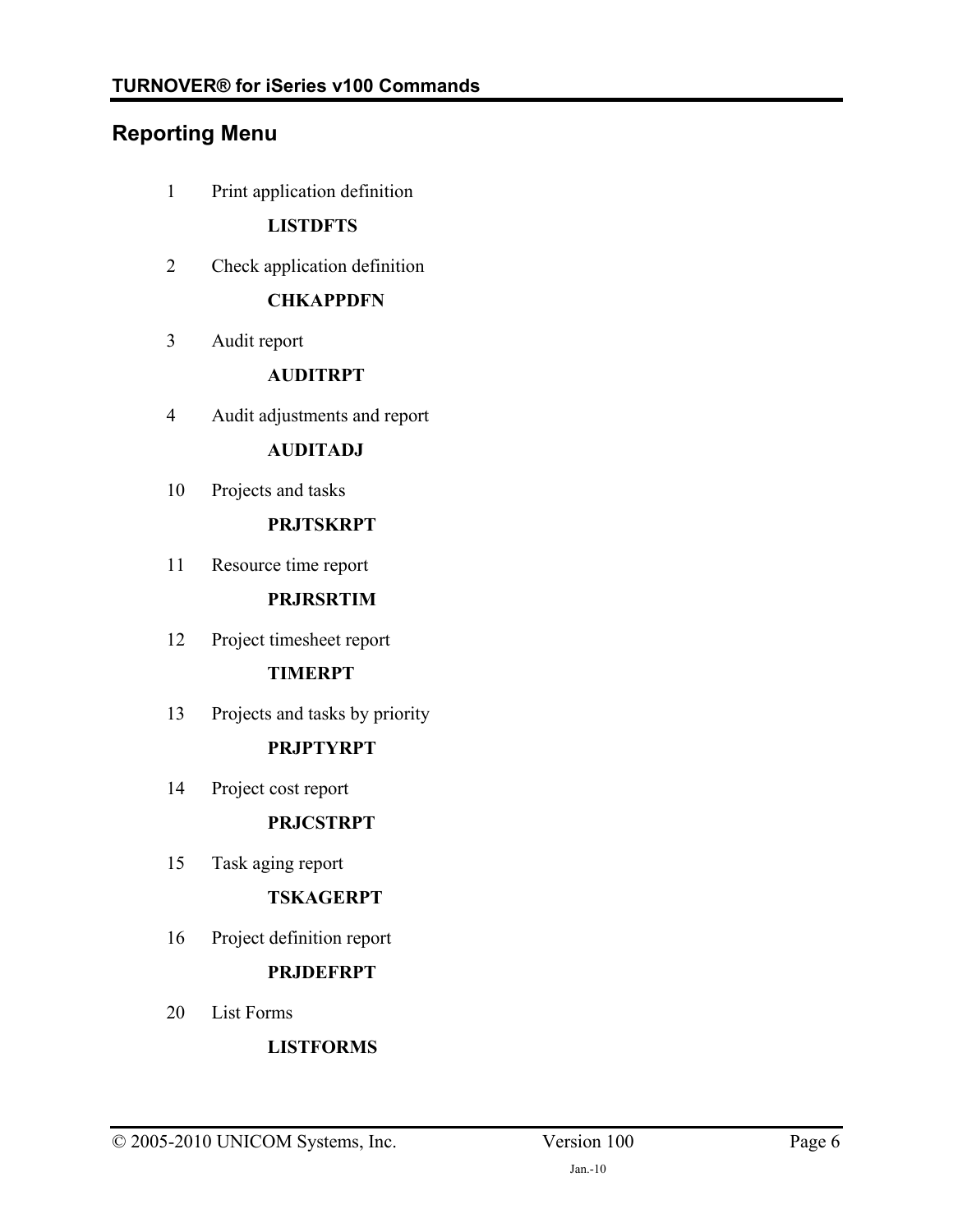## Reporting Menu

1 Print application definition

**LISTDFTS**

2 Check application definition

**CHKAPPDFN**

3 Audit report

**AUDITRPT**

4 Audit adjustments and report

**AUDITADJ**

10 Projects and tasks

**PRJTSKRPT**

11 Resource time report

**PRJRSRTIM**

12 Project timesheet report

**TIMERPT**

13 Projects and tasks by priority

**PRJPTYRPT**

14 Project cost report

**PRJCSTRPT**

15 Task aging report

**TSKAGERPT**

16 Project definition report

**PRJDEFRPT**

20 List Forms

**LISTFORMS**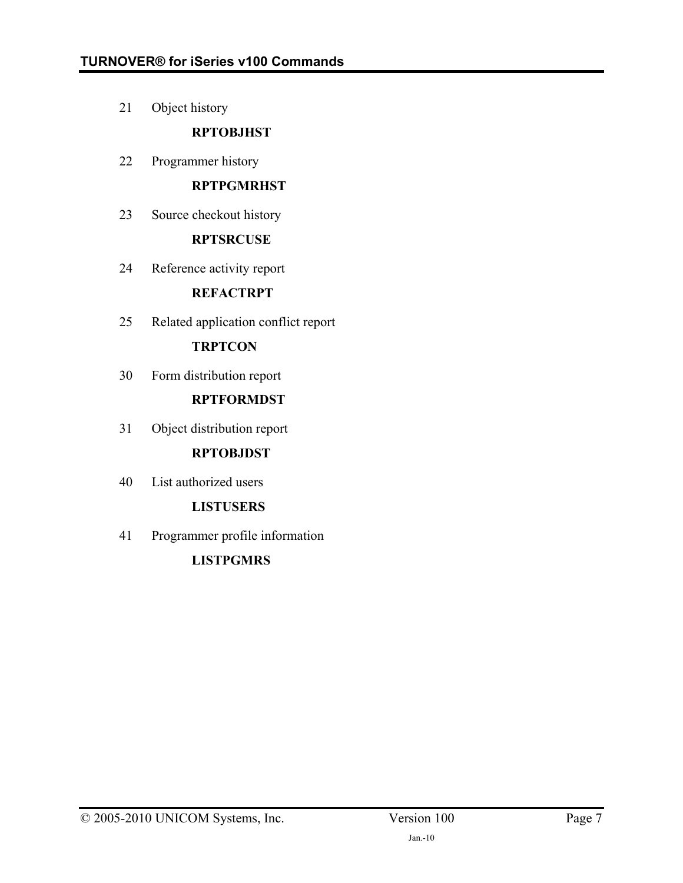21 Object history

**RPTOBJHST**

22 Programmer history

**RPTPGMRHST**

23 Source checkout history

**RPTSRCUSE**

24 Reference activity report

**REFACTRPT**

25 Related application conflict report

**TRPTCON**

30 Form distribution report

**RPTFORMDST**

31 Object distribution report

**RPTOBJDST**

40 List authorized users

**LISTUSERS**

41 Programmer profile information

**LISTPGMRS**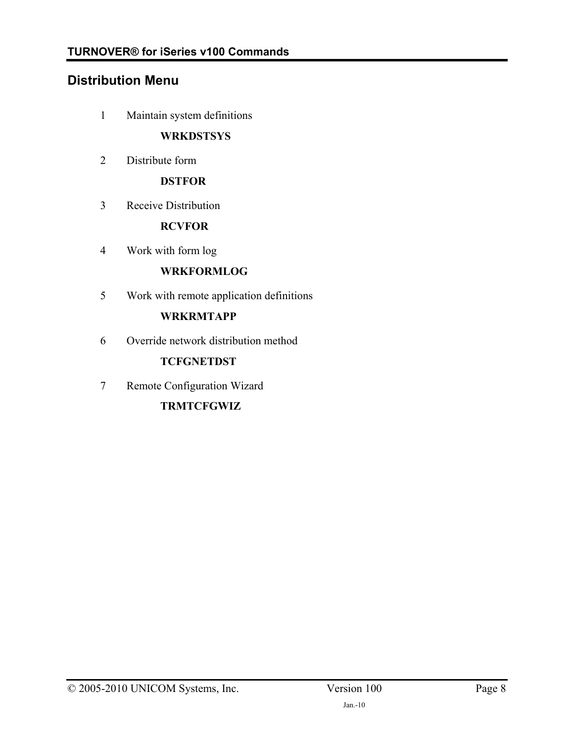## Distribution Menu

1 Maintain system definitions

**WRKDSTSYS**

2 Distribute form

**DSTFOR**

3 Receive Distribution

**RCVFOR**

4 Work with form log

**WRKFORMLOG**

5 Work with remote application definitions

**WRKRMTAPP**

6 Override network distribution method

**TCFGNETDST**

7 Remote Configuration Wizard

**TRMTCFGWIZ**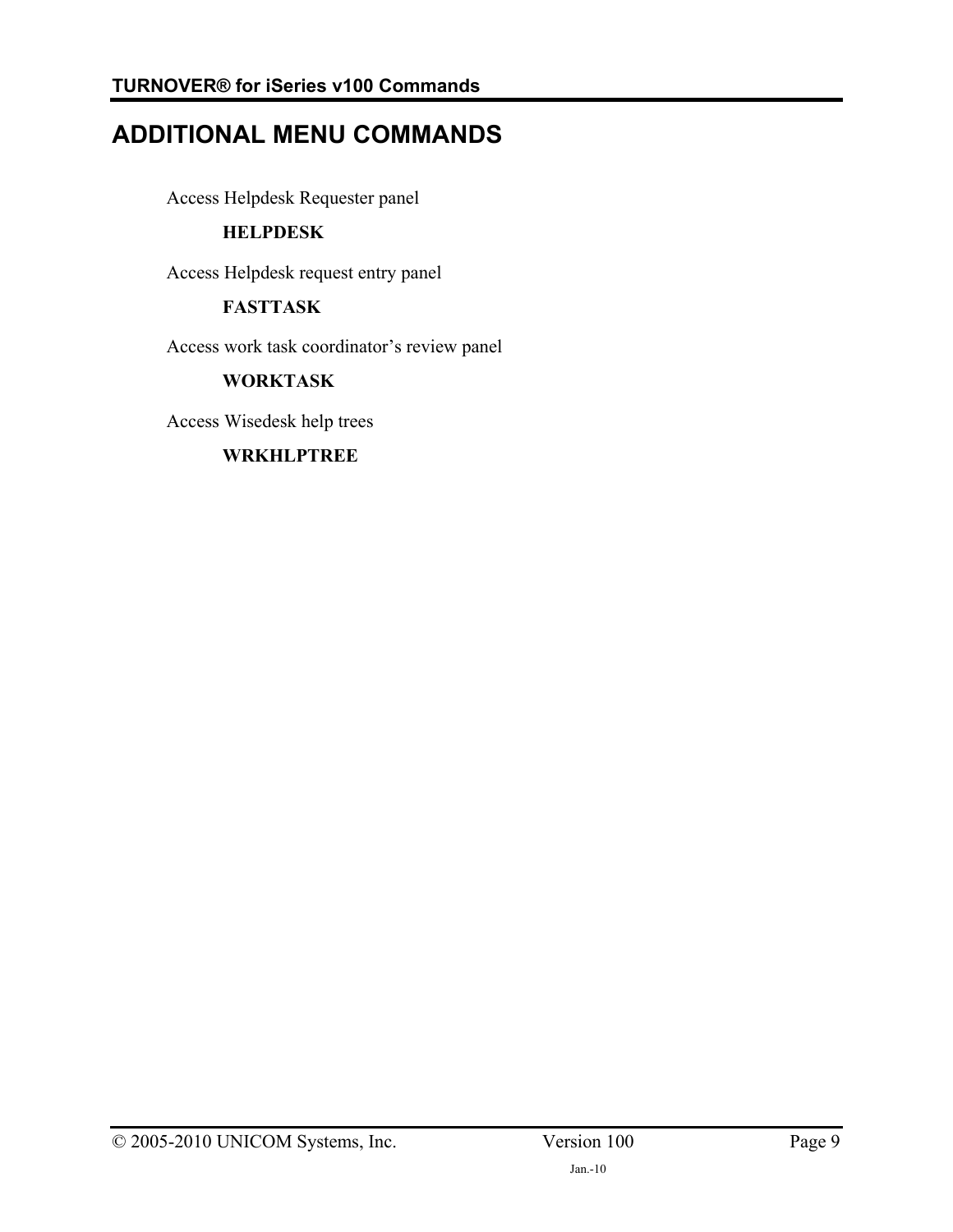# ADDITIONAL MENU COMMANDS

Access Helpdesk Requester panel

**HELPDESK**

Access Helpdesk request entry panel

**FASTTASK**

Access work task coordinator’s review panel

**WORKTASK**

Access Wisedesk help trees

**WRKHLPTREE**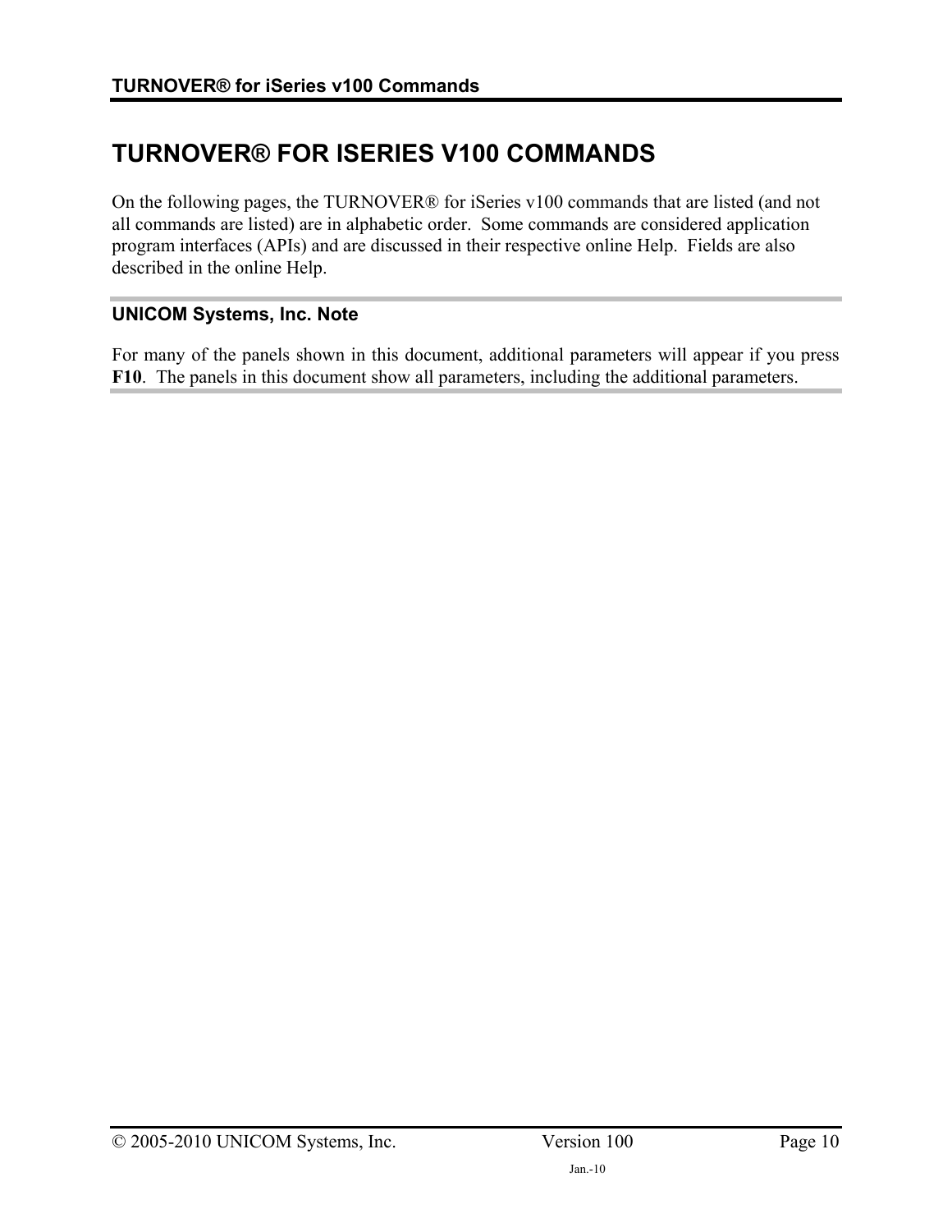# TURNOVER® FOR ISERIES V100 COMMANDS

On the following pages, the TURNOVER® for iSeries v100 commands that are listed (and not all commands are listed) are in alphabetic order. Some commands are considered application program interfaces (APIs) and are discussed in their respective online Help. Fields are also described in the online Help.

### UNICOM Systems, Inc. Note

For many of the panels shown in this document, additional parameters will appear if you press **F10**. The panels in this document show all parameters, including the additional parameters.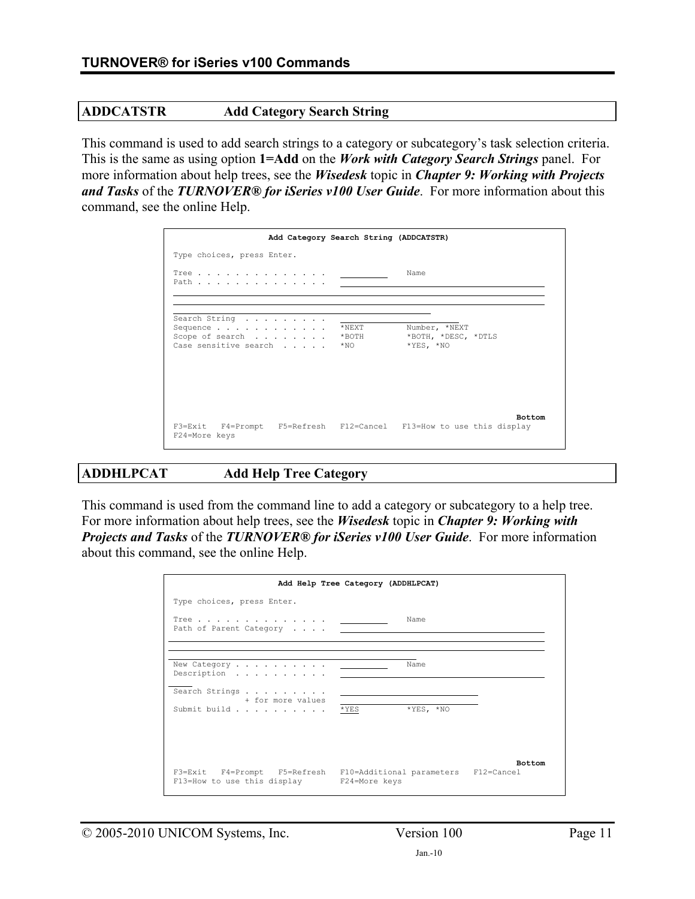## ADDCATSTR Add Category Search String

This command is used to add search strings to a category or subcategory's task selection criteria. This is the same as using option **1=Add** on the ***Work with Category Search Strings*** panel. For more information about help trees, see the ***Wisedesk*** topic in ***Chapter 9: Working with Projects and Tasks*** of the ***TURNOVER® for iSeries v100 User Guide***. For more information about this command, see the online Help.

```
                    Add Category Search String (ADDCATSTR)

 Type choices, press Enter.

 Tree . . . . . . . . . . . . . .   __________    Name
 Path . . . . . . . . . . . . . .   ___________________________________________
 ______________________________________________________________________________
 ______________________________________________________________________________
 _______________________________________________________
 Search String  . . . . . . . . .   ____________________________
 Sequence . . . . . . . . . . . .   *NEXT         Number, *NEXT
 Scope of search  . . . . . . . .   *BOTH         *BOTH, *DESC, *DTLS
 Case sensitive search  . . . . .   *NO           *YES, *NO

                                                                         Bottom
 F3=Exit   F4=Prompt   F5=Refresh   F12=Cancel   F13=How to use this display
 F24=More keys
```

## ADDHLPCAT Add Help Tree Category

This command is used from the command line to add a category or subcategory to a help tree. For more information about help trees, see the ***Wisedesk*** topic in ***Chapter 9: Working with Projects and Tasks*** of the ***TURNOVER® for iSeries v100 User Guide***. For more information about this command, see the online Help.

```
                      Add Help Tree Category (ADDHLPCAT)

 Type choices, press Enter.

 Tree . . . . . . . . . . . . . .   __________    Name
 Path of Parent Category  . . . .   ___________________________________________
 ______________________________________________________________________________
 ______________________________________________________________________________
 _______________________________________________________
 New Category . . . . . . . . . .   __________    Name
 Description  . . . . . . . . . .   ___________________________________________
 _____
 Search Strings . . . . . . . . .   ____________________________
                + for more values   ____________________________
 Submit build . . . . . . . . . .   *YES          *YES, *NO

                                                                         Bottom
 F3=Exit   F4=Prompt   F5=Refresh   F10=Additional parameters   F12=Cancel
 F13=How to use this display        F24=More keys
```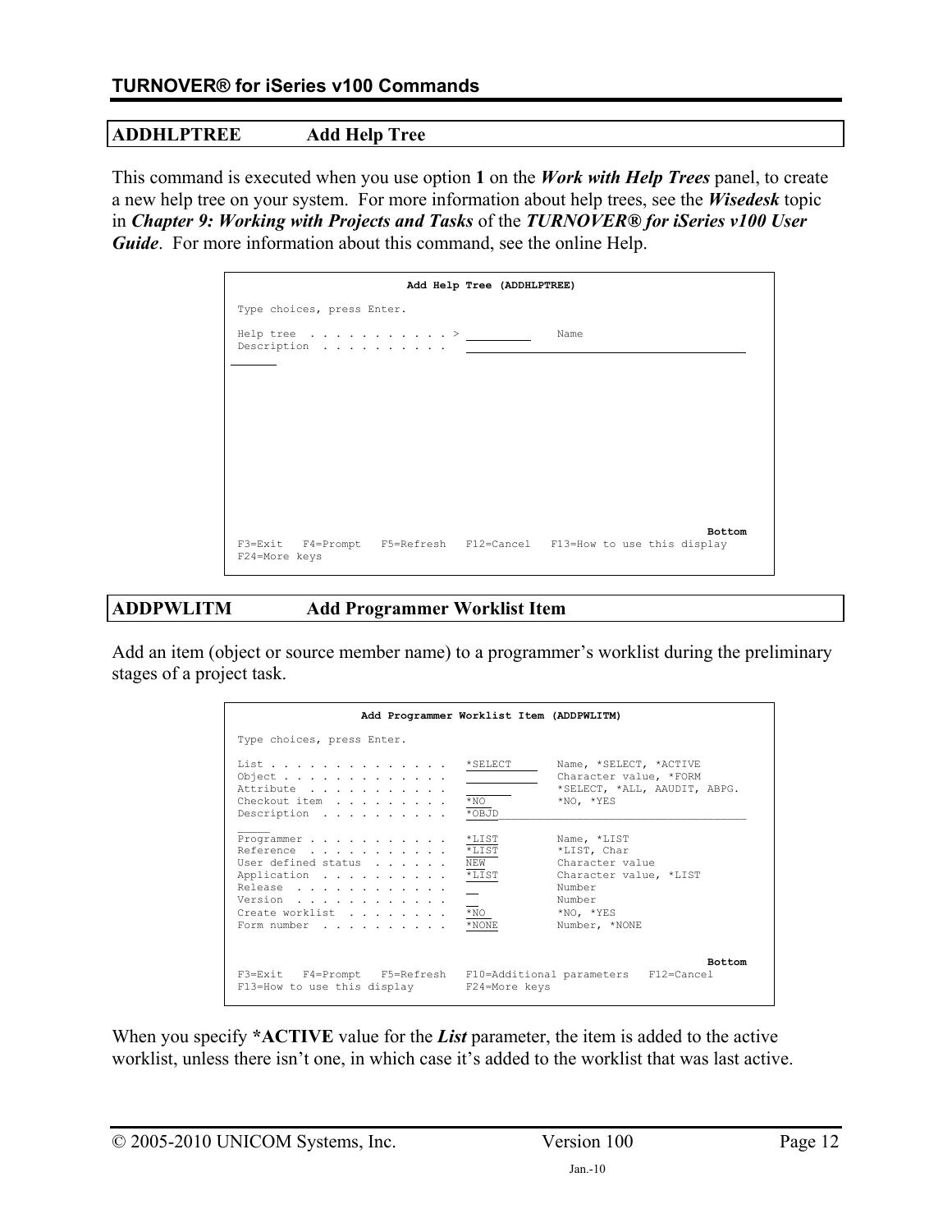## ADDHLPTREE Add Help Tree

This command is executed when you use option **1** on the ***Work with Help Trees*** panel, to create a new help tree on your system. For more information about help trees, see the ***Wisedesk*** topic in ***Chapter 9: Working with Projects and Tasks*** of the ***TURNOVER® for iSeries v100 User Guide***. For more information about this command, see the online Help.

```
                         Add Help Tree (ADDHLPTREE)

 Type choices, press Enter.

 Help tree  . . . . . . . . . . . > __________    Name
 Description  . . . . . . . . . .   ________________________________________
_______
















                                                                      Bottom
 F3=Exit   F4=Prompt   F5=Refresh   F12=Cancel   F13=How to use this display
 F24=More keys
```

## ADDPWLITM Add Programmer Worklist Item

Add an item (object or source member name) to a programmer's worklist during the preliminary stages of a project task.

```
                  Add Programmer Worklist Item (ADDPWLITM)

 Type choices, press Enter.

 List . . . . . . . . . . . . . .   *SELECT       Name, *SELECT, *ACTIVE
 Object . . . . . . . . . . . . .   __________    Character value, *FORM
 Attribute  . . . . . . . . . . .   _______       *SELECT, *ALL, AAUDIT, ABPG.
 Checkout item  . . . . . . . . .   *NO           *NO, *YES
 Description  . . . . . . . . . .   *OBJD_____________________________________
_____
 Programmer . . . . . . . . . . .   *LIST         Name, *LIST
 Reference  . . . . . . . . . . .   *LIST         *LIST, Char
 User defined status  . . . . . .   NEW           Character value
 Application  . . . . . . . . . .   *LIST         Character value, *LIST
 Release  . . . . . . . . . . . .   __            Number
 Version  . . . . . . . . . . . .   __            Number
 Create worklist  . . . . . . . .   *NO           *NO, *YES
 Form number  . . . . . . . . . .   *NONE         Number, *NONE


                                                                      Bottom
 F3=Exit   F4=Prompt   F5=Refresh   F10=Additional parameters   F12=Cancel
 F13=How to use this display        F24=More keys
```

When you specify **\*ACTIVE** value for the ***List*** parameter, the item is added to the active worklist, unless there isn't one, in which case it's added to the worklist that was last active.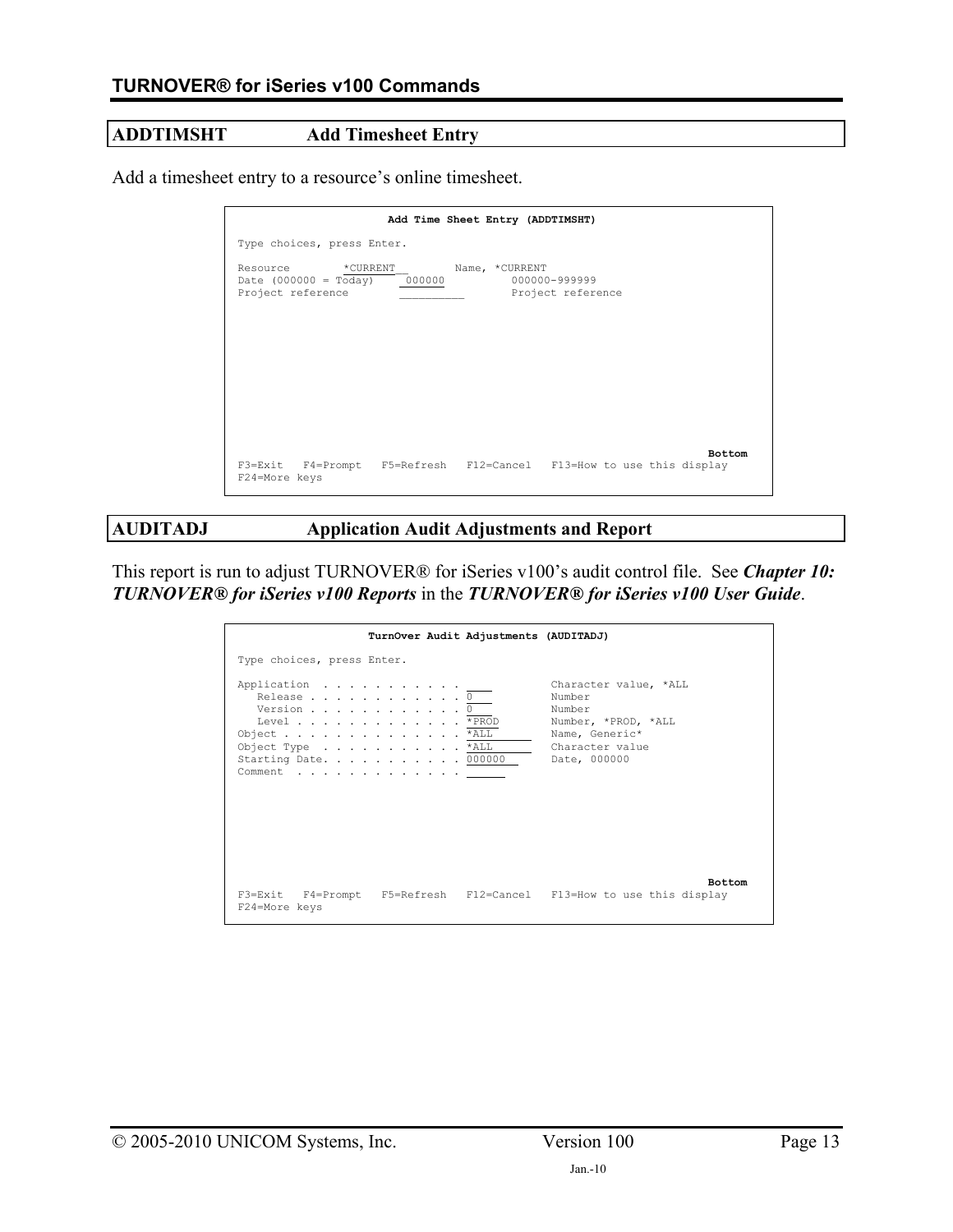## ADDTIMSHT Add Timesheet Entry

Add a timesheet entry to a resource's online timesheet.

```
                     Add Time Sheet Entry (ADDTIMSHT)

Type choices, press Enter.

Resource        *CURRENT__        Name, *CURRENT
Date (000000 = Today)     000000          000000-999999
Project reference       __________        Project reference




                                                                  Bottom
F3=Exit   F4=Prompt   F5=Refresh   F12=Cancel   F13=How to use this display
F24=More keys
```

## AUDITADJ Application Audit Adjustments and Report

This report is run to adjust TURNOVER® for iSeries v100's audit control file. See ***Chapter 10: TURNOVER® for iSeries v100 Reports*** in the ***TURNOVER® for iSeries v100 User Guide***.

```
                  TurnOver Audit Adjustments (AUDITADJ)

Type choices, press Enter.

Application  . . . . . . . . . . .  ____         Character value, *ALL
   Release . . . . . . . . . . . .  0            Number
   Version . . . . . . . . . . . .  0            Number
   Level . . . . . . . . . . . . .  *PROD        Number, *PROD, *ALL
Object . . . . . . . . . . . . . .  *ALL         Name, Generic*
Object Type  . . . . . . . . . . .  *ALL         Character value
Starting Date. . . . . . . . . . .  000000       Date, 000000
Comment  . . . . . . . . . . . . .  ______




                                                                  Bottom
F3=Exit   F4=Prompt   F5=Refresh   F12=Cancel   F13=How to use this display
F24=More keys
```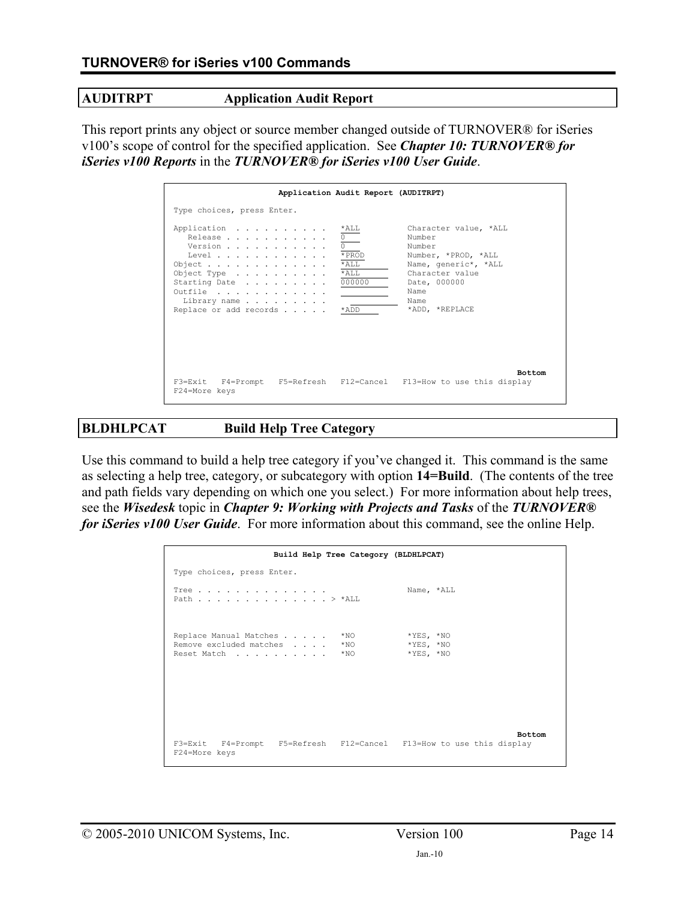## AUDITRPT — Application Audit Report

This report prints any object or source member changed outside of TURNOVER® for iSeries v100's scope of control for the specified application. See ***Chapter 10: TURNOVER® for iSeries v100 Reports*** in the ***TURNOVER® for iSeries v100 User Guide***.

```
                    Application Audit Report (AUDITRPT)

Type choices, press Enter.

Application  . . . . . . . . . .   *ALL          Character value, *ALL
   Release . . . . . . . . . . .   0             Number
   Version . . . . . . . . . . .   0             Number
   Level . . . . . . . . . . . .   *PROD         Number, *PROD, *ALL
Object . . . . . . . . . . . . .   *ALL          Name, generic*, *ALL
Object Type  . . . . . . . . . .   *ALL          Character value
Starting Date  . . . . . . . . .   000000        Date, 000000
Outfile  . . . . . . . . . . . .                 Name
  Library name . . . . . . . . .                 Name
Replace or add records . . . . .   *ADD          *ADD, *REPLACE

                                                                        Bottom
F3=Exit   F4=Prompt   F5=Refresh   F12=Cancel   F13=How to use this display
F24=More keys
```

## BLDHLPCAT — Build Help Tree Category

Use this command to build a help tree category if you've changed it. This command is the same as selecting a help tree, category, or subcategory with option **14=Build**. (The contents of the tree and path fields vary depending on which one you select.) For more information about help trees, see the ***Wisedesk*** topic in ***Chapter 9: Working with Projects and Tasks*** of the ***TURNOVER® for iSeries v100 User Guide***. For more information about this command, see the online Help.

```
                    Build Help Tree Category (BLDHLPCAT)

Type choices, press Enter.

Tree . . . . . . . . . . . . . .                 Name, *ALL
Path . . . . . . . . . . . . . . > *ALL



Replace Manual Matches . . . . .   *NO           *YES, *NO
Remove excluded matches  . . . .   *NO           *YES, *NO
Reset Match  . . . . . . . . . .   *NO           *YES, *NO

                                                                        Bottom
F3=Exit   F4=Prompt   F5=Refresh   F12=Cancel   F13=How to use this display
F24=More keys
```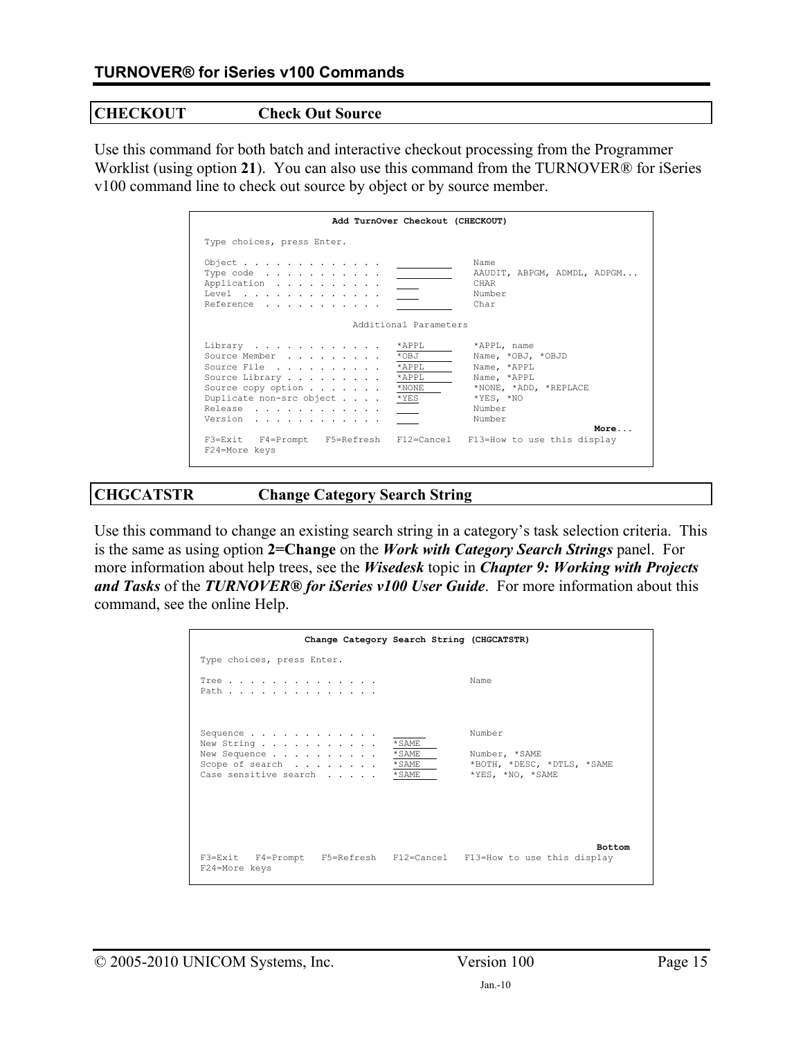## CHECKOUT Check Out Source

Use this command for both batch and interactive checkout processing from the Programmer Worklist (using option **21**). You can also use this command from the TURNOVER® for iSeries v100 command line to check out source by object or by source member.

```
                        Add TurnOver Checkout (CHECKOUT)

 Type choices, press Enter.

 Object . . . . . . . . . . . .   __________    Name
 Type code  . . . . . . . . . .   __________    AAUDIT, ABPGM, ADMDL, ADPGM...
 Application  . . . . . . . . .   ____          CHAR
 Level  . . . . . . . . . . . .   ____          Number
 Reference  . . . . . . . . . .   __________    Char

                            Additional Parameters

 Library  . . . . . . . . . . .   *APPL         *APPL, name
 Source Member  . . . . . . . .   *OBJ          Name, *OBJ, *OBJD
 Source File  . . . . . . . . .   *APPL         Name, *APPL
 Source Library . . . . . . . .   *APPL         Name, *APPL
 Source copy option . . . . . .   *NONE         *NONE, *ADD, *REPLACE
 Duplicate non-src object . . .   *YES          *YES, *NO
 Release  . . . . . . . . . . .   ____          Number
 Version  . . . . . . . . . . .   ____          Number
                                                                       More...
 F3=Exit   F4=Prompt   F5=Refresh   F12=Cancel   F13=How to use this display
 F24=More keys
```

## CHGCATSTR Change Category Search String

Use this command to change an existing search string in a category's task selection criteria. This is the same as using option **2=Change** on the ***Work with Category Search Strings*** panel. For more information about help trees, see the ***Wisedesk*** topic in ***Chapter 9: Working with Projects and Tasks*** of the ***TURNOVER® for iSeries v100 User Guide***. For more information about this command, see the online Help.

```
                   Change Category Search String (CHGCATSTR)

 Type choices, press Enter.

 Tree . . . . . . . . . . . . . .                  Name
 Path . . . . . . . . . . . . . .



 Sequence . . . . . . . . . . . .   ______         Number
 New String . . . . . . . . . . .   *SAME
 New Sequence . . . . . . . . . .   *SAME          Number, *SAME
 Scope of search  . . . . . . . .   *SAME          *BOTH, *DESC, *DTLS, *SAME
 Case sensitive search  . . . . .   *SAME          *YES, *NO, *SAME





                                                                        Bottom
 F3=Exit   F4=Prompt   F5=Refresh   F12=Cancel   F13=How to use this display
 F24=More keys
```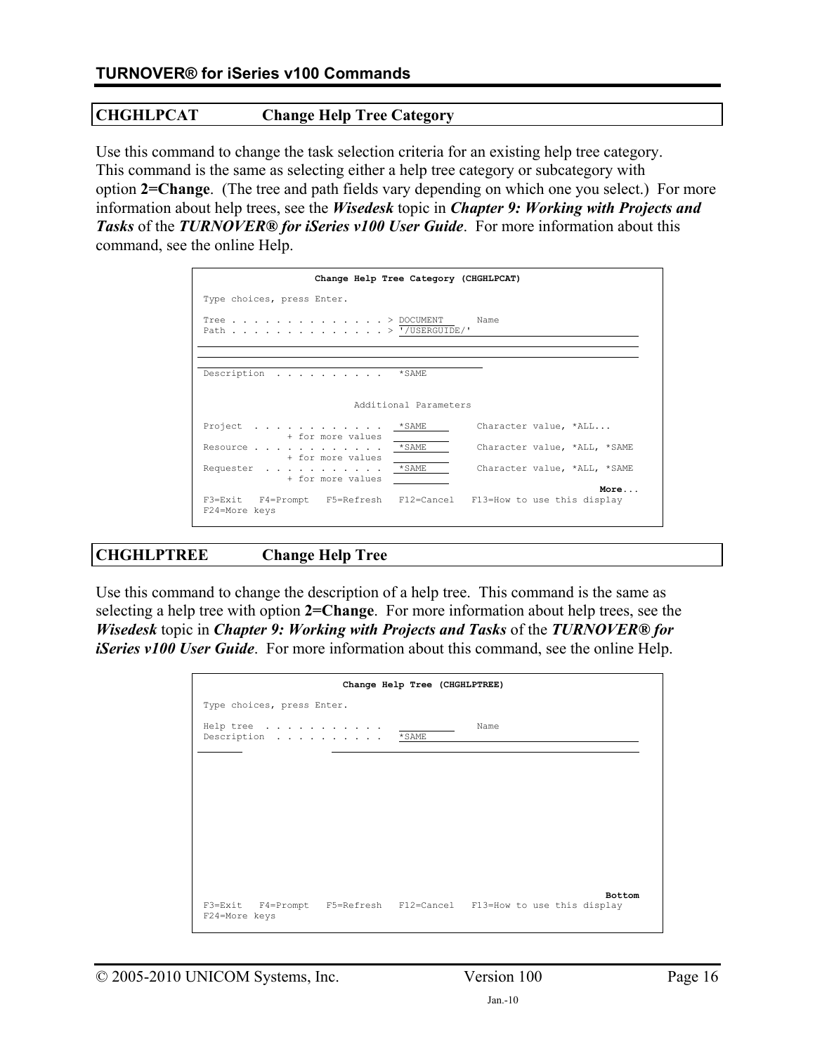## CHGHLPCAT Change Help Tree Category

Use this command to change the task selection criteria for an existing help tree category. This command is the same as selecting either a help tree category or subcategory with option **2=Change**. (The tree and path fields vary depending on which one you select.) For more information about help trees, see the ***Wisedesk*** topic in ***Chapter 9: Working with Projects and Tasks*** of the ***TURNOVER® for iSeries v100 User Guide***. For more information about this command, see the online Help.

```
                    Change Help Tree Category (CHGHLPCAT)

 Type choices, press Enter.

 Tree . . . . . . . . . . . . . . > DOCUMENT      Name
 Path . . . . . . . . . . . . . . > '/USERGUIDE/'



 Description  . . . . . . . . . .   *SAME


                           Additional Parameters

 Project  . . . . . . . . . . . .   *SAME         Character value, *ALL...
                + for more values
 Resource . . . . . . . . . . . .   *SAME         Character value, *ALL, *SAME
                + for more values
 Requester  . . . . . . . . . . .   *SAME         Character value, *ALL, *SAME
                + for more values
                                                                         More...
 F3=Exit   F4=Prompt   F5=Refresh   F12=Cancel   F13=How to use this display
 F24=More keys
```

## CHGHLPTREE Change Help Tree

Use this command to change the description of a help tree. This command is the same as selecting a help tree with option **2=Change**. For more information about help trees, see the ***Wisedesk*** topic in ***Chapter 9: Working with Projects and Tasks*** of the ***TURNOVER® for iSeries v100 User Guide***. For more information about this command, see the online Help.

```
                         Change Help Tree (CHGHLPTREE)

 Type choices, press Enter.

 Help tree  . . . . . . . . . . .                 Name
 Description  . . . . . . . . . .   *SAME










                                                                          Bottom
 F3=Exit   F4=Prompt   F5=Refresh   F12=Cancel   F13=How to use this display
 F24=More keys
```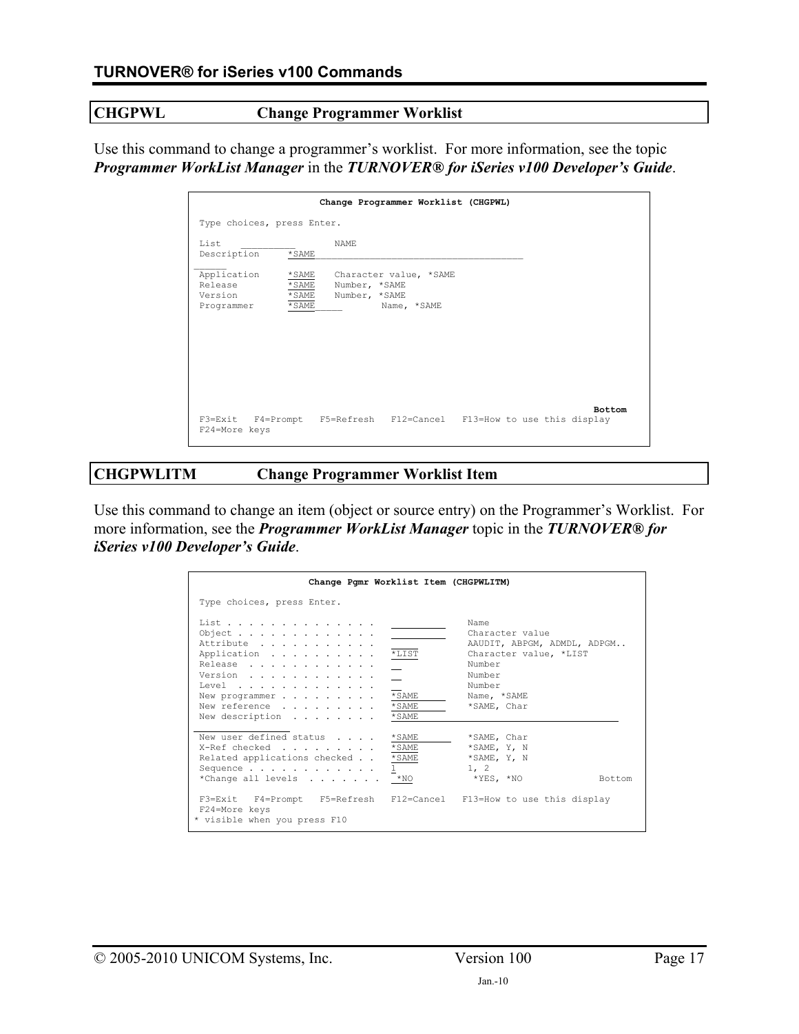## CHGPWL Change Programmer Worklist

Use this command to change a programmer's worklist. For more information, see the topic ***Programmer WorkList Manager*** in the ***TURNOVER® for iSeries v100 Developer's Guide***.

```
                    Change Programmer Worklist (CHGPWL)

 Type choices, press Enter.

 List         __________         NAME
 Description     *SAME_______________________________________
______
 Application     *SAME    Character value, *SAME
 Release         *SAME    Number, *SAME
 Version         *SAME    Number, *SAME
 Programmer      *SAME_____         Name, *SAME










                                                                    Bottom
 F3=Exit   F4=Prompt   F5=Refresh   F12=Cancel   F13=How to use this display
 F24=More keys
```

## CHGPWLITM Change Programmer Worklist Item

Use this command to change an item (object or source entry) on the Programmer's Worklist. For more information, see the ***Programmer WorkList Manager*** topic in the ***TURNOVER® for iSeries v100 Developer's Guide***.

```
                    Change Pgmr Worklist Item (CHGPWLITM)

 Type choices, press Enter.

 List . . . . . . . . . . . . .   __________    Name
 Object . . . . . . . . . . . .   __________    Character value
 Attribute  . . . . . . . . . .                 AAUDIT, ABPGM, ADMDL, ADPGM..
 Application  . . . . . . . . .   *LIST         Character value, *LIST
 Release  . . . . . . . . . . .   __            Number
 Version  . . . . . . . . . . .   __            Number
 Level  . . . . . . . . . . . .   __            Number
 New programmer . . . . . . . .   *SAME         Name, *SAME
 New reference  . . . . . . . .   *SAME         *SAME, Char
 New description  . . . . . . .   *SAME_________________________________

 New user defined status  . . . .   *SAME         *SAME, Char
 X-Ref checked  . . . . . . . . .   *SAME         *SAME, Y, N
 Related applications checked . .   *SAME         *SAME, Y, N
 Sequence . . . . . . . . . . . .   1             1, 2
 *Change all levels  . . . . . . .   *NO           *YES, *NO             Bottom

 F3=Exit   F4=Prompt   F5=Refresh   F12=Cancel   F13=How to use this display
 F24=More keys
* visible when you press F10
```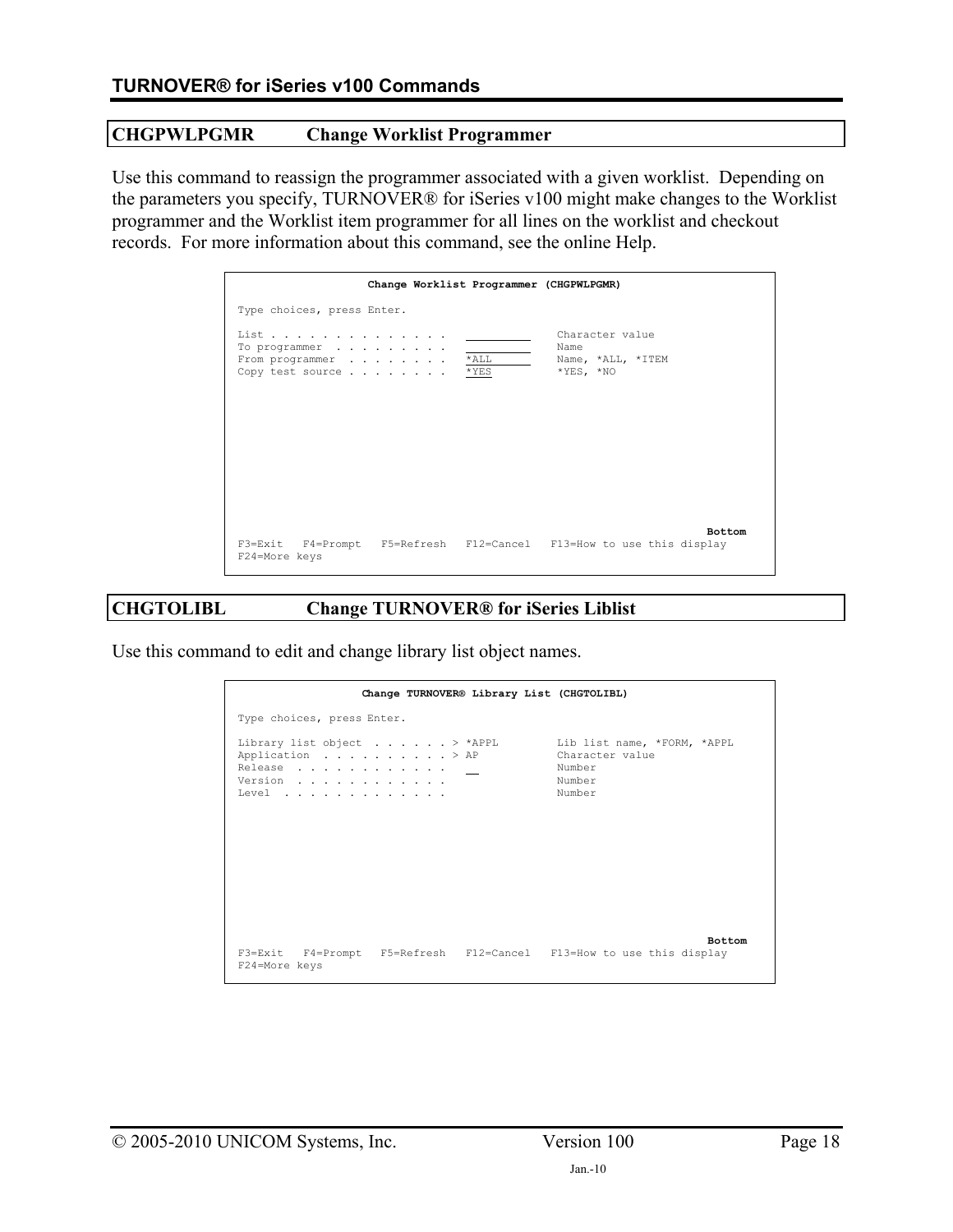## CHGPWLPGMR Change Worklist Programmer

Use this command to reassign the programmer associated with a given worklist. Depending on the parameters you specify, TURNOVER® for iSeries v100 might make changes to the Worklist programmer and the Worklist item programmer for all lines on the worklist and checkout records. For more information about this command, see the online Help.

```
                  Change Worklist Programmer (CHGPWLPGMR)

Type choices, press Enter.

List . . . . . . . . . . . . . .   __________    Character value
To programmer  . . . . . . . . .   __________    Name
From programmer  . . . . . . . .   *ALL______    Name, *ALL, *ITEM
Copy test source . . . . . . . .   *YES          *YES, *NO










                                                                  Bottom
F3=Exit   F4=Prompt   F5=Refresh   F12=Cancel   F13=How to use this display
F24=More keys
```

## CHGTOLIBL Change TURNOVER® for iSeries Liblist

Use this command to edit and change library list object names.

```
                  Change TURNOVER® Library List (CHGTOLIBL)

Type choices, press Enter.

Library list object  . . . . . . > *APPL         Lib list name, *FORM, *APPL
Application  . . . . . . . . . . > AP            Character value
Release  . . . . . . . . . . . .   __            Number
Version  . . . . . . . . . . . .                 Number
Level  . . . . . . . . . . . . .                 Number









                                                                  Bottom
F3=Exit   F4=Prompt   F5=Refresh   F12=Cancel   F13=How to use this display
F24=More keys
```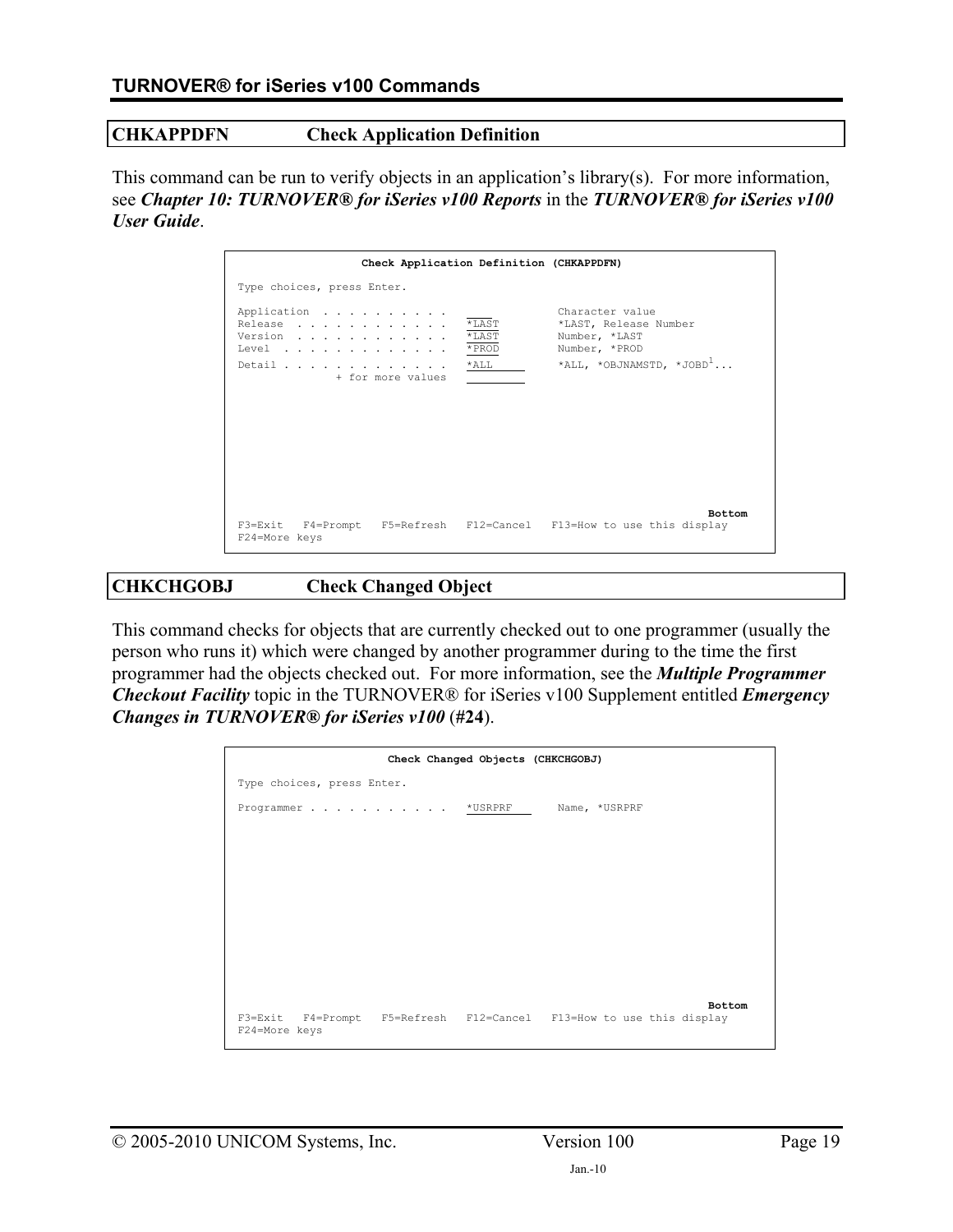## CHKAPPDFN Check Application Definition

This command can be run to verify objects in an application's library(s). For more information, see ***Chapter 10: TURNOVER® for iSeries v100 Reports*** in the ***TURNOVER® for iSeries v100 User Guide***.

```
                 Check Application Definition (CHKAPPDFN)

Type choices, press Enter.

Application  . . . . . . . . . .                  Character value
Release  . . . . . . . . . . . .   *LAST          *LAST, Release Number
Version  . . . . . . . . . . . .   *LAST          Number, *LAST
Level  . . . . . . . . . . . . .   *PROD          Number, *PROD
Detail . . . . . . . . . . . . .   *ALL           *ALL, *OBJNAMSTD, *JOBD1...
               + for more values



                                                                    Bottom
F3=Exit   F4=Prompt   F5=Refresh   F12=Cancel   F13=How to use this display
F24=More keys
```

## CHKCHGOBJ Check Changed Object

This command checks for objects that are currently checked out to one programmer (usually the person who runs it) which were changed by another programmer during to the time the first programmer had the objects checked out. For more information, see the ***Multiple Programmer Checkout Facility*** topic in the TURNOVER® for iSeries v100 Supplement entitled ***Emergency Changes in TURNOVER® for iSeries v100*** (**#24**).

```
                    Check Changed Objects (CHKCHGOBJ)

Type choices, press Enter.

Programmer . . . . . . . . . . .   *USRPRF        Name, *USRPRF



                                                                    Bottom
F3=Exit   F4=Prompt   F5=Refresh   F12=Cancel   F13=How to use this display
F24=More keys
```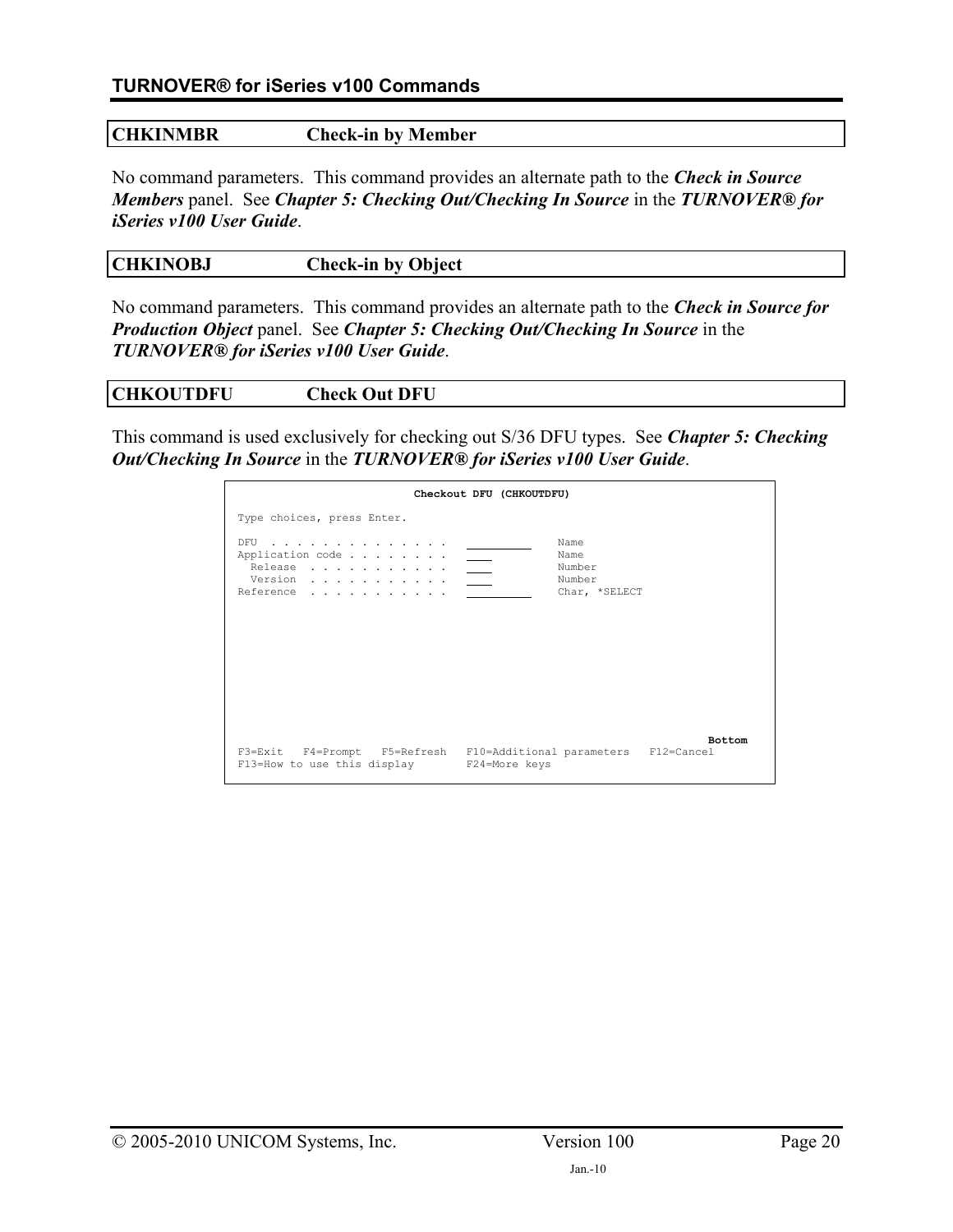## CHKINMBR Check-in by Member

No command parameters. This command provides an alternate path to the ***Check in Source Members*** panel. See ***Chapter 5: Checking Out/Checking In Source*** in the ***TURNOVER® for iSeries v100 User Guide***.

## CHKINOBJ Check-in by Object

No command parameters. This command provides an alternate path to the ***Check in Source for Production Object*** panel. See ***Chapter 5: Checking Out/Checking In Source*** in the ***TURNOVER® for iSeries v100 User Guide***.

## CHKOUTDFU Check Out DFU

This command is used exclusively for checking out S/36 DFU types. See ***Chapter 5: Checking Out/Checking In Source*** in the ***TURNOVER® for iSeries v100 User Guide***.

```
                           Checkout DFU (CHKOUTDFU)

Type choices, press Enter.

DFU  . . . . . . . . . . . . . .   __________    Name
Application code . . . . . . . .   ____          Name
  Release  . . . . . . . . . . .   ____          Number
  Version  . . . . . . . . . . .   ____          Number
Reference  . . . . . . . . . . .   __________    Char, *SELECT











                                                                         Bottom
F3=Exit   F4=Prompt   F5=Refresh   F10=Additional parameters   F12=Cancel
F13=How to use this display        F24=More keys
```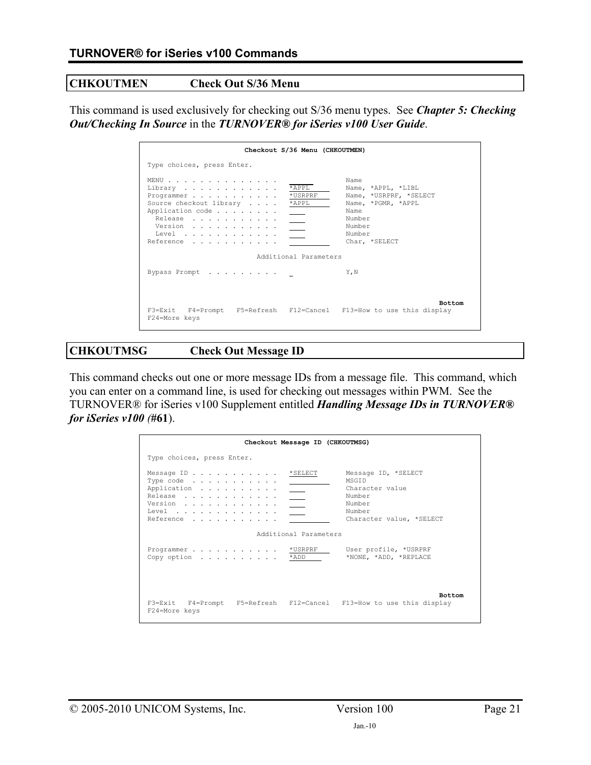## CHKOUTMEN Check Out S/36 Menu

This command is used exclusively for checking out S/36 menu types. See ***Chapter 5: Checking Out/Checking In Source*** in the ***TURNOVER® for iSeries v100 User Guide***.

```
                    Checkout S/36 Menu (CHKOUTMEN)

Type choices, press Enter.

MENU . . . . . . . . . . . . . .                 Name
Library  . . . . . . . . . . . .   *APPL          Name, *APPL, *LIBL
Programmer . . . . . . . . . . .   *USRPRF        Name, *USRPRF, *SELECT
Source checkout library  . . . .   *APPL          Name, *PGMR, *APPL
Application code . . . . . . . .                 Name
  Release  . . . . . . . . . . .                 Number
  Version  . . . . . . . . . . .                 Number
  Level  . . . . . . . . . . . .                 Number
Reference  . . . . . . . . . . .                 Char, *SELECT

                          Additional Parameters

Bypass Prompt  . . . . . . . . .   _              Y,N



                                                                    Bottom
F3=Exit   F4=Prompt   F5=Refresh   F12=Cancel   F13=How to use this display
F24=More keys
```

## CHKOUTMSG Check Out Message ID

This command checks out one or more message IDs from a message file. This command, which you can enter on a command line, is used for checking out messages within PWM. See the TURNOVER® for iSeries v100 Supplement entitled ***Handling Message IDs in TURNOVER® for iSeries v100 (#61***).

```
                    Checkout Message ID (CHKOUTMSG)

Type choices, press Enter.

Message ID . . . . . . . . . . .   *SELECT        Message ID, *SELECT
Type code  . . . . . . . . . . .                  MSGID
Application  . . . . . . . . . .                  Character value
Release  . . . . . . . . . . . .                  Number
Version  . . . . . . . . . . . .                  Number
Level  . . . . . . . . . . . . .                  Number
Reference  . . . . . . . . . . .                  Character value, *SELECT

                          Additional Parameters

Programmer . . . . . . . . . . .   *USRPRF        User profile, *USRPRF
Copy option  . . . . . . . . . .   *ADD           *NONE, *ADD, *REPLACE




                                                                    Bottom
F3=Exit   F4=Prompt   F5=Refresh   F12=Cancel   F13=How to use this display
F24=More keys
```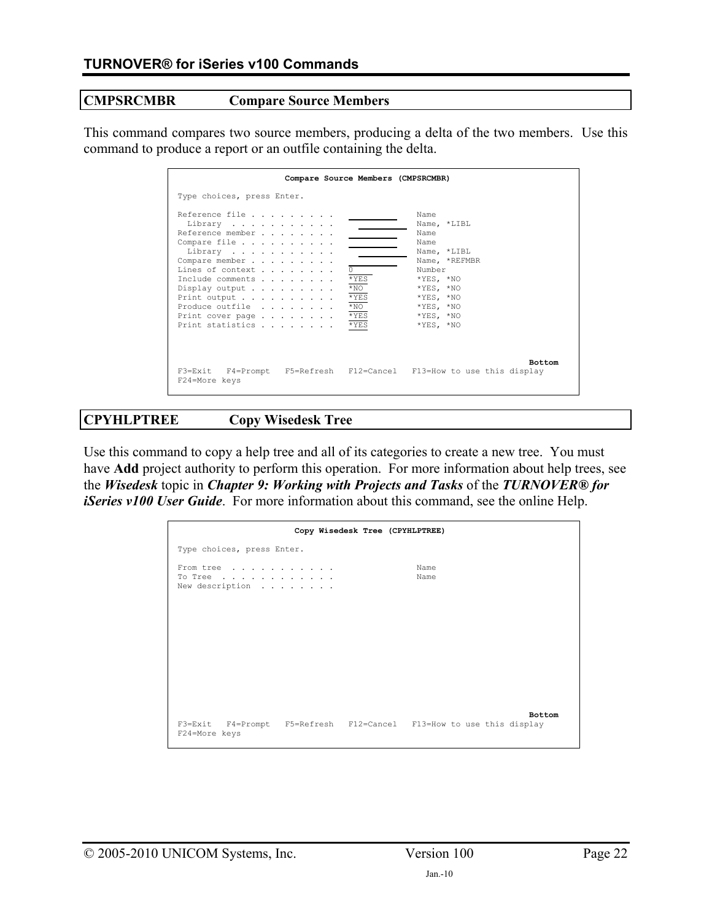## CMPSRCMBR Compare Source Members

This command compares two source members, producing a delta of the two members. Use this command to produce a report or an outfile containing the delta.

```
                     Compare Source Members (CMPSRCMBR)

Type choices, press Enter.

Reference file . . . . . . . . .   __________    Name
  Library  . . . . . . . . . . .     __________  Name, *LIBL
Reference member . . . . . . . .   __________    Name
Compare file . . . . . . . . . .   __________    Name
  Library  . . . . . . . . . . .     __________  Name, *LIBL
Compare member . . . . . . . . .   __________    Name, *REFMBR
Lines of context . . . . . . . .   0             Number
Include comments . . . . . . . .   *YES          *YES, *NO
Display output . . . . . . . . .   *NO           *YES, *NO
Print output . . . . . . . . . .   *YES          *YES, *NO
Produce outfile  . . . . . . . .   *NO           *YES, *NO
Print cover page . . . . . . . .   *YES          *YES, *NO
Print statistics . . . . . . . .   *YES          *YES, *NO



                                                                      Bottom
F3=Exit   F4=Prompt   F5=Refresh   F12=Cancel   F13=How to use this display
F24=More keys
```

## CPYHLPTREE Copy Wisedesk Tree

Use this command to copy a help tree and all of its categories to create a new tree. You must have **Add** project authority to perform this operation. For more information about help trees, see the ***Wisedesk*** topic in ***Chapter 9: Working with Projects and Tasks*** of the ***TURNOVER® for iSeries v100 User Guide***. For more information about this command, see the online Help.

```
                       Copy Wisedesk Tree (CPYHLPTREE)

Type choices, press Enter.

From tree  . . . . . . . . . . .                 Name
To Tree  . . . . . . . . . . . .                 Name
New description  . . . . . . . .



                                                                      Bottom
F3=Exit   F4=Prompt   F5=Refresh   F12=Cancel   F13=How to use this display
F24=More keys
```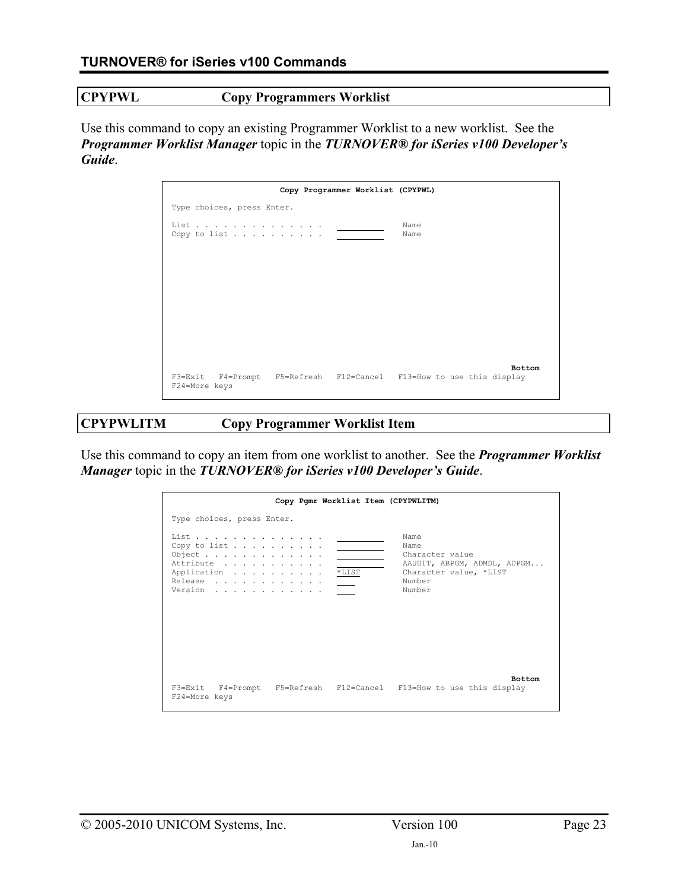## CPYPWL Copy Programmers Worklist

Use this command to copy an existing Programmer Worklist to a new worklist. See the ***Programmer Worklist Manager*** topic in the ***TURNOVER® for iSeries v100 Developer's Guide***.

```
                    Copy Programmer Worklist (CPYPWL)

Type choices, press Enter.

List . . . . . . . . . . . . . .   __________    Name
Copy to list . . . . . . . . . .   __________    Name




                                                                      Bottom
F3=Exit   F4=Prompt   F5=Refresh   F12=Cancel   F13=How to use this display
F24=More keys
```

## CPYPWLITM Copy Programmer Worklist Item

Use this command to copy an item from one worklist to another. See the ***Programmer Worklist Manager*** topic in the ***TURNOVER® for iSeries v100 Developer's Guide***.

```
                  Copy Pgmr Worklist Item (CPYPWLITM)

Type choices, press Enter.

List . . . . . . . . . . . . . .   __________    Name
Copy to list . . . . . . . . . .   __________    Name
Object . . . . . . . . . . . . .   __________    Character value
Attribute  . . . . . . . . . . .   __________    AAUDIT, ABPGM, ADMDL, ADPGM...
Application  . . . . . . . . . .   *LIST         Character value, *LIST
Release  . . . . . . . . . . . .   ____          Number
Version  . . . . . . . . . . . .   ____          Number




                                                                      Bottom
F3=Exit   F4=Prompt   F5=Refresh   F12=Cancel   F13=How to use this display
F24=More keys
```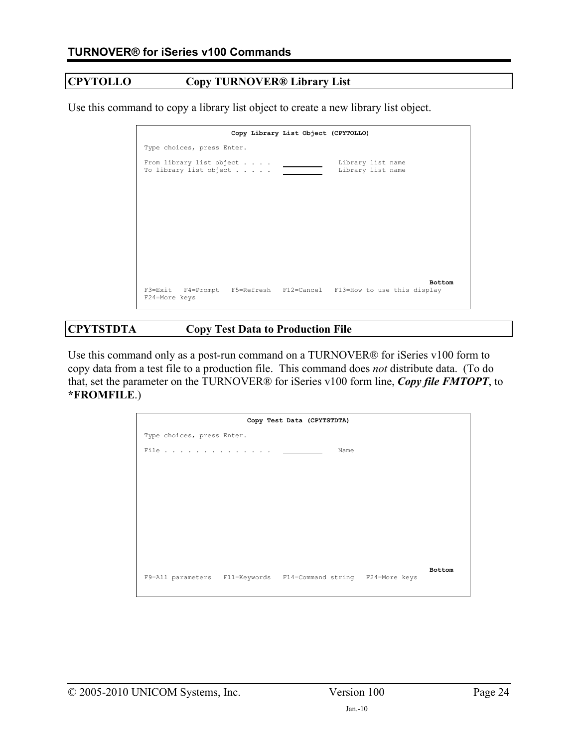## CPYTOLLO Copy TURNOVER® Library List

Use this command to copy a library list object to create a new library list object.

```
                    Copy Library List Object (CPYTOLLO)

Type choices, press Enter.

From library list object . . . .   __________    Library list name
To library list object . . . . .   __________    Library list name




                                                                    Bottom
F3=Exit   F4=Prompt   F5=Refresh   F12=Cancel   F13=How to use this display
F24=More keys
```

## CPYTSTDTA Copy Test Data to Production File

Use this command only as a post-run command on a TURNOVER® for iSeries v100 form to copy data from a test file to a production file. This command does *not* distribute data. (To do that, set the parameter on the TURNOVER® for iSeries v100 form line, ***Copy file FMTOPT***, to **\*FROMFILE**.)

```
                        Copy Test Data (CPYTSTDTA)

Type choices, press Enter.

File . . . . . . . . . . . . . .   __________    Name




                                                                    Bottom
F9=All parameters   F11=Keywords   F14=Command string   F24=More keys
```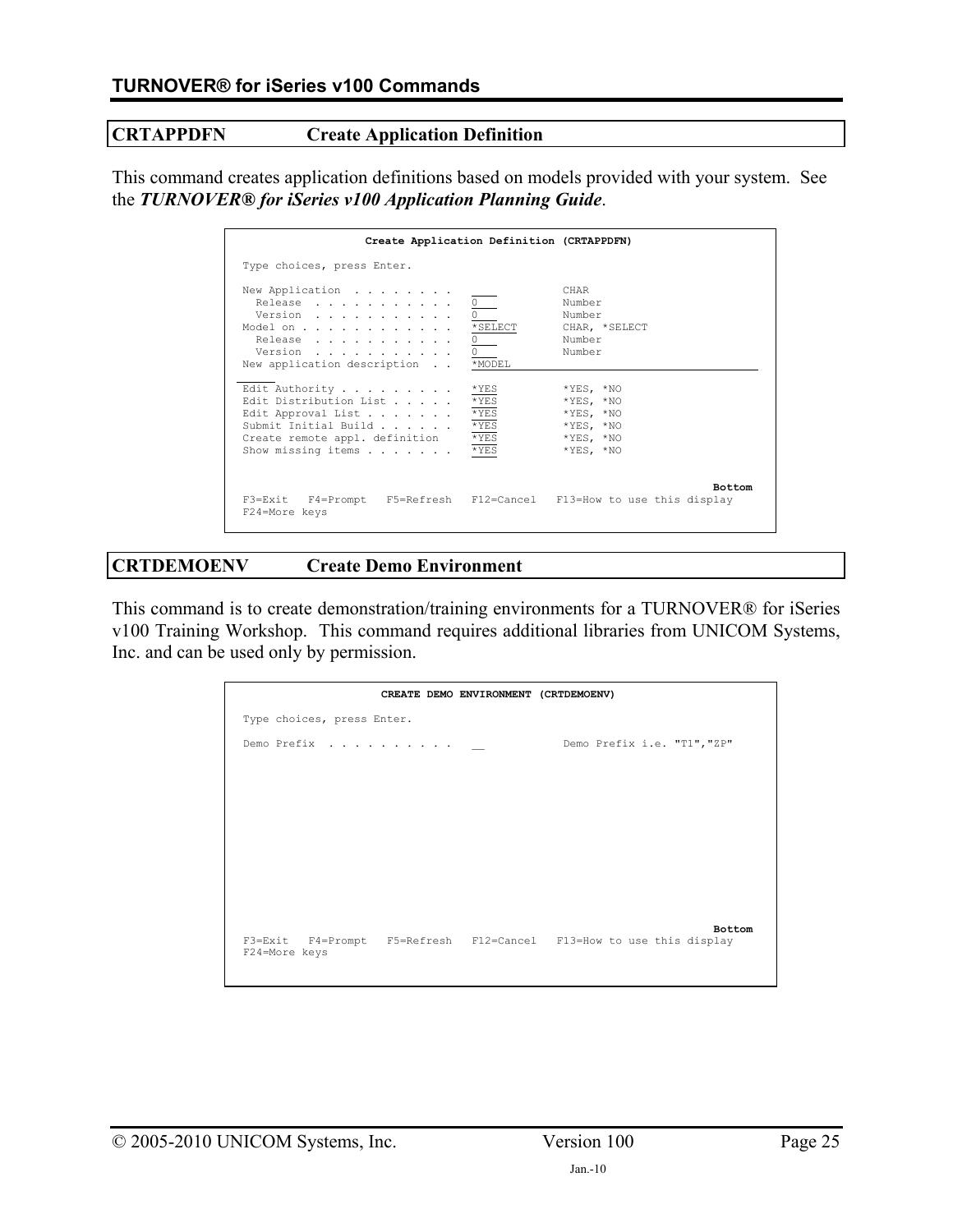## CRTAPPDFN Create Application Definition

This command creates application definitions based on models provided with your system. See the ***TURNOVER® for iSeries v100 Application Planning Guide***.

```
                  Create Application Definition (CRTAPPDFN)

 Type choices, press Enter.

 New Application  . . . . . . . .   ____           CHAR
   Release  . . . . . . . . . . .   0              Number
   Version  . . . . . . . . . . .   0              Number
 Model on . . . . . . . . . . . .   *SELECT        CHAR, *SELECT
   Release  . . . . . . . . . . .   0              Number
   Version  . . . . . . . . . . .   0              Number
 New application description  . .   *MODEL

 Edit Authority . . . . . . . . .   *YES           *YES, *NO
 Edit Distribution List . . . . .   *YES           *YES, *NO
 Edit Approval List . . . . . . .   *YES           *YES, *NO
 Submit Initial Build . . . . . .   *YES           *YES, *NO
 Create remote appl. definition     *YES           *YES, *NO
 Show missing items . . . . . . .   *YES           *YES, *NO


                                                                  Bottom
 F3=Exit   F4=Prompt   F5=Refresh   F12=Cancel   F13=How to use this display
 F24=More keys
```

## CRTDEMOENV Create Demo Environment

This command is to create demonstration/training environments for a TURNOVER® for iSeries v100 Training Workshop. This command requires additional libraries from UNICOM Systems, Inc. and can be used only by permission.

```
                  CREATE DEMO ENVIRONMENT (CRTDEMOENV)

 Type choices, press Enter.

 Demo Prefix  . . . . . . . . . .   __             Demo Prefix i.e. "T1","ZP"










                                                                  Bottom
 F3=Exit   F4=Prompt   F5=Refresh   F12=Cancel   F13=How to use this display
 F24=More keys
```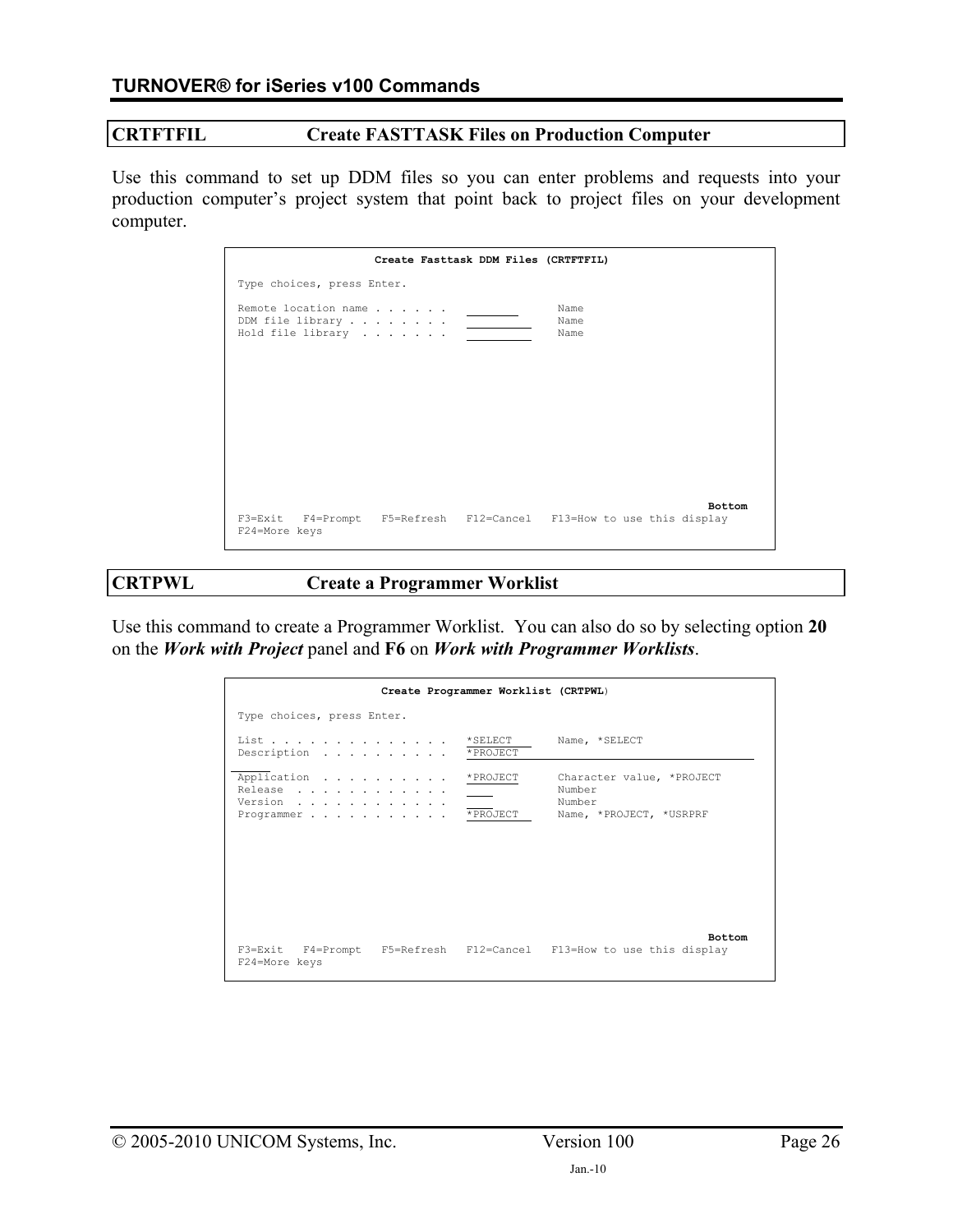## CRTFTFIL Create FASTTASK Files on Production Computer

Use this command to set up DDM files so you can enter problems and requests into your production computer's project system that point back to project files on your development computer.

```
                    Create Fasttask DDM Files (CRTFTFIL)

 Type choices, press Enter.

 Remote location name . . . . . .   ________      Name
 DDM file library . . . . . . . .   __________    Name
 Hold file library  . . . . . . .   __________    Name




                                                                       Bottom
 F3=Exit   F4=Prompt   F5=Refresh   F12=Cancel   F13=How to use this display
 F24=More keys
```

## CRTPWL Create a Programmer Worklist

Use this command to create a Programmer Worklist. You can also do so by selecting option **20** on the ***Work with Project*** panel and **F6** on ***Work with Programmer Worklists***.

```
                    Create Programmer Worklist (CRTPWL)

 Type choices, press Enter.

 List . . . . . . . . . . . . . .   *SELECT       Name, *SELECT
 Description  . . . . . . . . . .   *PROJECT

 Application  . . . . . . . . . .   *PROJECT      Character value, *PROJECT
 Release  . . . . . . . . . . . .   ____          Number
 Version  . . . . . . . . . . . .   ____          Number
 Programmer . . . . . . . . . . .   *PROJECT      Name, *PROJECT, *USRPRF




                                                                       Bottom
 F3=Exit   F4=Prompt   F5=Refresh   F12=Cancel   F13=How to use this display
 F24=More keys
```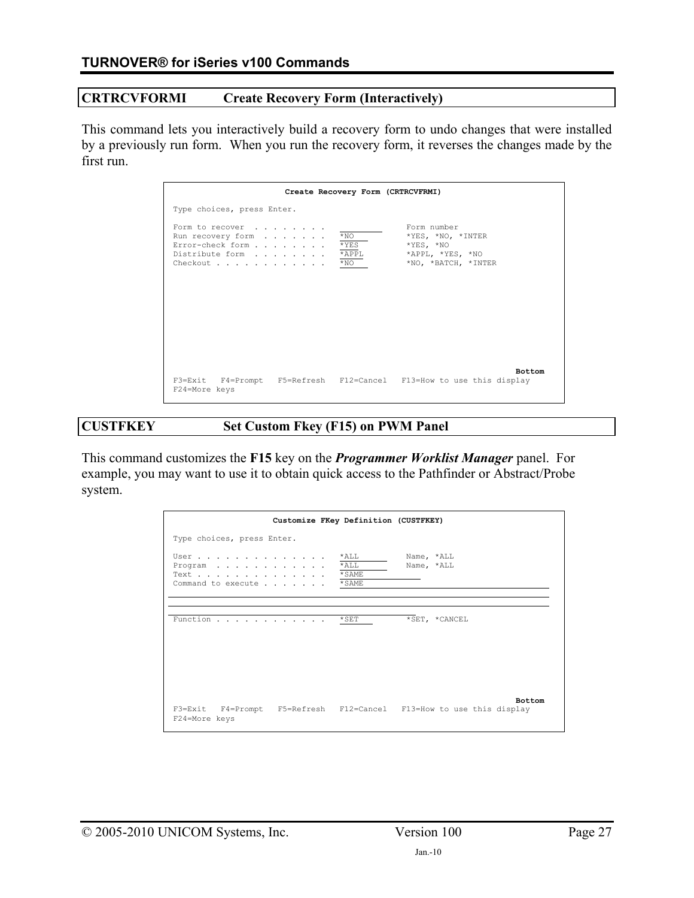## CRTRCVFORMI Create Recovery Form (Interactively)

This command lets you interactively build a recovery form to undo changes that were installed by a previously run form. When you run the recovery form, it reverses the changes made by the first run.

```
                       Create Recovery Form (CRTRCVFRMI)

 Type choices, press Enter.

 Form to recover  . . . . . . . .                 Form number
 Run recovery form  . . . . . . .   *NO           *YES, *NO, *INTER
 Error-check form . . . . . . . .   *YES          *YES, *NO
 Distribute form  . . . . . . . .   *APPL         *APPL, *YES, *NO
 Checkout . . . . . . . . . . . .   *NO           *NO, *BATCH, *INTER

                                                                         Bottom
 F3=Exit   F4=Prompt   F5=Refresh   F12=Cancel   F13=How to use this display
 F24=More keys
```

## CUSTFKEY Set Custom Fkey (F15) on PWM Panel

This command customizes the **F15** key on the ***Programmer Worklist Manager*** panel. For example, you may want to use it to obtain quick access to the Pathfinder or Abstract/Probe system.

```
                     Customize FKey Definition (CUSTFKEY)

 Type choices, press Enter.

 User . . . . . . . . . . . . . .   *ALL          Name, *ALL
 Program  . . . . . . . . . . . .   *ALL          Name, *ALL
 Text . . . . . . . . . . . . . .   *SAME
 Command to execute . . . . . . .   *SAME



 Function . . . . . . . . . . . .   *SET          *SET, *CANCEL

                                                                         Bottom
 F3=Exit   F4=Prompt   F5=Refresh   F12=Cancel   F13=How to use this display
 F24=More keys
```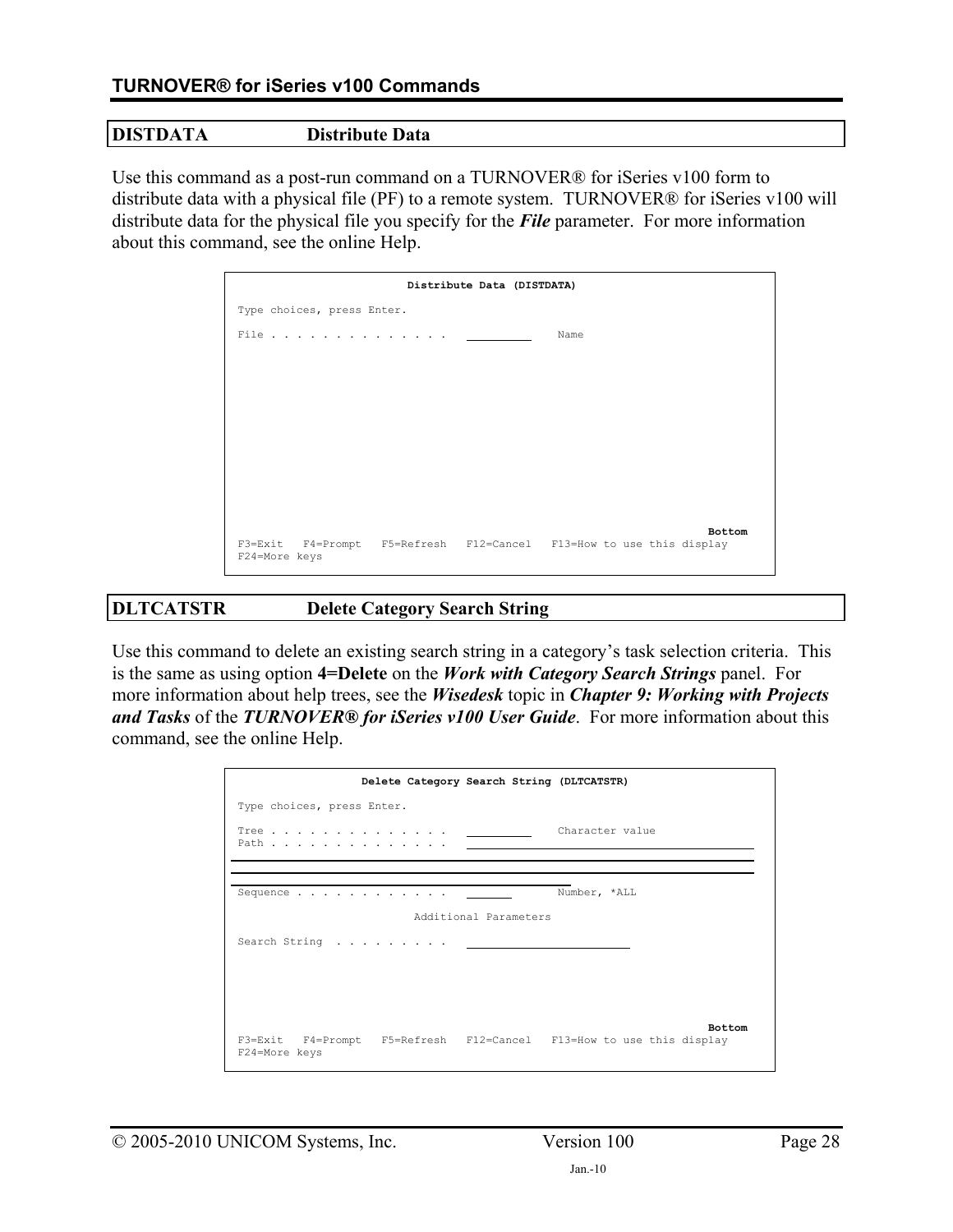## DISTDATA Distribute Data

Use this command as a post-run command on a TURNOVER® for iSeries v100 form to distribute data with a physical file (PF) to a remote system. TURNOVER® for iSeries v100 will distribute data for the physical file you specify for the ***File*** parameter. For more information about this command, see the online Help.

```
                        Distribute Data (DISTDATA)

Type choices, press Enter.

File . . . . . . . . . . . . . .   __________    Name













                                                                        Bottom
F3=Exit   F4=Prompt   F5=Refresh   F12=Cancel   F13=How to use this display
F24=More keys
```

## DLTCATSTR Delete Category Search String

Use this command to delete an existing search string in a category's task selection criteria. This is the same as using option **4=Delete** on the ***Work with Category Search Strings*** panel. For more information about help trees, see the ***Wisedesk*** topic in ***Chapter 9: Working with Projects and Tasks*** of the ***TURNOVER® for iSeries v100 User Guide***. For more information about this command, see the online Help.

```
                 Delete Category Search String (DLTCATSTR)

Type choices, press Enter.

Tree . . . . . . . . . . . . . .   __________    Character value
Path . . . . . . . . . . . . . .   _________________________________________

____________________________________________________________________________
____________________________________________________________________________
________________________________________________________
Sequence . . . . . . . . . . . .   _______       Number, *ALL

                           Additional Parameters

Search String  . . . . . . . . .   _________________________





                                                                        Bottom
F3=Exit   F4=Prompt   F5=Refresh   F12=Cancel   F13=How to use this display
F24=More keys
```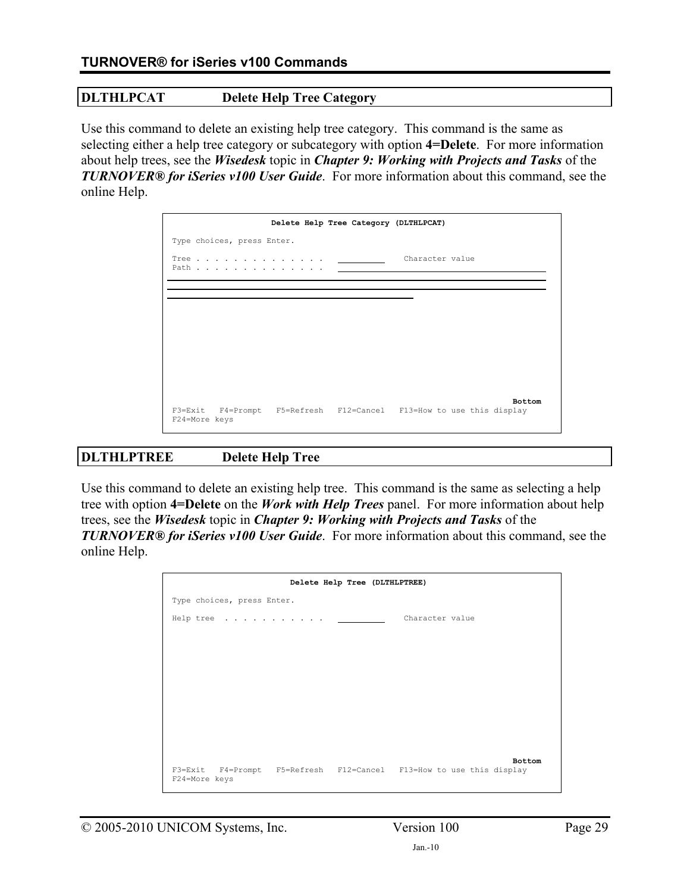## DLTHLPCAT Delete Help Tree Category

Use this command to delete an existing help tree category. This command is the same as selecting either a help tree category or subcategory with option **4=Delete**. For more information about help trees, see the ***Wisedesk*** topic in ***Chapter 9: Working with Projects and Tasks*** of the ***TURNOVER® for iSeries v100 User Guide***. For more information about this command, see the online Help.

```
                    Delete Help Tree Category (DLTHLPCAT)

Type choices, press Enter.

Tree . . . . . . . . . . . . . .   __________    Character value
Path . . . . . . . . . . . . . .   ____________________________________________
________________________________________________________________________________
________________________________________________________________________________
____________________________________________________

                                                                         Bottom
F3=Exit   F4=Prompt   F5=Refresh   F12=Cancel   F13=How to use this display
F24=More keys
```

## DLTHLPTREE Delete Help Tree

Use this command to delete an existing help tree. This command is the same as selecting a help tree with option **4=Delete** on the ***Work with Help Trees*** panel. For more information about help trees, see the ***Wisedesk*** topic in ***Chapter 9: Working with Projects and Tasks*** of the ***TURNOVER® for iSeries v100 User Guide***. For more information about this command, see the online Help.

```
                       Delete Help Tree (DLTHLPTREE)

Type choices, press Enter.

Help tree  . . . . . . . . . . .   __________    Character value

                                                                         Bottom
F3=Exit   F4=Prompt   F5=Refresh   F12=Cancel   F13=How to use this display
F24=More keys
```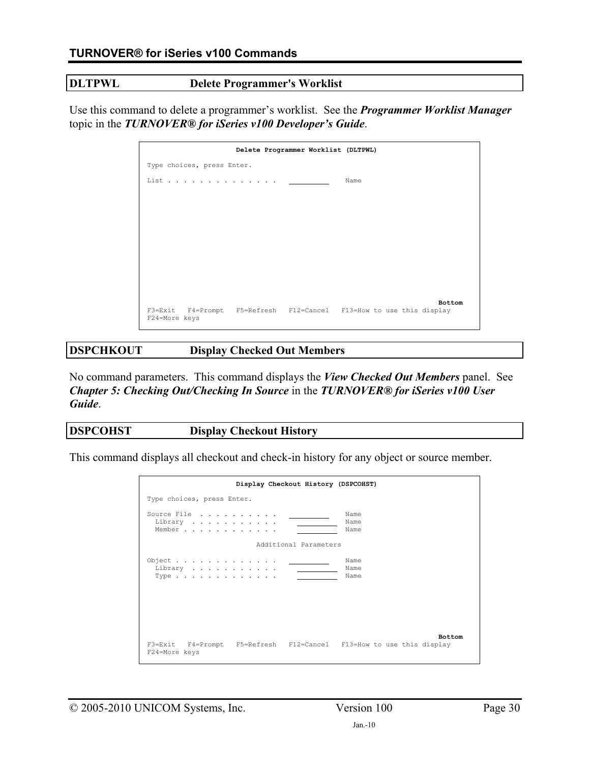## DLTPWL Delete Programmer's Worklist

Use this command to delete a programmer's worklist. See the ***Programmer Worklist Manager*** topic in the ***TURNOVER® for iSeries v100 Developer's Guide***.

```
                    Delete Programmer Worklist (DLTPWL)

Type choices, press Enter.

List . . . . . . . . . . . . . .   __________    Name

















                                                                    Bottom
F3=Exit   F4=Prompt   F5=Refresh   F12=Cancel   F13=How to use this display
F24=More keys
```

## DSPCHKOUT Display Checked Out Members

No command parameters. This command displays the ***View Checked Out Members*** panel. See ***Chapter 5: Checking Out/Checking In Source*** in the ***TURNOVER® for iSeries v100 User Guide***.

## DSPCOHST Display Checkout History

This command displays all checkout and check-in history for any object or source member.

```
                    Display Checkout History (DSPCOHST)

Type choices, press Enter.

Source File  . . . . . . . . . .   __________    Name
  Library  . . . . . . . . . . .     __________  Name
  Member . . . . . . . . . . . .     __________  Name

                           Additional Parameters

Object . . . . . . . . . . . . .   __________    Name
  Library  . . . . . . . . . . .     __________  Name
  Type . . . . . . . . . . . . .     __________  Name








                                                                    Bottom
F3=Exit   F4=Prompt   F5=Refresh   F12=Cancel   F13=How to use this display
F24=More keys
```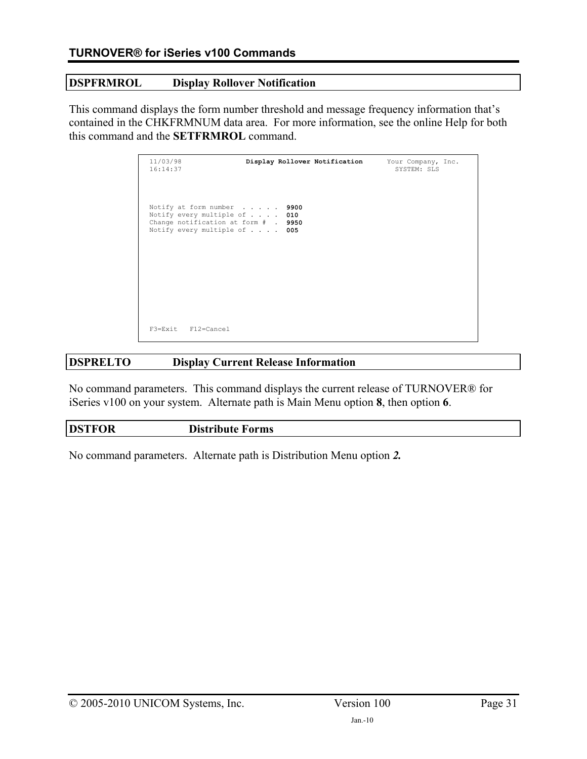## DSPFRMROL Display Rollover Notification

This command displays the form number threshold and message frequency information that's contained in the CHKFRMNUM data area. For more information, see the online Help for both this command and the **SETFRMROL** command.

```
11/03/98              Display Rollover Notification      Your Company, Inc.
16:14:37                                                   SYSTEM: SLS




Notify at form number  . . . . .  9900
Notify every multiple of . . . .  010
Change notification at form #  .  9950
Notify every multiple of . . . .  005











F3=Exit   F12=Cancel
```

## DSPRELTO Display Current Release Information

No command parameters. This command displays the current release of TURNOVER® for iSeries v100 on your system. Alternate path is Main Menu option **8**, then option **6**.

## DSTFOR Distribute Forms

No command parameters. Alternate path is Distribution Menu option ***2.***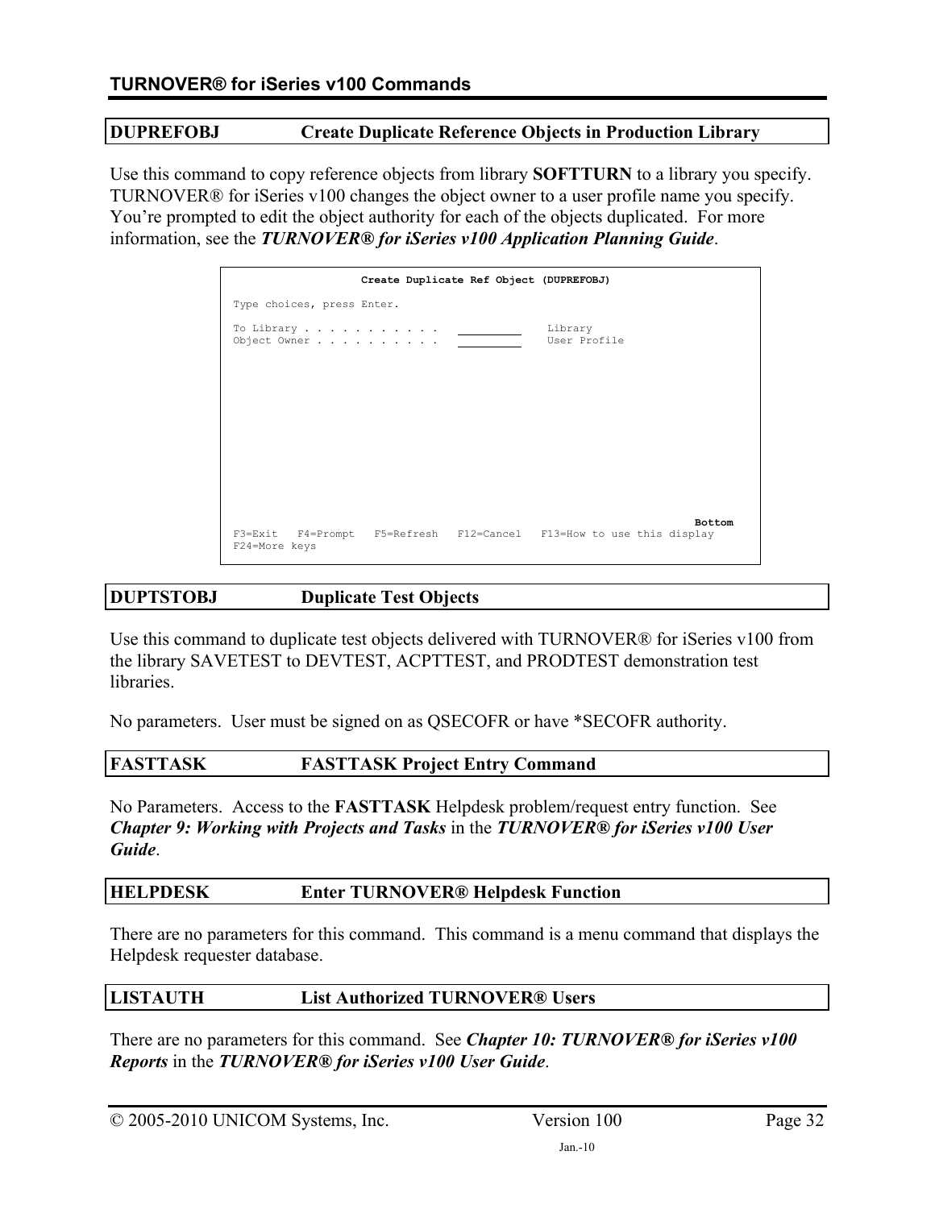## DUPREFOBJ — Create Duplicate Reference Objects in Production Library

Use this command to copy reference objects from library **SOFTTURN** to a library you specify. TURNOVER® for iSeries v100 changes the object owner to a user profile name you specify. You're prompted to edit the object authority for each of the objects duplicated. For more information, see the ***TURNOVER® for iSeries v100 Application Planning Guide***.

```
                   Create Duplicate Ref Object (DUPREFOBJ)

Type choices, press Enter.

To Library . . . . . . . . . . .    __________     Library
Object Owner . . . . . . . . . .    __________     User Profile















                                                                        Bottom
F3=Exit   F4=Prompt   F5=Refresh   F12=Cancel   F13=How to use this display
F24=More keys
```

## DUPTSTOBJ — Duplicate Test Objects

Use this command to duplicate test objects delivered with TURNOVER® for iSeries v100 from the library SAVETEST to DEVTEST, ACPTTEST, and PRODTEST demonstration test libraries.

No parameters. User must be signed on as QSECOFR or have *SECOFR authority.

## FASTTASK — FASTTASK Project Entry Command

No Parameters. Access to the **FASTTASK** Helpdesk problem/request entry function. See ***Chapter 9: Working with Projects and Tasks*** in the ***TURNOVER® for iSeries v100 User Guide***.

## HELPDESK — Enter TURNOVER® Helpdesk Function

There are no parameters for this command. This command is a menu command that displays the Helpdesk requester database.

## LISTAUTH — List Authorized TURNOVER® Users

There are no parameters for this command. See ***Chapter 10: TURNOVER® for iSeries v100 Reports*** in the ***TURNOVER® for iSeries v100 User Guide***.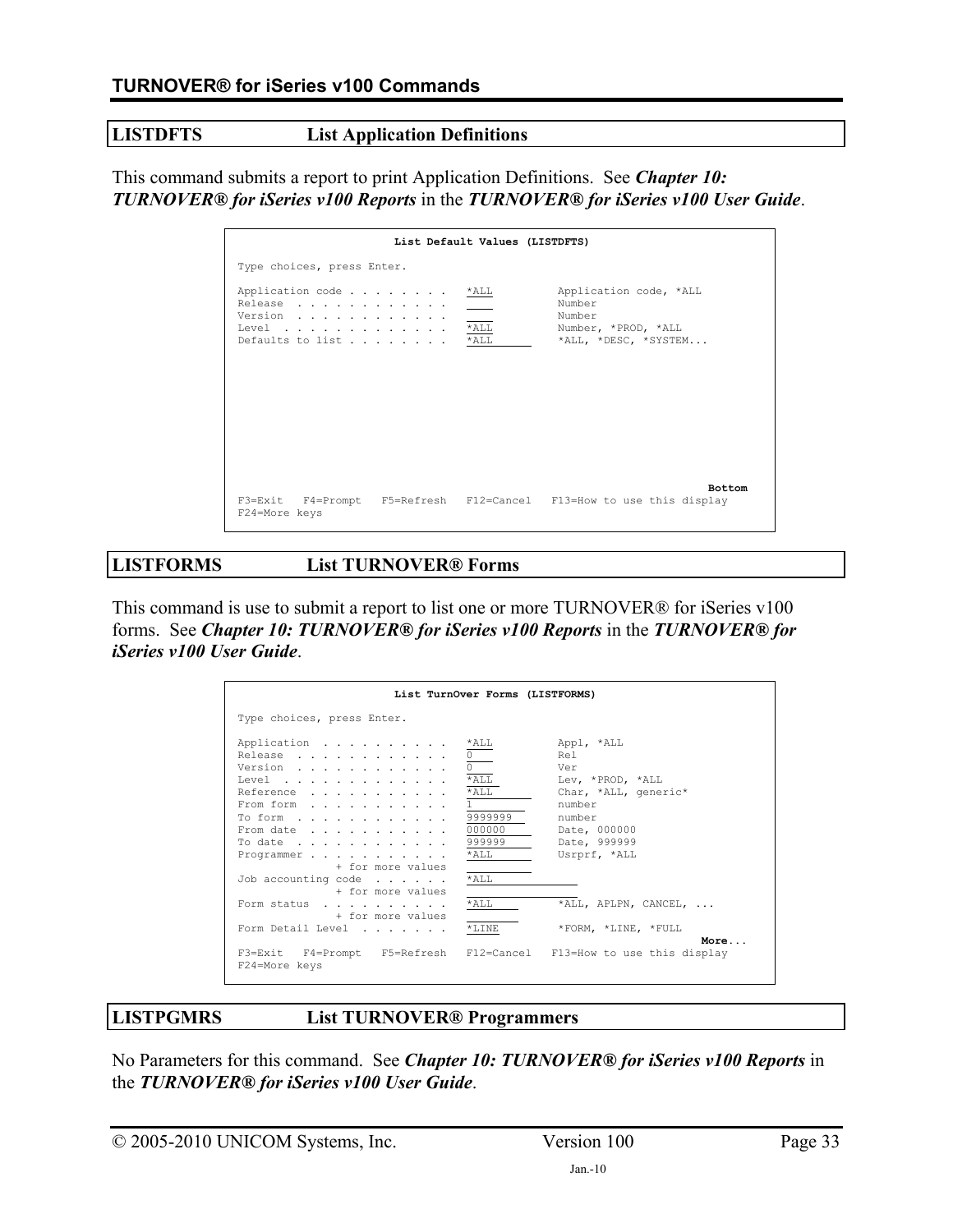## LISTDFTS List Application Definitions

This command submits a report to print Application Definitions. See ***Chapter 10: TURNOVER® for iSeries v100 Reports*** in the ***TURNOVER® for iSeries v100 User Guide***.

```
                         List Default Values (LISTDFTS)

 Type choices, press Enter.

 Application code . . . . . . . .   *ALL          Application code, *ALL
 Release  . . . . . . . . . . . .                 Number
 Version  . . . . . . . . . . . .                 Number
 Level  . . . . . . . . . . . . .   *ALL          Number, *PROD, *ALL
 Defaults to list . . . . . . . .   *ALL          *ALL, *DESC, *SYSTEM...

                                                                        Bottom
 F3=Exit   F4=Prompt   F5=Refresh   F12=Cancel   F13=How to use this display
 F24=More keys
```

## LISTFORMS List TURNOVER® Forms

This command is use to submit a report to list one or more TURNOVER® for iSeries v100 forms. See ***Chapter 10: TURNOVER® for iSeries v100 Reports*** in the ***TURNOVER® for iSeries v100 User Guide***.

```
                        List TurnOver Forms (LISTFORMS)

 Type choices, press Enter.

 Application  . . . . . . . . . .   *ALL          Appl, *ALL
 Release  . . . . . . . . . . . .   0             Rel
 Version  . . . . . . . . . . . .   0             Ver
 Level  . . . . . . . . . . . . .   *ALL          Lev, *PROD, *ALL
 Reference  . . . . . . . . . . .   *ALL          Char, *ALL, generic*
 From form  . . . . . . . . . . .   1             number
 To form  . . . . . . . . . . . .   9999999       number
 From date  . . . . . . . . . . .   000000        Date, 000000
 To date  . . . . . . . . . . . .   999999        Date, 999999
 Programmer . . . . . . . . . . .   *ALL          Usrprf, *ALL
               + for more values
 Job accounting code  . . . . . .   *ALL
               + for more values
 Form status  . . . . . . . . . .   *ALL          *ALL, APLPN, CANCEL, ...
               + for more values
 Form Detail Level  . . . . . . .   *LINE         *FORM, *LINE, *FULL
                                                                       More...
 F3=Exit   F4=Prompt   F5=Refresh   F12=Cancel   F13=How to use this display
 F24=More keys
```

## LISTPGMRS List TURNOVER® Programmers

No Parameters for this command. See ***Chapter 10: TURNOVER® for iSeries v100 Reports*** in the ***TURNOVER® for iSeries v100 User Guide***.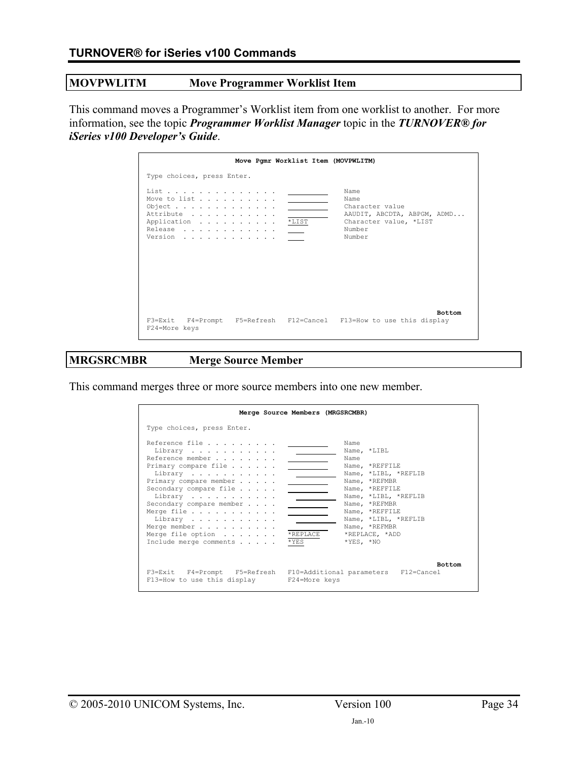## MOVPWLITM Move Programmer Worklist Item

This command moves a Programmer's Worklist item from one worklist to another. For more information, see the topic ***Programmer Worklist Manager*** topic in the ***TURNOVER® for iSeries v100 Developer's Guide***.

```
                    Move Pgmr Worklist Item (MOVPWLITM)

Type choices, press Enter.

List . . . . . . . . . . . . .   __________    Name
Move to list . . . . . . . . .   __________    Name
Object . . . . . . . . . . . .   __________    Character value
Attribute  . . . . . . . . . .   __________    AAUDIT, ABCDTA, ABPGM, ADMD...
Application  . . . . . . . . .   *LIST         Character value, *LIST
Release  . . . . . . . . . . .   ____          Number
Version  . . . . . . . . . . .   ____          Number










                                                                       Bottom
F3=Exit   F4=Prompt   F5=Refresh   F12=Cancel   F13=How to use this display
F24=More keys
```

## MRGSRCMBR Merge Source Member

This command merges three or more source members into one new member.

```
                     Merge Source Members (MRGSRCMBR)

Type choices, press Enter.

Reference file . . . . . . . .   __________    Name
  Library  . . . . . . . . . .     __________  Name, *LIBL
Reference member . . . . . . .   __________    Name
Primary compare file . . . . .   __________    Name, *REFFILE
  Library  . . . . . . . . . .     __________  Name, *LIBL, *REFLIB
Primary compare member . . . .   __________    Name, *REFMBR
Secondary compare file . . . .   __________    Name, *REFFILE
  Library  . . . . . . . . . .     __________  Name, *LIBL, *REFLIB
Secondary compare member . . .   __________    Name, *REFMBR
Merge file . . . . . . . . . .   __________    Name, *REFFILE
  Library  . . . . . . . . . .     __________  Name, *LIBL, *REFLIB
Merge member . . . . . . . . .   __________    Name, *REFMBR
Merge file option  . . . . . .   *REPLACE      *REPLACE, *ADD
Include merge comments . . . .   *YES          *YES, *NO


                                                                       Bottom
F3=Exit   F4=Prompt   F5=Refresh   F10=Additional parameters   F12=Cancel
F13=How to use this display        F24=More keys
```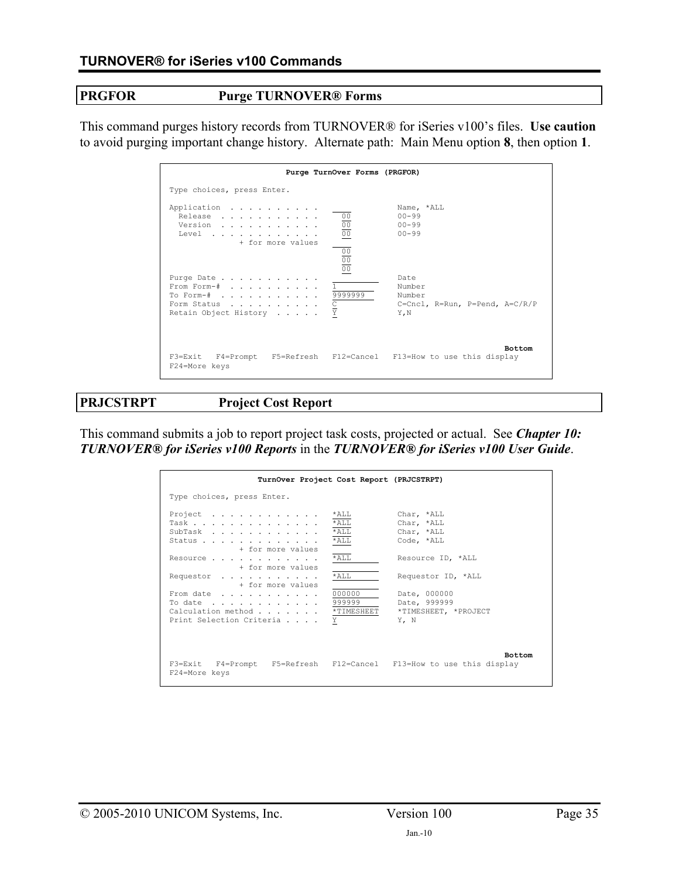## PRGFOR Purge TURNOVER® Forms

This command purges history records from TURNOVER® for iSeries v100's files. **Use caution** to avoid purging important change history. Alternate path: Main Menu option **8**, then option **1**.

```
                        Purge TurnOver Forms (PRGFOR)

 Type choices, press Enter.

 Application  . . . . . . . . . .                    Name, *ALL
   Release  . . . . . . . . . . .     00             00-99
   Version  . . . . . . . . . . .     00             00-99
   Level  . . . . . . . . . . . .     00             00-99
              + for more values
                                      00
                                      00
                                      00
 Purge Date . . . . . . . . . . .                    Date
 From Form-#  . . . . . . . . . .   1                Number
 To Form-#  . . . . . . . . . . .   9999999          Number
 Form Status  . . . . . . . . . .   C                C=Cncl, R=Run, P=Pend, A=C/R/P
 Retain Object History  . . . . .   Y                Y,N



                                                                          Bottom
 F3=Exit   F4=Prompt   F5=Refresh   F12=Cancel   F13=How to use this display
 F24=More keys
```

## PRJCSTRPT Project Cost Report

This command submits a job to report project task costs, projected or actual. See ***Chapter 10: TURNOVER® for iSeries v100 Reports*** in the ***TURNOVER® for iSeries v100 User Guide***.

```
                  TurnOver Project Cost Report (PRJCSTRPT)

 Type choices, press Enter.

 Project  . . . . . . . . . . . .   *ALL             Char, *ALL
 Task . . . . . . . . . . . . . .   *ALL             Char, *ALL
 SubTask  . . . . . . . . . . . .   *ALL             Char, *ALL
 Status . . . . . . . . . . . . .   *ALL             Code, *ALL
              + for more values
 Resource . . . . . . . . . . . .   *ALL             Resource ID, *ALL
              + for more values
 Requestor  . . . . . . . . . . .   *ALL             Requestor ID, *ALL
              + for more values
 From date  . . . . . . . . . . .   000000           Date, 000000
 To date  . . . . . . . . . . . .   999999           Date, 999999
 Calculation method . . . . . . .   *TIMESHEET       *TIMESHEET, *PROJECT
 Print Selection Criteria . . . .   Y                Y, N



                                                                          Bottom
 F3=Exit   F4=Prompt   F5=Refresh   F12=Cancel   F13=How to use this display
 F24=More keys
```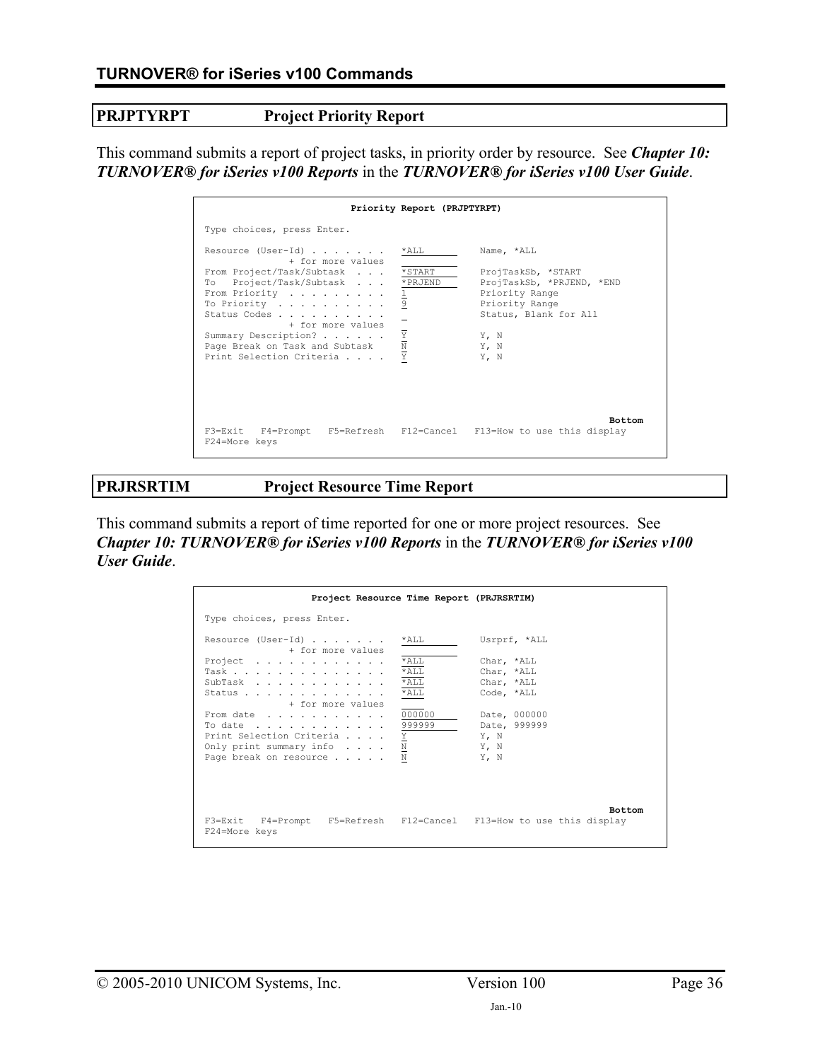## PRJPTYRPT Project Priority Report

This command submits a report of project tasks, in priority order by resource. See ***Chapter 10: TURNOVER® for iSeries v100 Reports*** in the ***TURNOVER® for iSeries v100 User Guide***.

```
                         Priority Report (PRJPTYRPT)

Type choices, press Enter.

Resource (User-Id) . . . . . . .   *ALL          Name, *ALL
               + for more values
From Project/Task/Subtask  . . .   *START        ProjTaskSb, *START
To   Project/Task/Subtask  . . .   *PRJEND       ProjTaskSb, *PRJEND, *END
From Priority  . . . . . . . . .   1             Priority Range
To Priority  . . . . . . . . . .   9             Priority Range
Status Codes . . . . . . . . . .   _             Status, Blank for All
               + for more values
Summary Description? . . . . . .   Y             Y, N
Page Break on Task and Subtask     N             Y, N
Print Selection Criteria . . . .   Y             Y, N





                                                                      Bottom
F3=Exit   F4=Prompt   F5=Refresh   F12=Cancel   F13=How to use this display
F24=More keys
```

## PRJRSRTIM Project Resource Time Report

This command submits a report of time reported for one or more project resources. See ***Chapter 10: TURNOVER® for iSeries v100 Reports*** in the ***TURNOVER® for iSeries v100 User Guide***.

```
                   Project Resource Time Report (PRJRSRTIM)

Type choices, press Enter.

Resource (User-Id) . . . . . . .   *ALL          Usrprf, *ALL
               + for more values
Project  . . . . . . . . . . . .   *ALL          Char, *ALL
Task . . . . . . . . . . . . . .   *ALL          Char, *ALL
SubTask  . . . . . . . . . . . .   *ALL          Char, *ALL
Status . . . . . . . . . . . . .   *ALL          Code, *ALL
               + for more values
From date  . . . . . . . . . . .   000000        Date, 000000
To date  . . . . . . . . . . . .   999999        Date, 999999
Print Selection Criteria . . . .   Y             Y, N
Only print summary info  . . . .   N             Y, N
Page break on resource . . . . .   N             Y, N




                                                                      Bottom
F3=Exit   F4=Prompt   F5=Refresh   F12=Cancel   F13=How to use this display
F24=More keys
```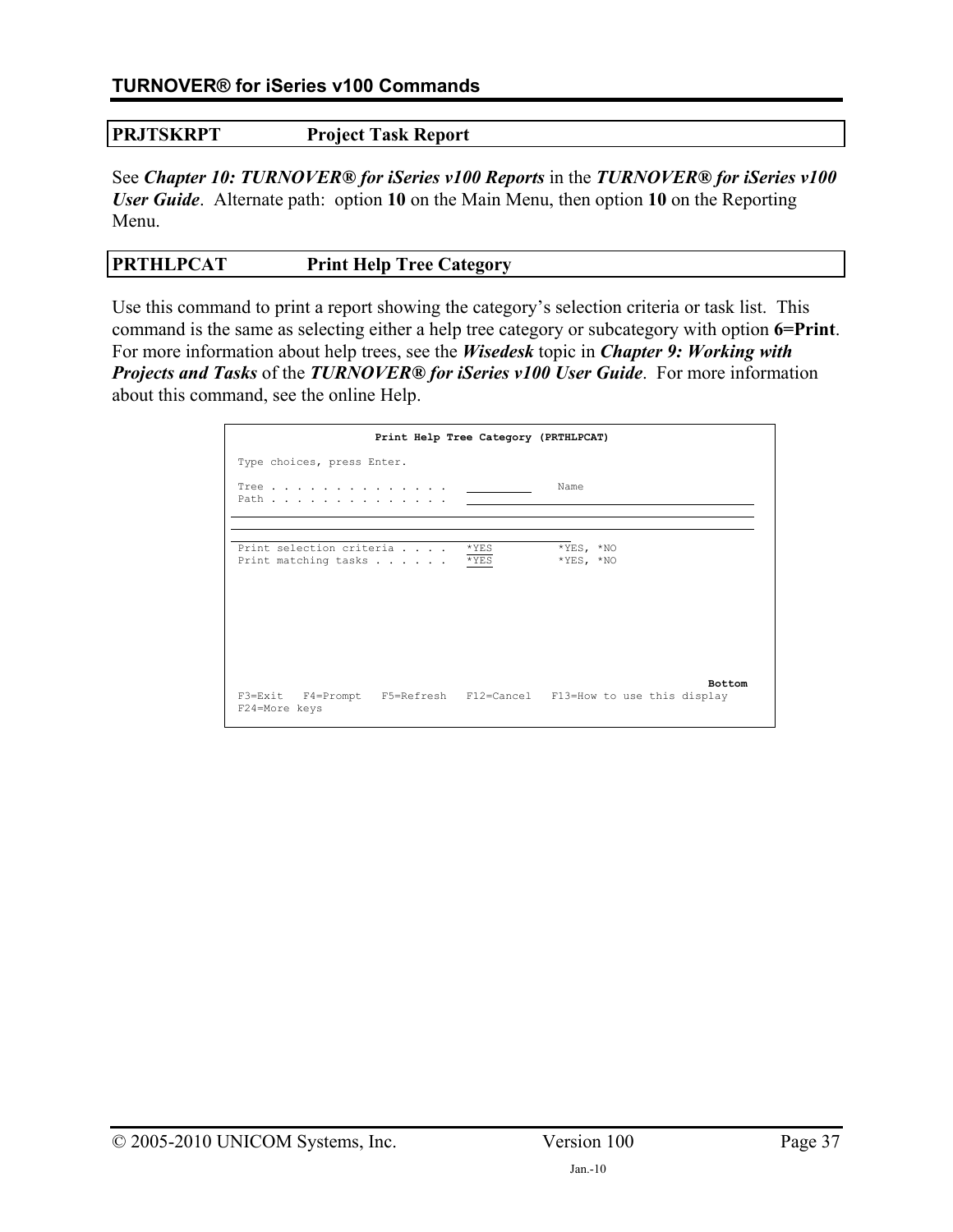## PRJTSKRPT Project Task Report

See ***Chapter 10: TURNOVER® for iSeries v100 Reports*** in the ***TURNOVER® for iSeries v100 User Guide***. Alternate path: option **10** on the Main Menu, then option **10** on the Reporting Menu.

## PRTHLPCAT Print Help Tree Category

Use this command to print a report showing the category's selection criteria or task list. This command is the same as selecting either a help tree category or subcategory with option **6=Print**. For more information about help trees, see the ***Wisedesk*** topic in ***Chapter 9: Working with Projects and Tasks*** of the ***TURNOVER® for iSeries v100 User Guide***. For more information about this command, see the online Help.

```
                 Print Help Tree Category (PRTHLPCAT)

 Type choices, press Enter.

 Tree . . . . . . . . . . . . . .   __________     Name
 Path . . . . . . . . . . . . . .   ____________________________________________
________________________________________________________________________________
________________________________________________________________________________
______________________________________________
 Print selection criteria . . . .   *YES           *YES, *NO
 Print matching tasks . . . . . .   *YES           *YES, *NO







                                                                         Bottom
 F3=Exit   F4=Prompt   F5=Refresh   F12=Cancel   F13=How to use this display
 F24=More keys
```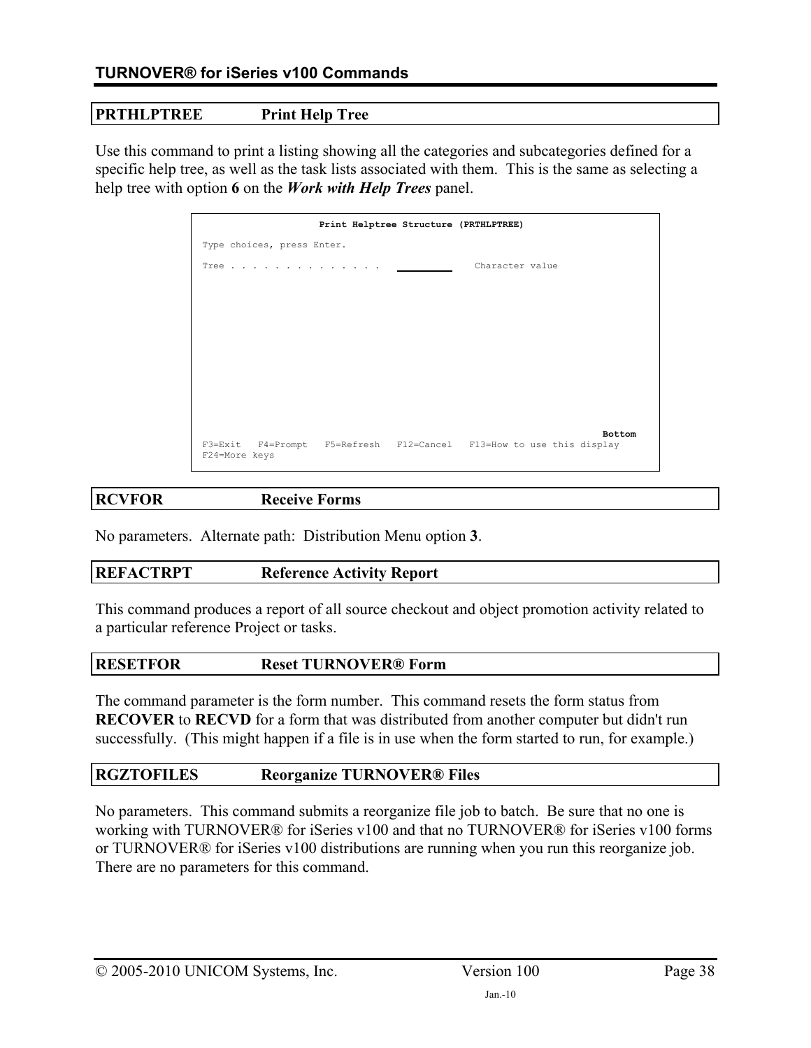## PRTHLPTREE Print Help Tree

Use this command to print a listing showing all the categories and subcategories defined for a specific help tree, as well as the task lists associated with them. This is the same as selecting a help tree with option **6** on the ***Work with Help Trees*** panel.

```
                    Print Helptree Structure (PRTHLPTREE)

Type choices, press Enter.

Tree . . . . . . . . . . . . . .   __________    Character value















                                                                       Bottom
F3=Exit   F4=Prompt   F5=Refresh   F12=Cancel   F13=How to use this display
F24=More keys
```

## RCVFOR Receive Forms

No parameters. Alternate path: Distribution Menu option **3**.

## REFACTRPT Reference Activity Report

This command produces a report of all source checkout and object promotion activity related to a particular reference Project or tasks.

## RESETFOR Reset TURNOVER® Form

The command parameter is the form number. This command resets the form status from **RECOVER** to **RECVD** for a form that was distributed from another computer but didn't run successfully. (This might happen if a file is in use when the form started to run, for example.)

## RGZTOFILES Reorganize TURNOVER® Files

No parameters. This command submits a reorganize file job to batch. Be sure that no one is working with TURNOVER® for iSeries v100 and that no TURNOVER® for iSeries v100 forms or TURNOVER® for iSeries v100 distributions are running when you run this reorganize job. There are no parameters for this command.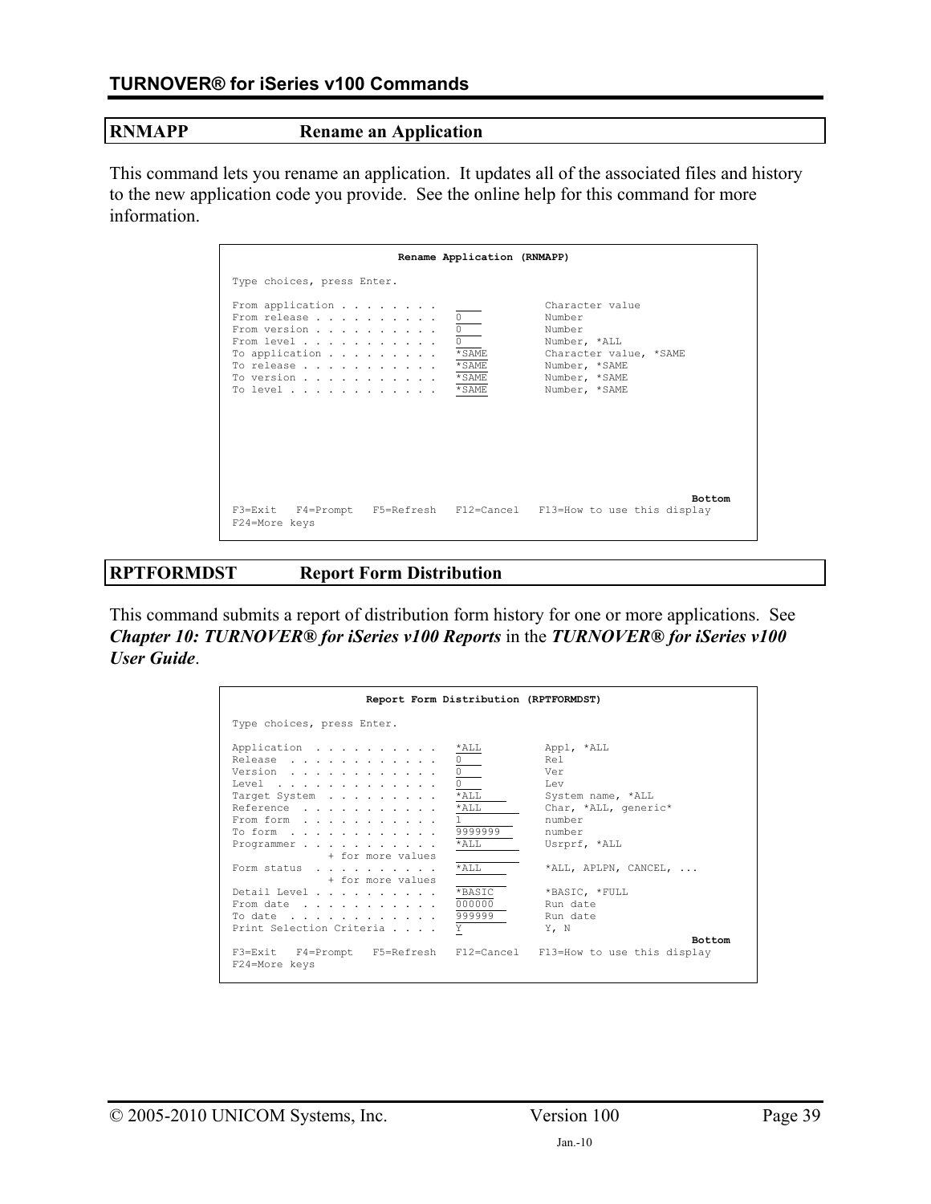## RNMAPP Rename an Application

This command lets you rename an application. It updates all of the associated files and history to the new application code you provide. See the online help for this command for more information.

```
                         Rename Application (RNMAPP)

 Type choices, press Enter.

 From application . . . . . . . .                 Character value
 From release . . . . . . . . . .   0             Number
 From version . . . . . . . . . .   0             Number
 From level . . . . . . . . . . .   0             Number, *ALL
 To application . . . . . . . . .   *SAME         Character value, *SAME
 To release . . . . . . . . . . .   *SAME         Number, *SAME
 To version . . . . . . . . . . .   *SAME         Number, *SAME
 To level . . . . . . . . . . . .   *SAME         Number, *SAME









                                                                        Bottom
 F3=Exit   F4=Prompt   F5=Refresh   F12=Cancel   F13=How to use this display
 F24=More keys
```

## RPTFORMDST Report Form Distribution

This command submits a report of distribution form history for one or more applications. See ***Chapter 10: TURNOVER® for iSeries v100 Reports*** in the ***TURNOVER® for iSeries v100 User Guide***.

```
                    Report Form Distribution (RPTFORMDST)

 Type choices, press Enter.

 Application  . . . . . . . . . .   *ALL          Appl, *ALL
 Release  . . . . . . . . . . . .   0             Rel
 Version  . . . . . . . . . . . .   0             Ver
 Level  . . . . . . . . . . . . .   0             Lev
 Target System  . . . . . . . . .   *ALL          System name, *ALL
 Reference  . . . . . . . . . . .   *ALL          Char, *ALL, generic*
 From form  . . . . . . . . . . .   1             number
 To form  . . . . . . . . . . . .   9999999       number
 Programmer . . . . . . . . . . .   *ALL          Usrprf, *ALL
                 + for more values
 Form status  . . . . . . . . . .   *ALL          *ALL, APLPN, CANCEL, ...
                 + for more values
 Detail Level . . . . . . . . . .   *BASIC        *BASIC, *FULL
 From date  . . . . . . . . . . .   000000        Run date
 To date  . . . . . . . . . . . .   999999        Run date
 Print Selection Criteria . . . .   Y             Y, N
                                                                        Bottom
 F3=Exit   F4=Prompt   F5=Refresh   F12=Cancel   F13=How to use this display
 F24=More keys
```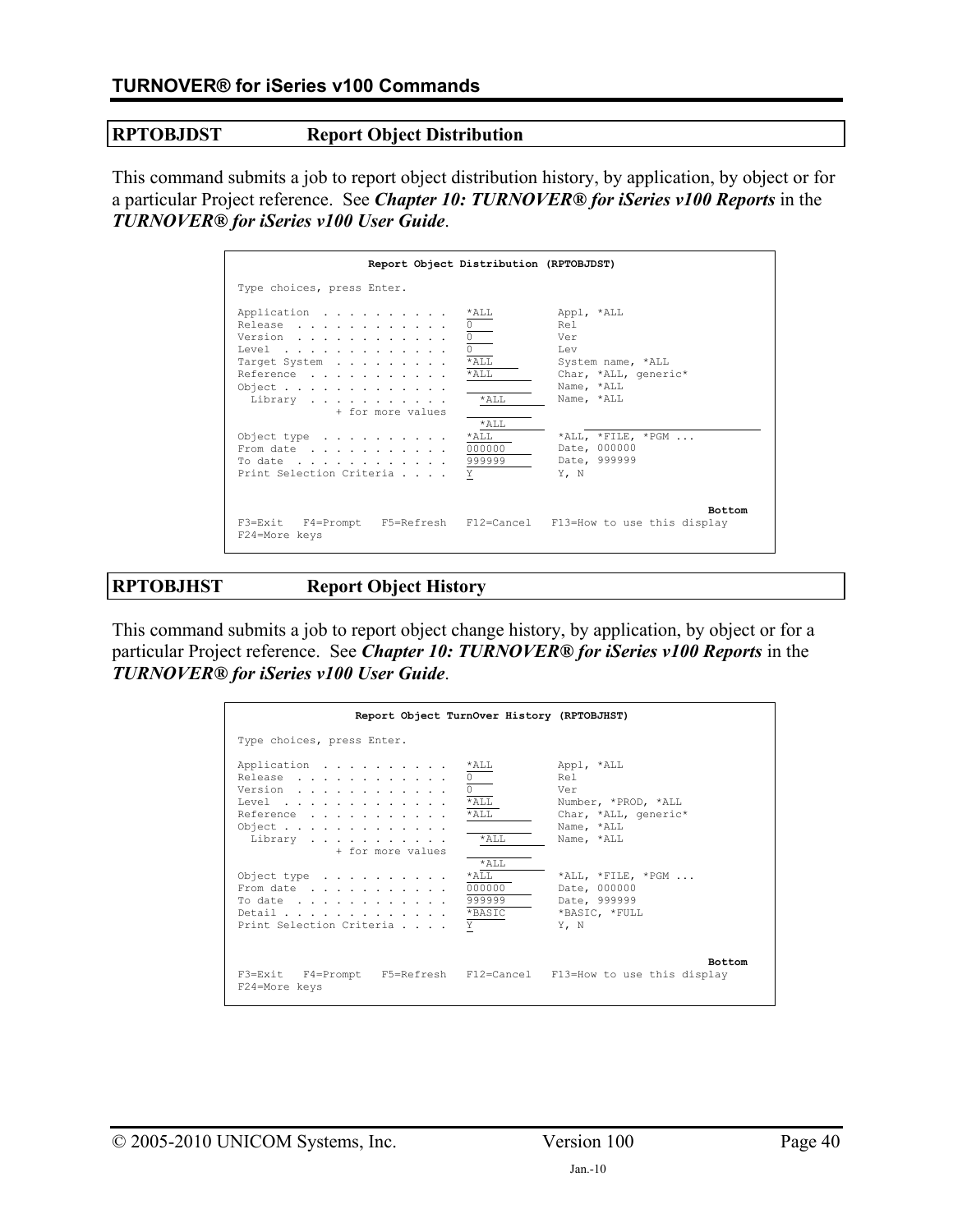## RPTOBJDST Report Object Distribution

This command submits a job to report object distribution history, by application, by object or for a particular Project reference. See ***Chapter 10: TURNOVER® for iSeries v100 Reports*** in the ***TURNOVER® for iSeries v100 User Guide***.

```
                   Report Object Distribution (RPTOBJDST)

Type choices, press Enter.

Application  . . . . . . . . . .   *ALL          Appl, *ALL
Release  . . . . . . . . . . . .   0             Rel
Version  . . . . . . . . . . . .   0             Ver
Level  . . . . . . . . . . . . .   0             Lev
Target System  . . . . . . . . .   *ALL          System name, *ALL
Reference  . . . . . . . . . . .   *ALL          Char, *ALL, generic*
Object . . . . . . . . . . . . .                 Name, *ALL
  Library  . . . . . . . . . . .     *ALL        Name, *ALL
             + for more values
                                     *ALL
Object type  . . . . . . . . . .   *ALL          *ALL, *FILE, *PGM ...
From date  . . . . . . . . . . .   000000        Date, 000000
To date  . . . . . . . . . . . .   999999        Date, 999999
Print Selection Criteria . . . .   Y             Y, N


                                                                   Bottom
F3=Exit   F4=Prompt   F5=Refresh   F12=Cancel   F13=How to use this display
F24=More keys
```

## RPTOBJHST Report Object History

This command submits a job to report object change history, by application, by object or for a particular Project reference. See ***Chapter 10: TURNOVER® for iSeries v100 Reports*** in the ***TURNOVER® for iSeries v100 User Guide***.

```
                 Report Object TurnOver History (RPTOBJHST)

Type choices, press Enter.

Application  . . . . . . . . . .   *ALL          Appl, *ALL
Release  . . . . . . . . . . . .   0             Rel
Version  . . . . . . . . . . . .   0             Ver
Level  . . . . . . . . . . . . .   *ALL          Number, *PROD, *ALL
Reference  . . . . . . . . . . .   *ALL          Char, *ALL, generic*
Object . . . . . . . . . . . . .                 Name, *ALL
  Library  . . . . . . . . . . .     *ALL        Name, *ALL
             + for more values
                                     *ALL
Object type  . . . . . . . . . .   *ALL          *ALL, *FILE, *PGM ...
From date  . . . . . . . . . . .   000000        Date, 000000
To date  . . . . . . . . . . . .   999999        Date, 999999
Detail . . . . . . . . . . . . .   *BASIC        *BASIC, *FULL
Print Selection Criteria . . . .   Y             Y, N


                                                                   Bottom
F3=Exit   F4=Prompt   F5=Refresh   F12=Cancel   F13=How to use this display
F24=More keys
```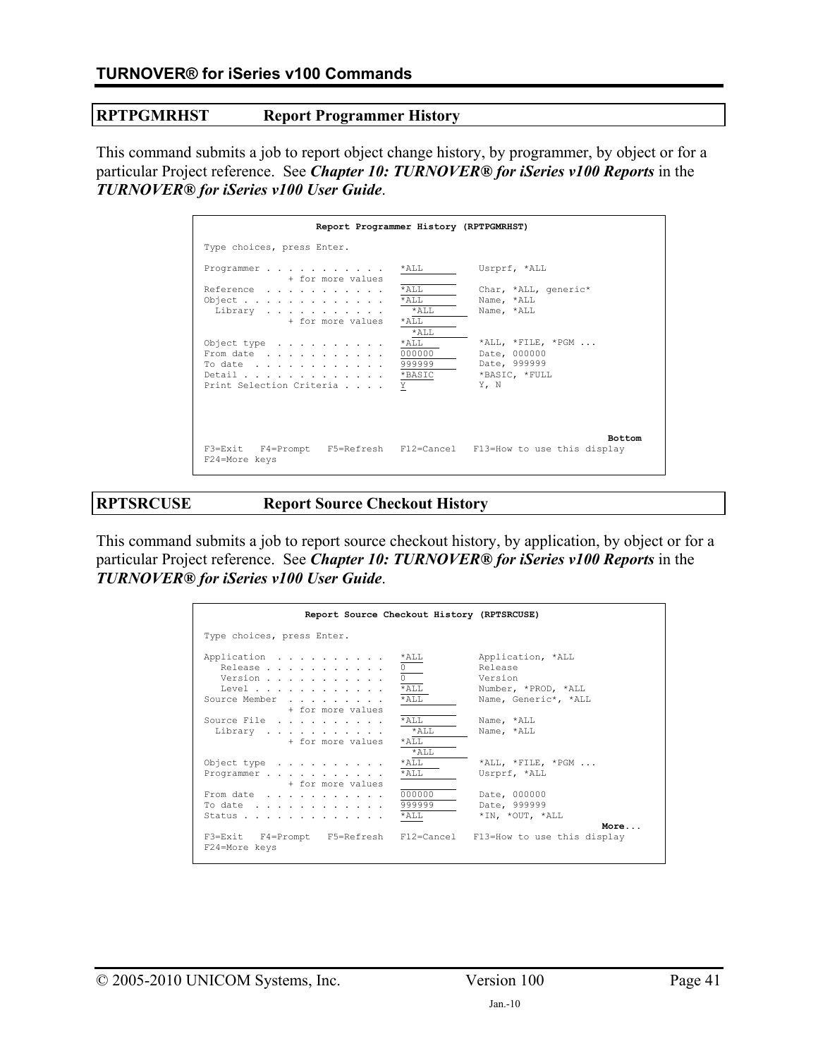## RPTPGMRHST Report Programmer History

This command submits a job to report object change history, by programmer, by object or for a particular Project reference. See ***Chapter 10: TURNOVER® for iSeries v100 Reports*** in the ***TURNOVER® for iSeries v100 User Guide***.

```
                  Report Programmer History (RPTPGMRHST)

Type choices, press Enter.

Programmer . . . . . . . . . . .   *ALL          Usrprf, *ALL
               + for more values
Reference  . . . . . . . . . . .   *ALL          Char, *ALL, generic*
Object . . . . . . . . . . . . .   *ALL          Name, *ALL
  Library  . . . . . . . . . . .     *ALL        Name, *ALL
               + for more values   *ALL
                                     *ALL
Object type  . . . . . . . . . .   *ALL          *ALL, *FILE, *PGM ...
From date  . . . . . . . . . . .   000000        Date, 000000
To date  . . . . . . . . . . . .   999999        Date, 999999
Detail . . . . . . . . . . . . .   *BASIC        *BASIC, *FULL
Print Selection Criteria . . . .   Y             Y, N




                                                                 Bottom
F3=Exit   F4=Prompt   F5=Refresh   F12=Cancel   F13=How to use this display
F24=More keys
```

## RPTSRCUSE Report Source Checkout History

This command submits a job to report source checkout history, by application, by object or for a particular Project reference. See ***Chapter 10: TURNOVER® for iSeries v100 Reports*** in the ***TURNOVER® for iSeries v100 User Guide***.

```
                 Report Source Checkout History (RPTSRCUSE)

Type choices, press Enter.

Application  . . . . . . . . . .   *ALL          Application, *ALL
   Release . . . . . . . . . . .   0             Release
   Version . . . . . . . . . . .   0             Version
   Level . . . . . . . . . . . .   *ALL          Number, *PROD, *ALL
Source Member  . . . . . . . . .   *ALL          Name, Generic*, *ALL
               + for more values
Source File  . . . . . . . . . .   *ALL          Name, *ALL
  Library  . . . . . . . . . . .     *ALL        Name, *ALL
               + for more values   *ALL
                                     *ALL
Object type  . . . . . . . . . .   *ALL          *ALL, *FILE, *PGM ...
Programmer . . . . . . . . . . .   *ALL          Usrprf, *ALL
               + for more values
From date  . . . . . . . . . . .   000000        Date, 000000
To date  . . . . . . . . . . . .   999999        Date, 999999
Status . . . . . . . . . . . . .   *ALL          *IN, *OUT, *ALL
                                                                 More...
F3=Exit   F4=Prompt   F5=Refresh   F12=Cancel   F13=How to use this display
F24=More keys
```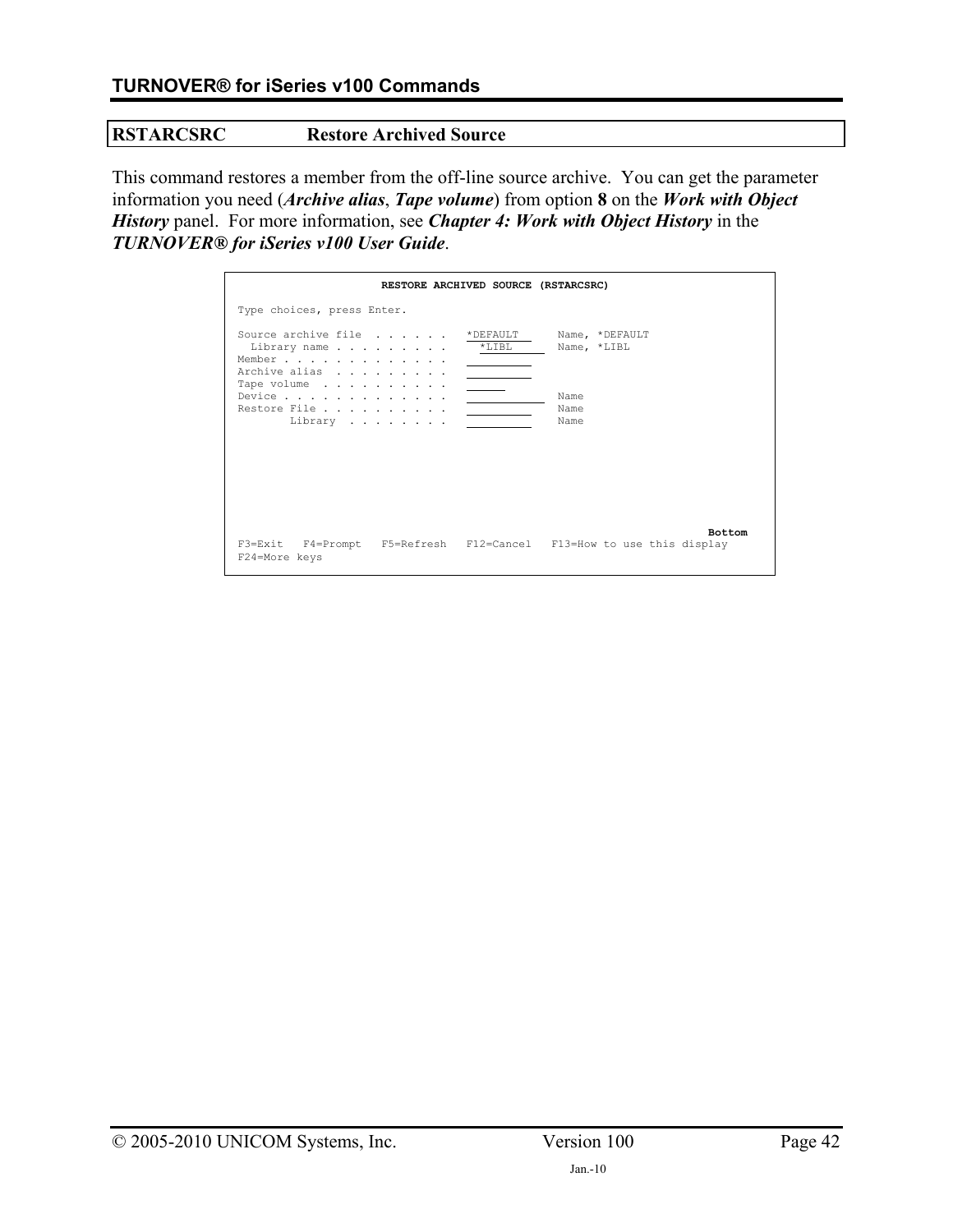## RSTARCSRC Restore Archived Source

This command restores a member from the off-line source archive. You can get the parameter information you need (***Archive alias***, ***Tape volume***) from option **8** on the ***Work with Object History*** panel. For more information, see ***Chapter 4: Work with Object History*** in the ***TURNOVER® for iSeries v100 User Guide***.

```
                      RESTORE ARCHIVED SOURCE (RSTARCSRC)

Type choices, press Enter.

Source archive file  . . . . . .   *DEFAULT      Name, *DEFAULT
  Library name . . . . . . . . .     *LIBL       Name, *LIBL
Member . . . . . . . . . . . . .   __________
Archive alias  . . . . . . . . .   __________
Tape volume  . . . . . . . . . .   ______
Device . . . . . . . . . . . . .   ____________  Name
Restore File . . . . . . . . . .   __________    Name
        Library  . . . . . . . .   __________    Name








                                                                        Bottom
F3=Exit   F4=Prompt   F5=Refresh   F12=Cancel   F13=How to use this display
F24=More keys
```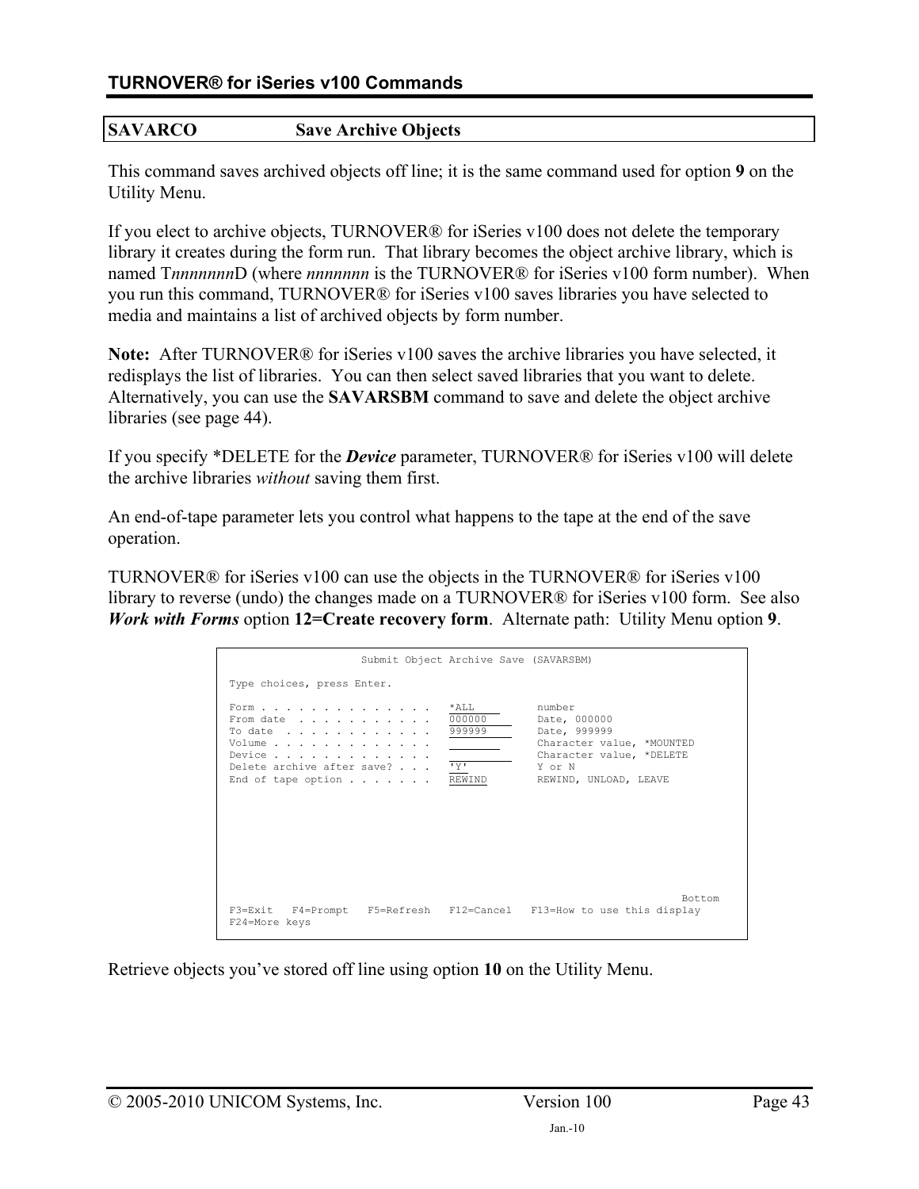## SAVARCO Save Archive Objects

This command saves archived objects off line; it is the same command used for option **9** on the Utility Menu.

If you elect to archive objects, TURNOVER® for iSeries v100 does not delete the temporary library it creates during the form run. That library becomes the object archive library, which is named T*nnnnnnn*D (where *nnnnnnn* is the TURNOVER® for iSeries v100 form number). When you run this command, TURNOVER® for iSeries v100 saves libraries you have selected to media and maintains a list of archived objects by form number.

**Note:** After TURNOVER® for iSeries v100 saves the archive libraries you have selected, it redisplays the list of libraries. You can then select saved libraries that you want to delete. Alternatively, you can use the **SAVARSBM** command to save and delete the object archive libraries (see page 44).

If you specify *DELETE for the ***Device*** parameter, TURNOVER® for iSeries v100 will delete the archive libraries *without* saving them first.

An end-of-tape parameter lets you control what happens to the tape at the end of the save operation.

TURNOVER® for iSeries v100 can use the objects in the TURNOVER® for iSeries v100 library to reverse (undo) the changes made on a TURNOVER® for iSeries v100 form. See also ***Work with Forms*** option **12=Create recovery form**. Alternate path: Utility Menu option **9**.

```
                     Submit Object Archive Save (SAVARSBM)

 Type choices, press Enter.

 Form . . . . . . . . . . . . .   *ALL          number
 From date  . . . . . . . . . .   000000        Date, 000000
 To date  . . . . . . . . . . .   999999        Date, 999999
 Volume . . . . . . . . . . . .                 Character value, *MOUNTED
 Device . . . . . . . . . . . .                 Character value, *DELETE
 Delete archive after save? . .   'Y'           Y or N
 End of tape option . . . . . .   REWIND        REWIND, UNLOAD, LEAVE









                                                                        Bottom
 F3=Exit   F4=Prompt   F5=Refresh   F12=Cancel   F13=How to use this display
 F24=More keys
```

Retrieve objects you've stored off line using option **10** on the Utility Menu.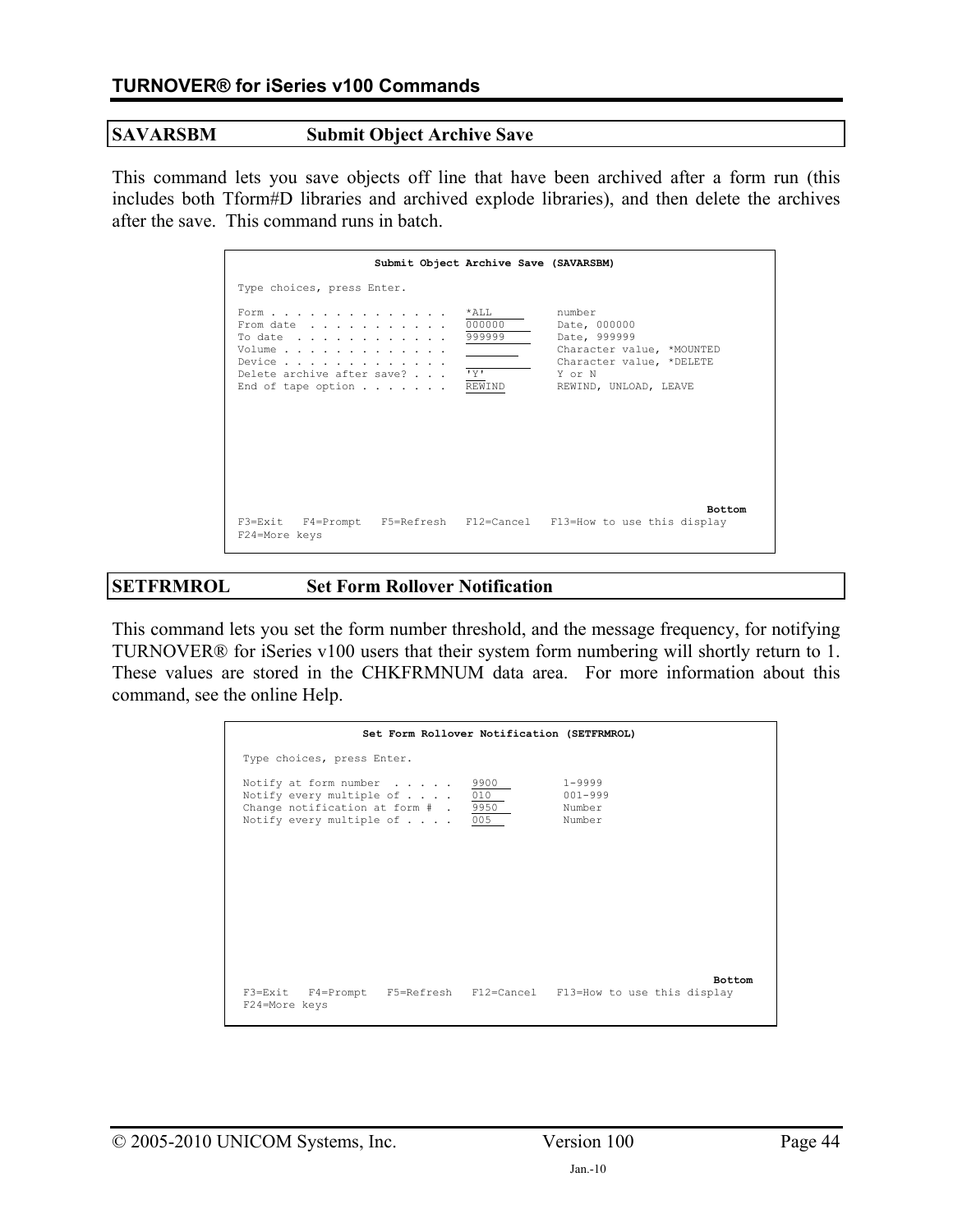## SAVARSBM Submit Object Archive Save

This command lets you save objects off line that have been archived after a form run (this includes both Tform#D libraries and archived explode libraries), and then delete the archives after the save. This command runs in batch.

```
                     Submit Object Archive Save (SAVARSBM)

Type choices, press Enter.

Form . . . . . . . . . . . . . .   *ALL           number
From date  . . . . . . . . . . .   000000         Date, 000000
To date  . . . . . . . . . . . .   999999         Date, 999999
Volume . . . . . . . . . . . . .                  Character value, *MOUNTED
Device . . . . . . . . . . . . .                  Character value, *DELETE
Delete archive after save? . . .   'Y'            Y or N
End of tape option . . . . . . .   REWIND         REWIND, UNLOAD, LEAVE










                                                                         Bottom
F3=Exit   F4=Prompt   F5=Refresh   F12=Cancel   F13=How to use this display
F24=More keys
```

## SETFRMROL Set Form Rollover Notification

This command lets you set the form number threshold, and the message frequency, for notifying TURNOVER® for iSeries v100 users that their system form numbering will shortly return to 1. These values are stored in the CHKFRMNUM data area. For more information about this command, see the online Help.

```
                  Set Form Rollover Notification (SETFRMROL)

Type choices, press Enter.

Notify at form number  . . . . .   9900           1-9999
Notify every multiple of . . . .   010            001-999
Change notification at form #  .   9950           Number
Notify every multiple of . . . .   005            Number











                                                                         Bottom
F3=Exit   F4=Prompt   F5=Refresh   F12=Cancel   F13=How to use this display
F24=More keys
```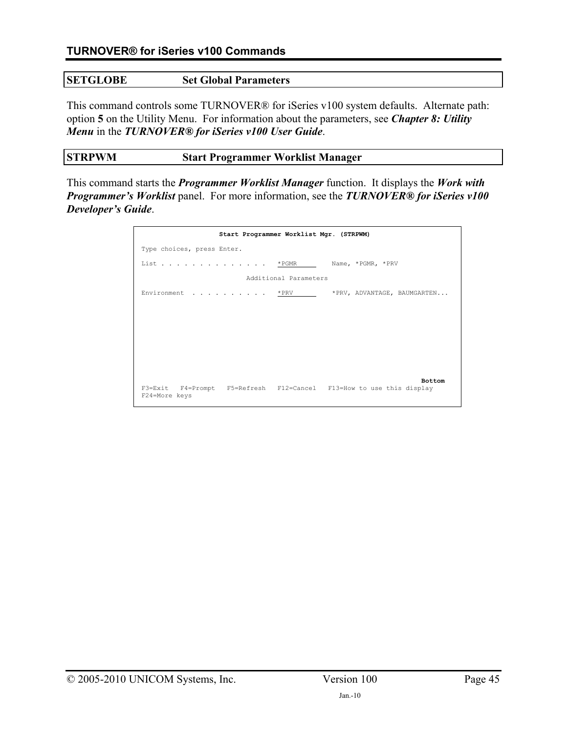## SETGLOBE Set Global Parameters

This command controls some TURNOVER® for iSeries v100 system defaults. Alternate path: option **5** on the Utility Menu. For information about the parameters, see ***Chapter 8: Utility Menu*** in the ***TURNOVER® for iSeries v100 User Guide***.

## STRPWM Start Programmer Worklist Manager

This command starts the ***Programmer Worklist Manager*** function. It displays the ***Work with Programmer's Worklist*** panel. For more information, see the ***TURNOVER® for iSeries v100 Developer's Guide***.

```
                    Start Programmer Worklist Mgr. (STRPWM)

 Type choices, press Enter.

 List . . . . . . . . . . . . . .   *PGMR         Name, *PGMR, *PRV

                           Additional Parameters

 Environment  . . . . . . . . . .   *PRV          *PRV, ADVANTAGE, BAUMGARTEN...









                                                                        Bottom
 F3=Exit   F4=Prompt   F5=Refresh   F12=Cancel   F13=How to use this display
 F24=More keys
```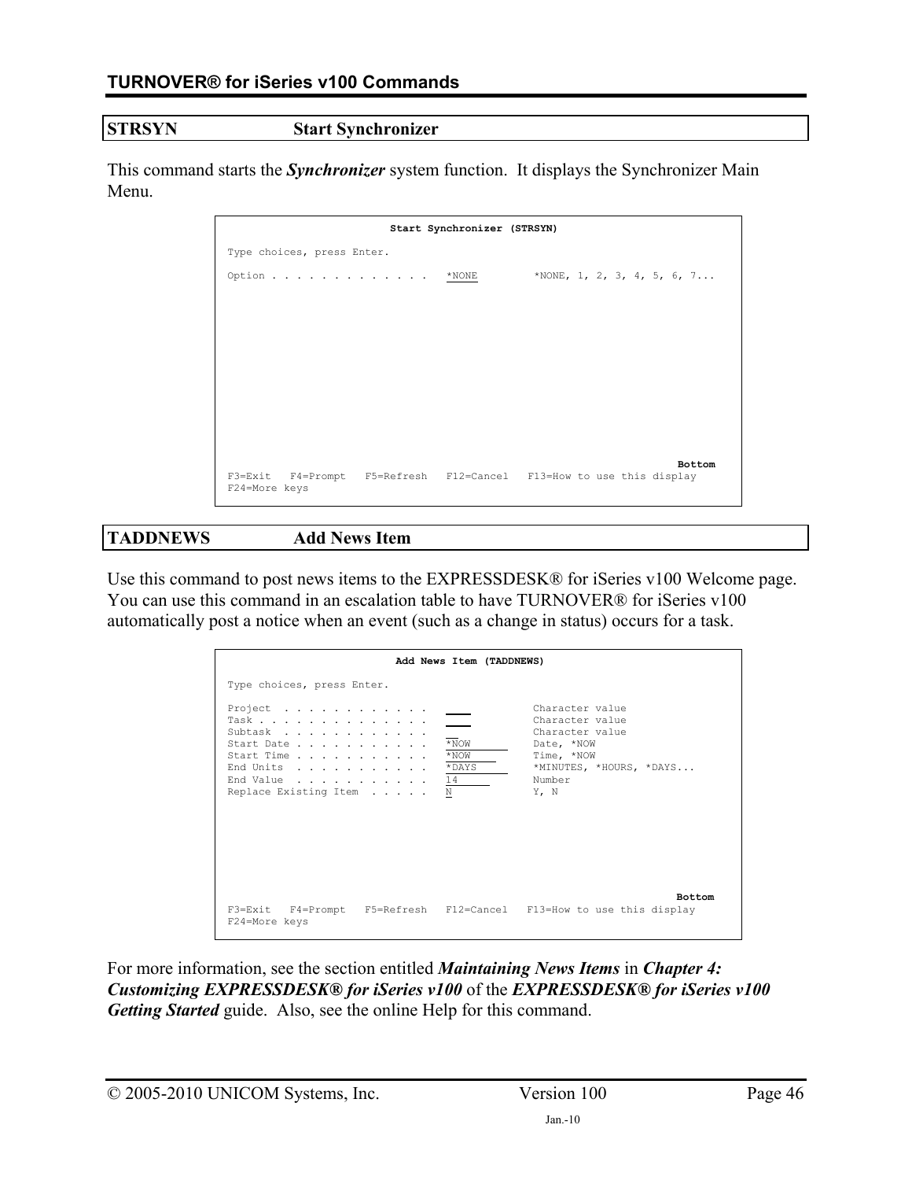## STRSYN Start Synchronizer

This command starts the ***Synchronizer*** system function. It displays the Synchronizer Main Menu.

```
                    Start Synchronizer (STRSYN)

Type choices, press Enter.

Option . . . . . . . . . . . . .   *NONE         *NONE, 1, 2, 3, 4, 5, 6, 7...











                                                                        Bottom
F3=Exit   F4=Prompt   F5=Refresh   F12=Cancel   F13=How to use this display
F24=More keys
```

## TADDNEWS Add News Item

Use this command to post news items to the EXPRESSDESK® for iSeries v100 Welcome page. You can use this command in an escalation table to have TURNOVER® for iSeries v100 automatically post a notice when an event (such as a change in status) occurs for a task.

```
                     Add News Item (TADDNEWS)

Type choices, press Enter.

Project  . . . . . . . . . . . .                 Character value
Task . . . . . . . . . . . . . .                 Character value
Subtask  . . . . . . . . . . . .                 Character value
Start Date . . . . . . . . . . .   *NOW          Date, *NOW
Start Time . . . . . . . . . . .   *NOW          Time, *NOW
End Units  . . . . . . . . . . .   *DAYS         *MINUTES, *HOURS, *DAYS...
End Value  . . . . . . . . . . .   14            Number
Replace Existing Item  . . . . .   N             Y, N






                                                                        Bottom
F3=Exit   F4=Prompt   F5=Refresh   F12=Cancel   F13=How to use this display
F24=More keys
```

For more information, see the section entitled ***Maintaining News Items*** in ***Chapter 4: Customizing EXPRESSDESK® for iSeries v100*** of the ***EXPRESSDESK® for iSeries v100 Getting Started*** guide. Also, see the online Help for this command.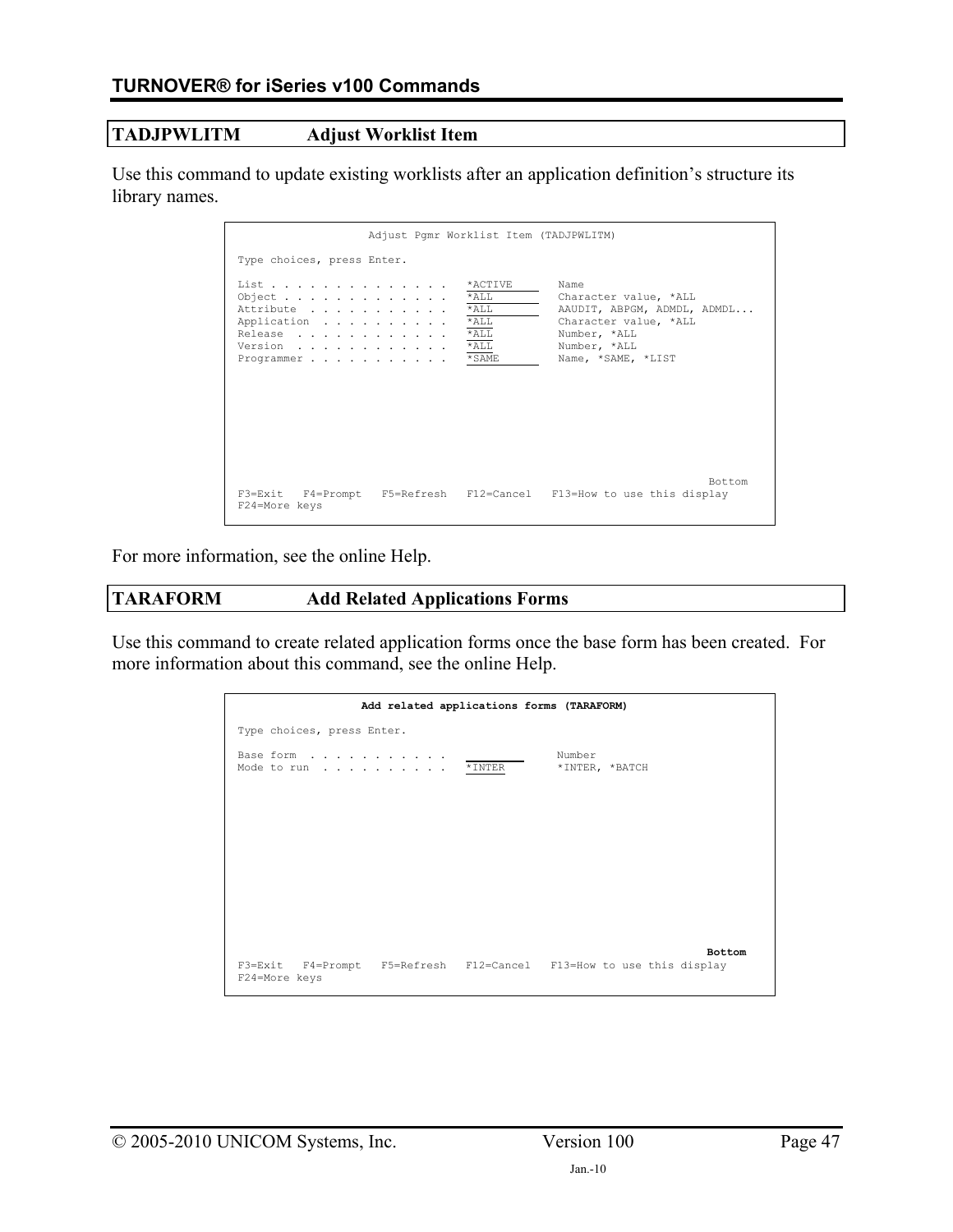## TADJPWLITM Adjust Worklist Item

Use this command to update existing worklists after an application definition's structure its library names.

```
                    Adjust Pgmr Worklist Item (TADJPWLITM)

Type choices, press Enter.

List . . . . . . . . . . . . . .   *ACTIVE       Name
Object . . . . . . . . . . . . .   *ALL          Character value, *ALL
Attribute  . . . . . . . . . . .   *ALL          AAUDIT, ABPGM, ADMDL, ADMDL...
Application  . . . . . . . . . .   *ALL          Character value, *ALL
Release  . . . . . . . . . . . .   *ALL          Number, *ALL
Version  . . . . . . . . . . . .   *ALL          Number, *ALL
Programmer . . . . . . . . . . .   *SAME         Name, *SAME, *LIST

                                                                        Bottom
F3=Exit   F4=Prompt   F5=Refresh   F12=Cancel   F13=How to use this display
F24=More keys
```

For more information, see the online Help.

## TARAFORM Add Related Applications Forms

Use this command to create related application forms once the base form has been created. For more information about this command, see the online Help.

```
                   Add related applications forms (TARAFORM)

Type choices, press Enter.

Base form  . . . . . . . . . . .   ________      Number
Mode to run  . . . . . . . . . .   *INTER        *INTER, *BATCH

                                                                        Bottom
F3=Exit   F4=Prompt   F5=Refresh   F12=Cancel   F13=How to use this display
F24=More keys
```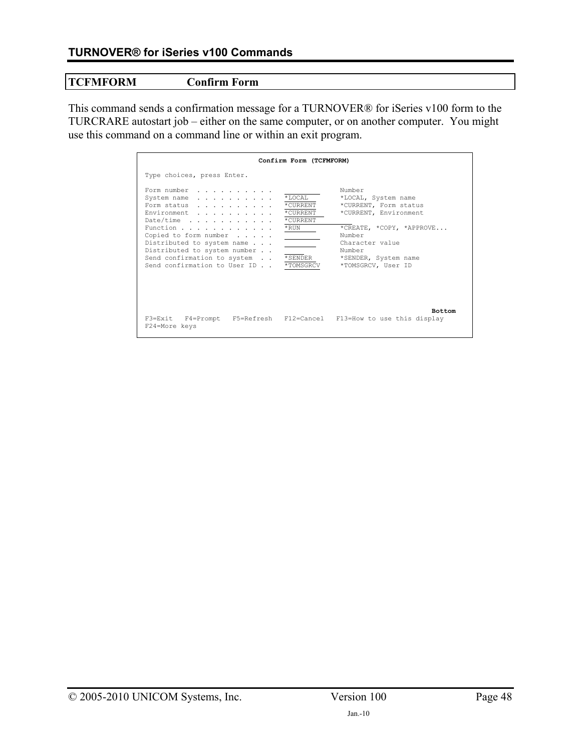## TCFMFORM Confirm Form

This command sends a confirmation message for a TURNOVER® for iSeries v100 form to the TURCRARE autostart job – either on the same computer, or on another computer. You might use this command on a command line or within an exit program.

```
                           Confirm Form (TCFMFORM)

Type choices, press Enter.

Form number  . . . . . . . . . .                  Number
System name  . . . . . . . . . .   *LOCAL         *LOCAL, System name
Form status  . . . . . . . . . .   *CURRENT       *CURRENT, Form status
Environment  . . . . . . . . . .   *CURRENT       *CURRENT, Environment
Date/time  . . . . . . . . . . .   *CURRENT
Function . . . . . . . . . . . .   *RUN           *CREATE, *COPY, *APPROVE...
Copied to form number  . . . . .                  Number
Distributed to system name . . .                  Character value
Distributed to system number . .                  Number
Send confirmation to system  . .   *SENDER        *SENDER, System name
Send confirmation to User ID . .   *TOMSGRCV      *TOMSGRCV, User ID

                                                                      Bottom
F3=Exit   F4=Prompt   F5=Refresh   F12=Cancel   F13=How to use this display
F24=More keys
```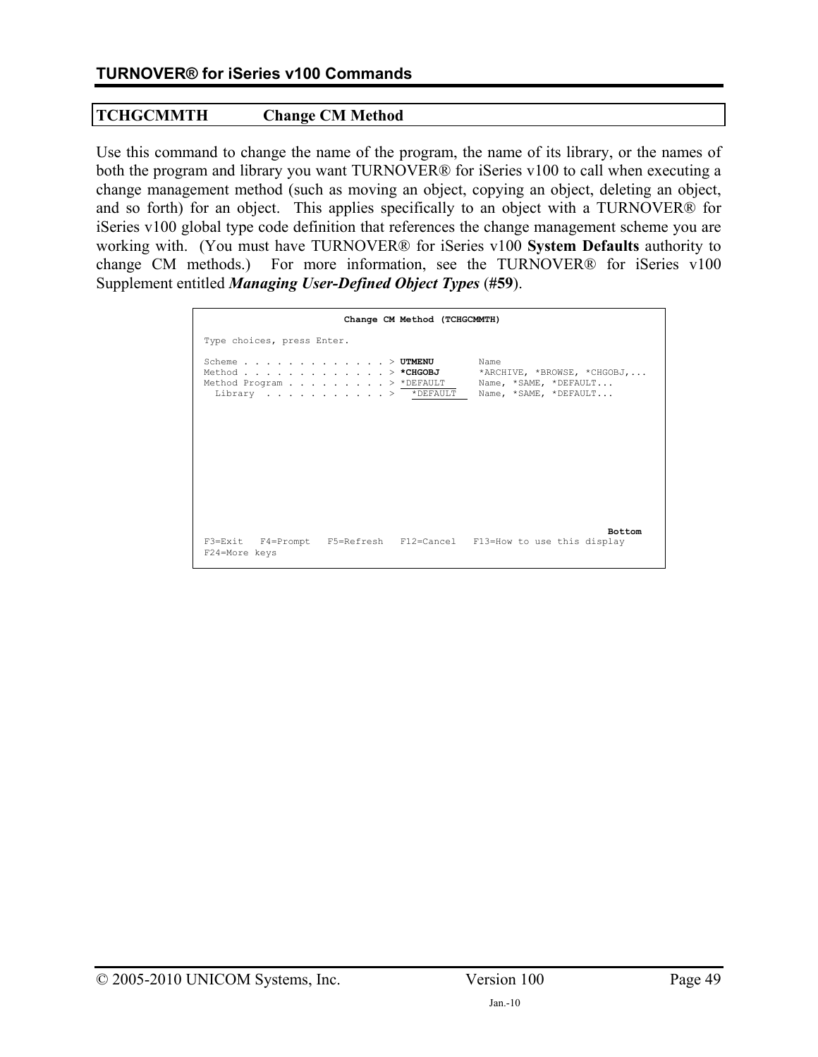## TCHGCMMTH Change CM Method

Use this command to change the name of the program, the name of its library, or the names of both the program and library you want TURNOVER® for iSeries v100 to call when executing a change management method (such as moving an object, copying an object, deleting an object, and so forth) for an object. This applies specifically to an object with a TURNOVER® for iSeries v100 global type code definition that references the change management scheme you are working with. (You must have TURNOVER® for iSeries v100 **System Defaults** authority to change CM methods.) For more information, see the TURNOVER® for iSeries v100 Supplement entitled ***Managing User-Defined Object Types*** **(#59)**.

```
                         Change CM Method (TCHGCMMTH)

Type choices, press Enter.

Scheme . . . . . . . . . . . . . > UTMENU        Name
Method . . . . . . . . . . . . . > *CHGOBJ       *ARCHIVE, *BROWSE, *CHGOBJ,...
Method Program . . . . . . . . . > *DEFAULT      Name, *SAME, *DEFAULT...
  Library  . . . . . . . . . . . >   *DEFAULT    Name, *SAME, *DEFAULT...















                                                                        Bottom
F3=Exit   F4=Prompt   F5=Refresh   F12=Cancel   F13=How to use this display
F24=More keys
```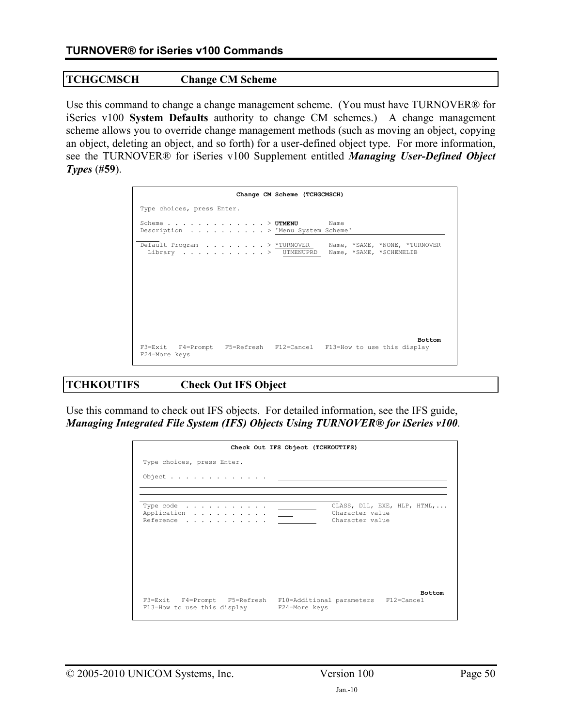## TCHGCMSCH Change CM Scheme

Use this command to change a change management scheme. (You must have TURNOVER® for iSeries v100 **System Defaults** authority to change CM schemes.) A change management scheme allows you to override change management methods (such as moving an object, copying an object, deleting an object, and so forth) for a user-defined object type. For more information, see the TURNOVER® for iSeries v100 Supplement entitled ***Managing User-Defined Object Types* (#59)**.

```
                    Change CM Scheme (TCHGCMSCH)

Type choices, press Enter.

Scheme . . . . . . . . . . . . . > UTMENU        Name
Description  . . . . . . . . . . > 'Menu System Scheme'

Default Program  . . . . . . . . > *TURNOVER     Name, *SAME, *NONE, *TURNOVER
  Library  . . . . . . . . . . . >   UTMENUPRD   Name, *SAME, *SCHEMELIB

                                                                        Bottom
F3=Exit   F4=Prompt   F5=Refresh   F12=Cancel   F13=How to use this display
F24=More keys
```

## TCHKOUTIFS Check Out IFS Object

Use this command to check out IFS objects. For detailed information, see the IFS guide, ***Managing Integrated File System (IFS) Objects Using TURNOVER® for iSeries v100***.

```
                    Check Out IFS Object (TCHKOUTIFS)

Type choices, press Enter.

Object . . . . . . . . . . . . .   ____________________________________________
___________________________________________________________________________
___________________________________________________________________________
_____________________________________________

Type code  . . . . . . . . . . .   __________     CLASS, DLL, EXE, HLP, HTML,...
Application  . . . . . . . . . .   ____           Character value
Reference  . . . . . . . . . . .   __________     Character value

                                                                        Bottom
F3=Exit   F4=Prompt   F5=Refresh   F10=Additional parameters   F12=Cancel
F13=How to use this display        F24=More keys
```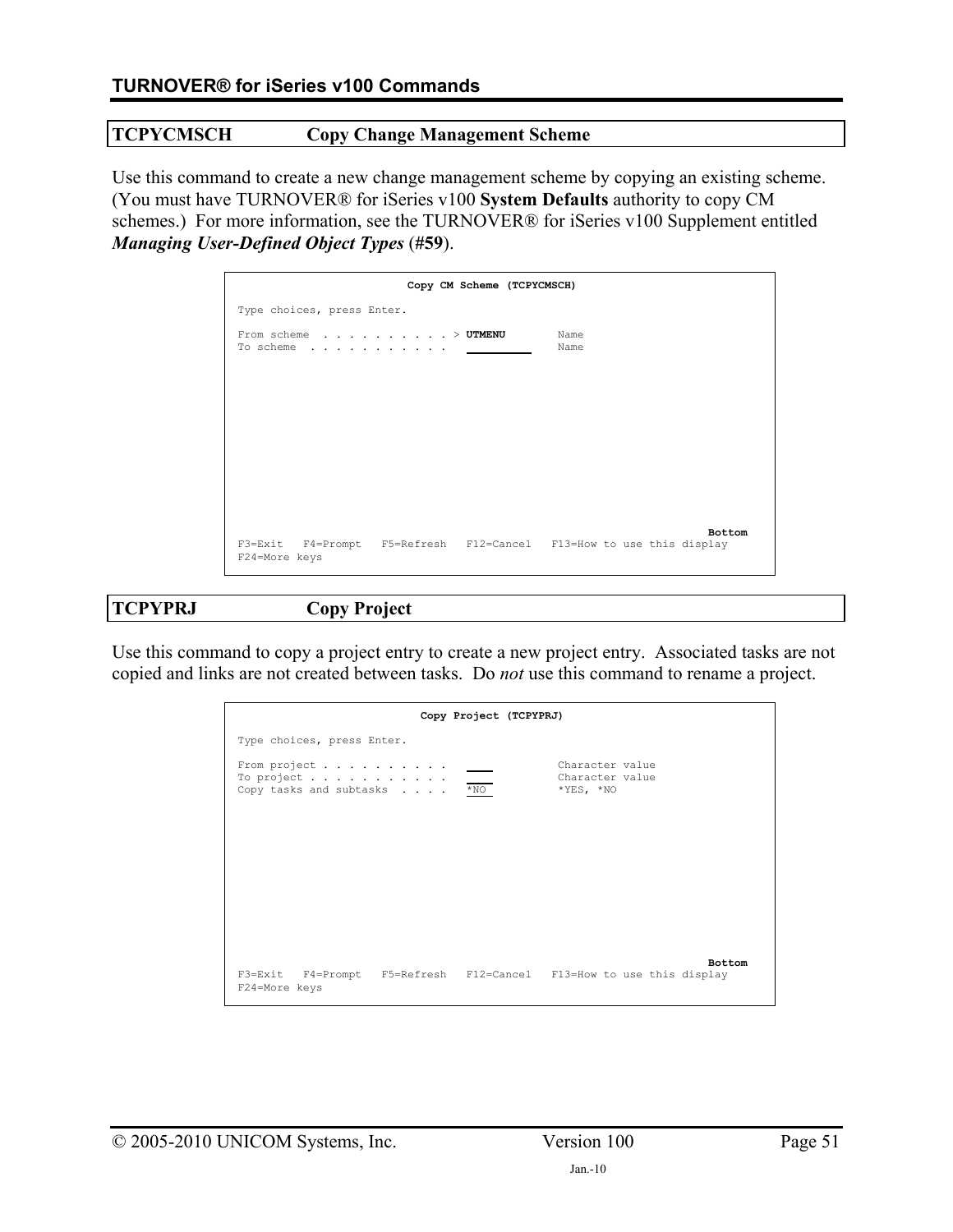## TCPYCMSCH Copy Change Management Scheme

Use this command to create a new change management scheme by copying an existing scheme. (You must have TURNOVER® for iSeries v100 **System Defaults** authority to copy CM schemes.) For more information, see the TURNOVER® for iSeries v100 Supplement entitled ***Managing User-Defined Object Types*** (**#59**).

```
                         Copy CM Scheme (TCPYCMSCH)

Type choices, press Enter.

From scheme  . . . . . . . . . . > UTMENU        Name
To scheme  . . . . . . . . . . .   __________    Name




















                                                                        Bottom
F3=Exit   F4=Prompt   F5=Refresh   F12=Cancel   F13=How to use this display
F24=More keys
```

## TCPYPRJ Copy Project

Use this command to copy a project entry to create a new project entry. Associated tasks are not copied and links are not created between tasks. Do *not* use this command to rename a project.

```
                         Copy Project (TCPYPRJ)

Type choices, press Enter.

From project . . . . . . . . . .   ____          Character value
To project . . . . . . . . . . .   ____          Character value
Copy tasks and subtasks  . . . .   *NO           *YES, *NO



















                                                                        Bottom
F3=Exit   F4=Prompt   F5=Refresh   F12=Cancel   F13=How to use this display
F24=More keys
```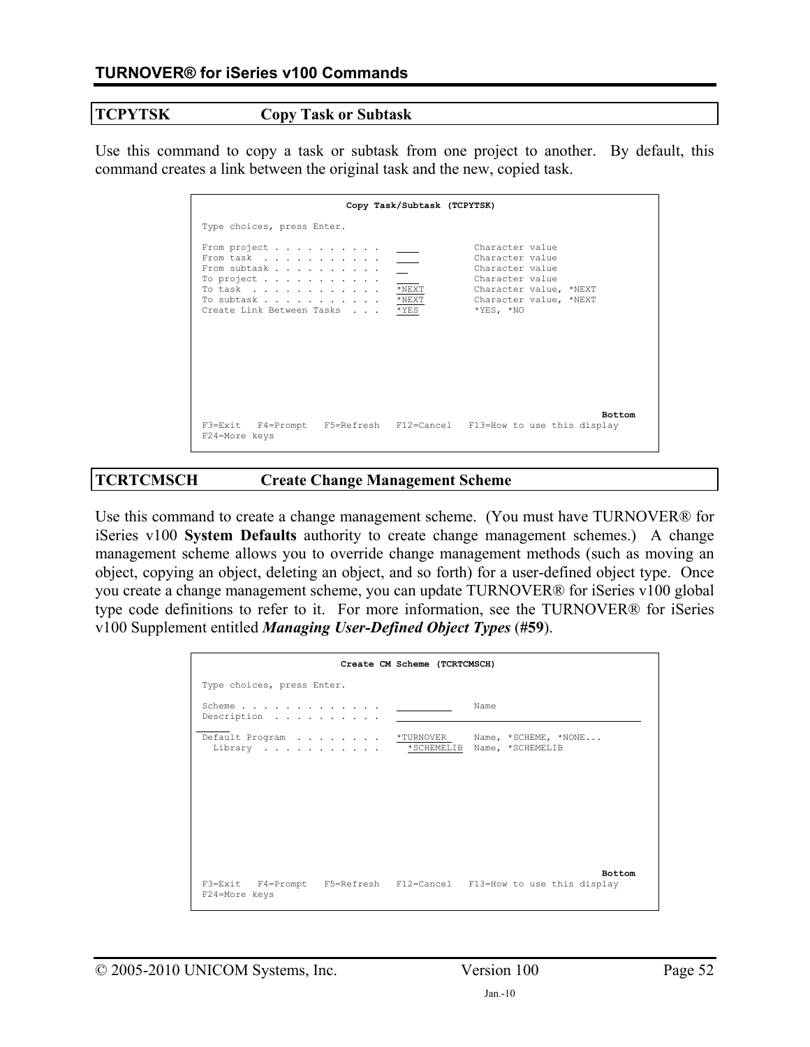## TCPYTSK Copy Task or Subtask

Use this command to copy a task or subtask from one project to another. By default, this command creates a link between the original task and the new, copied task.

```
                         Copy Task/Subtask (TCPYTSK)

 Type choices, press Enter.

 From project . . . . . . . . . .   ____          Character value
 From task  . . . . . . . . . . .   ____          Character value
 From subtask . . . . . . . . . .   __            Character value
 To project . . . . . . . . . . .   ____          Character value
 To task  . . . . . . . . . . . .   *NEXT         Character value, *NEXT
 To subtask . . . . . . . . . . .   *NEXT         Character value, *NEXT
 Create Link Between Tasks  . . .   *YES          *YES, *NO






                                                                     Bottom
 F3=Exit   F4=Prompt   F5=Refresh   F12=Cancel   F13=How to use this display
 F24=More keys
```

## TCRTCMSCH Create Change Management Scheme

Use this command to create a change management scheme. (You must have TURNOVER® for iSeries v100 **System Defaults** authority to create change management schemes.) A change management scheme allows you to override change management methods (such as moving an object, copying an object, deleting an object, and so forth) for a user-defined object type. Once you create a change management scheme, you can update TURNOVER® for iSeries v100 global type code definitions to refer to it. For more information, see the TURNOVER® for iSeries v100 Supplement entitled ***Managing User-Defined Object Types*** (**#59**).

```
                        Create CM Scheme (TCRTCMSCH)

 Type choices, press Enter.

 Scheme . . . . . . . . . . . . .   __________    Name
 Description  . . . . . . . . . .   ______________________________________

 Default Program  . . . . . . . .   *TURNOVER     Name, *SCHEME, *NONE...
   Library  . . . . . . . . . . .     *SCHEMELIB  Name, *SCHEMELIB






                                                                     Bottom
 F3=Exit   F4=Prompt   F5=Refresh   F12=Cancel   F13=How to use this display
 F24=More keys
```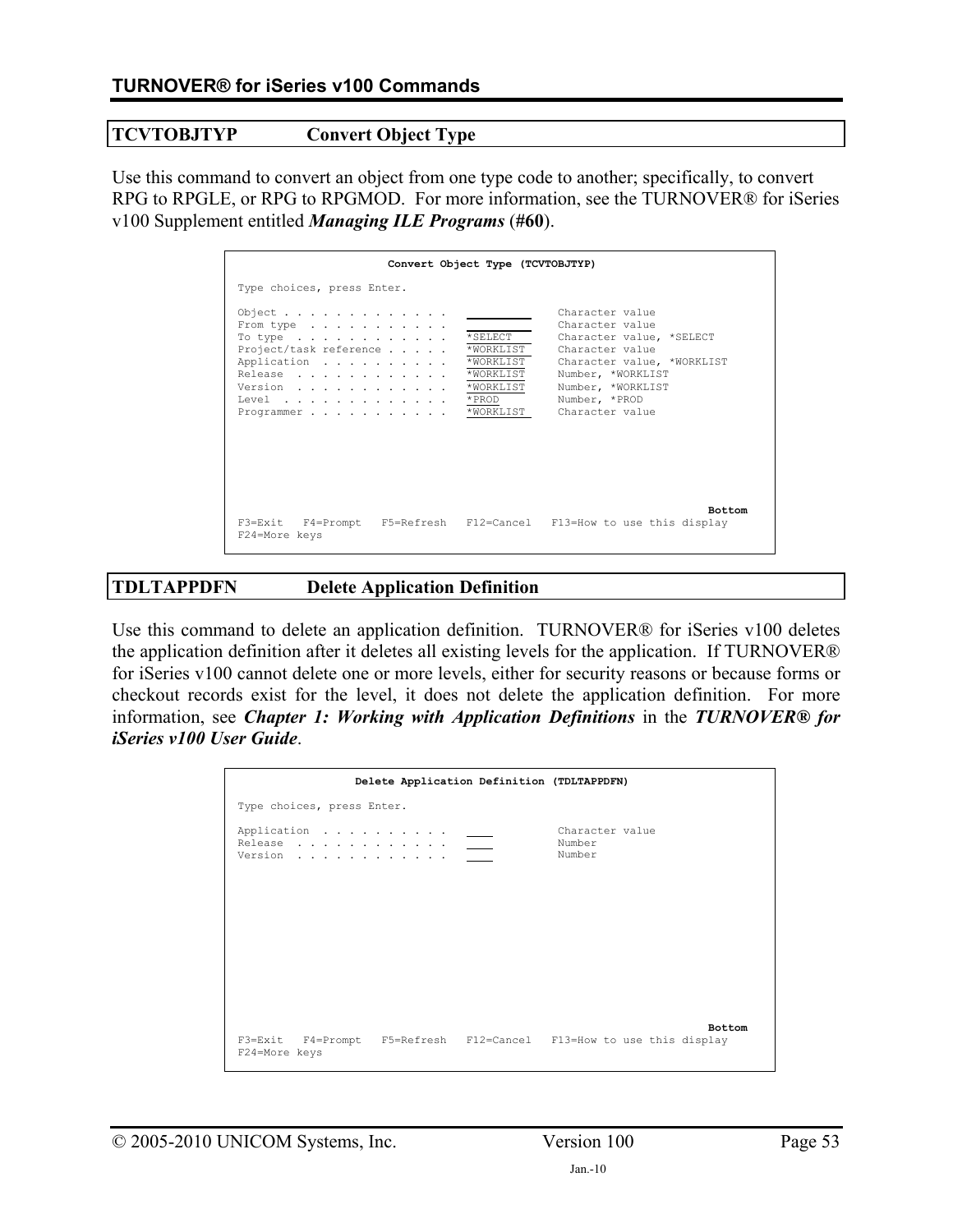## TCVTOBJTYP Convert Object Type

Use this command to convert an object from one type code to another; specifically, to convert RPG to RPGLE, or RPG to RPGMOD. For more information, see the TURNOVER® for iSeries v100 Supplement entitled ***Managing ILE Programs*** (**#60**).

```
                     Convert Object Type (TCVTOBJTYP)

Type choices, press Enter.

Object . . . . . . . . . . . . .   __________      Character value
From type  . . . . . . . . . . .                   Character value
To type  . . . . . . . . . . . .   *SELECT         Character value, *SELECT
Project/task reference . . . . .   *WORKLIST       Character value
Application  . . . . . . . . . .   *WORKLIST       Character value, *WORKLIST
Release  . . . . . . . . . . . .   *WORKLIST       Number, *WORKLIST
Version  . . . . . . . . . . . .   *WORKLIST       Number, *WORKLIST
Level  . . . . . . . . . . . . .   *PROD           Number, *PROD
Programmer . . . . . . . . . . .   *WORKLIST       Character value

                                                                        Bottom
F3=Exit   F4=Prompt   F5=Refresh   F12=Cancel   F13=How to use this display
F24=More keys
```

## TDLTAPPDFN Delete Application Definition

Use this command to delete an application definition. TURNOVER® for iSeries v100 deletes the application definition after it deletes all existing levels for the application. If TURNOVER® for iSeries v100 cannot delete one or more levels, either for security reasons or because forms or checkout records exist for the level, it does not delete the application definition. For more information, see ***Chapter 1: Working with Application Definitions*** in the ***TURNOVER® for iSeries v100 User Guide***.

```
                  Delete Application Definition (TDLTAPPDFN)

Type choices, press Enter.

Application  . . . . . . . . . .   ____            Character value
Release  . . . . . . . . . . . .   ____            Number
Version  . . . . . . . . . . . .   ____            Number

                                                                        Bottom
F3=Exit   F4=Prompt   F5=Refresh   F12=Cancel   F13=How to use this display
F24=More keys
```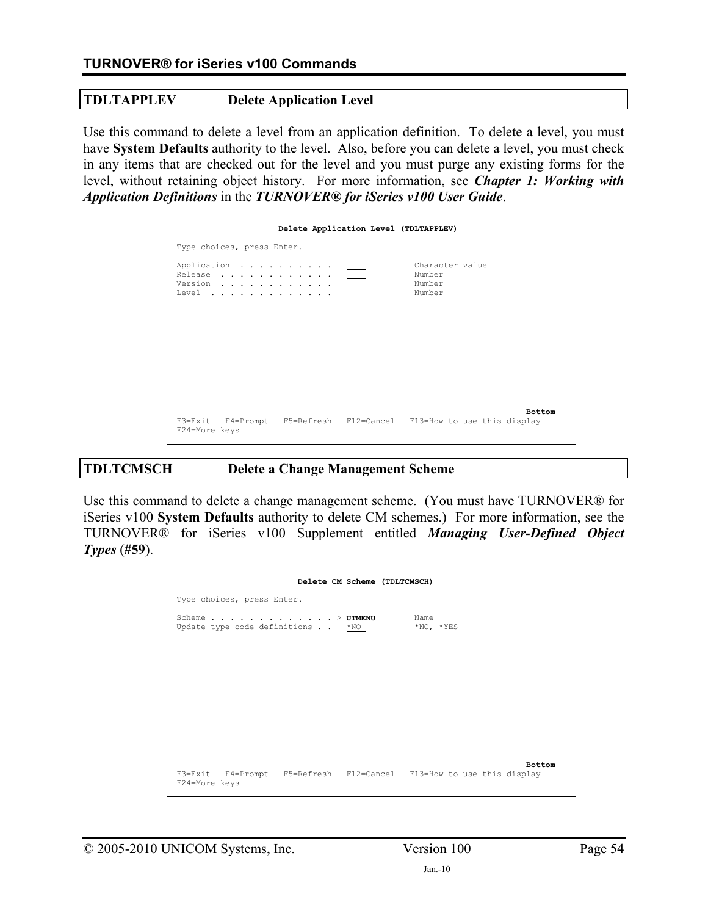## TDLTAPPLEV Delete Application Level

Use this command to delete a level from an application definition. To delete a level, you must have **System Defaults** authority to the level. Also, before you can delete a level, you must check in any items that are checked out for the level and you must purge any existing forms for the level, without retaining object history. For more information, see ***Chapter 1: Working with Application Definitions*** in the ***TURNOVER® for iSeries v100 User Guide***.

```
                    Delete Application Level (TDLTAPPLEV)

Type choices, press Enter.

Application  . . . . . . . . . .   ____          Character value
Release  . . . . . . . . . . . .   ____          Number
Version  . . . . . . . . . . . .   ____          Number
Level  . . . . . . . . . . . . .   ____          Number















                                                                      Bottom
F3=Exit   F4=Prompt   F5=Refresh   F12=Cancel   F13=How to use this display
F24=More keys
```

## TDLTCMSCH Delete a Change Management Scheme

Use this command to delete a change management scheme. (You must have TURNOVER® for iSeries v100 **System Defaults** authority to delete CM schemes.) For more information, see the TURNOVER® for iSeries v100 Supplement entitled ***Managing User-Defined Object Types*** (**#59**).

```
                        Delete CM Scheme (TDLTCMSCH)

Type choices, press Enter.

Scheme . . . . . . . . . . . . . > UTMENU        Name
Update type code definitions . .   *NO           *NO, *YES

















                                                                      Bottom
F3=Exit   F4=Prompt   F5=Refresh   F12=Cancel   F13=How to use this display
F24=More keys
```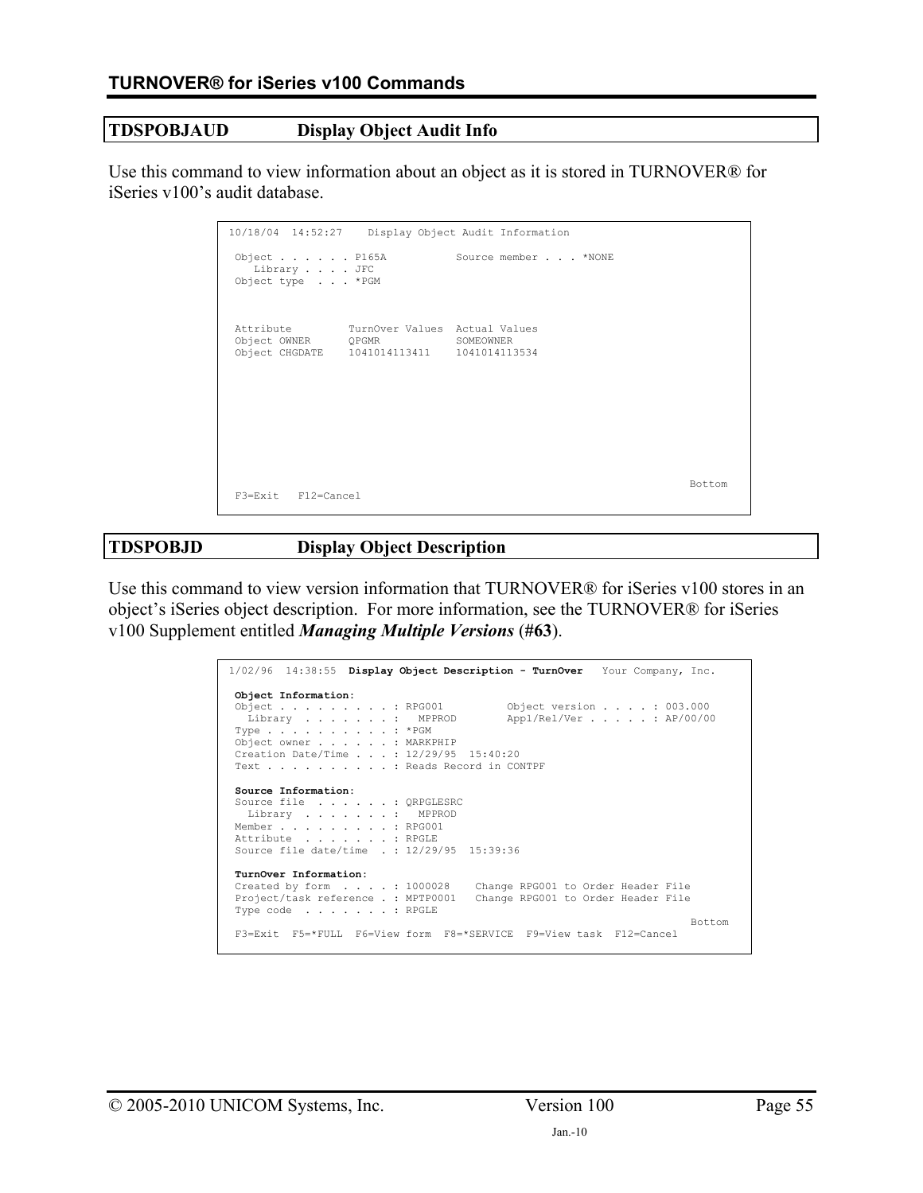## TDSPOBJAUD Display Object Audit Info

Use this command to view information about an object as it is stored in TURNOVER® for iSeries v100's audit database.

```
10/18/04  14:52:27    Display Object Audit Information

 Object . . . . . . P165A           Source member . . . *NONE
    Library . . . . JFC
 Object type  . . . *PGM



 Attribute         TurnOver Values  Actual Values
 Object OWNER      QPGMR            SOMEOWNER
 Object CHGDATE    1041014113411    1041014113534









                                                                     Bottom
 F3=Exit   F12=Cancel
```

## TDSPOBJD Display Object Description

Use this command to view version information that TURNOVER® for iSeries v100 stores in an object's iSeries object description. For more information, see the TURNOVER® for iSeries v100 Supplement entitled ***Managing Multiple Versions*** (**#63**).

```
1/02/96  14:38:55  Display Object Description - TurnOver   Your Company, Inc.

 Object Information:
 Object . . . . . . . . . : RPG001          Object version . . . . : 003.000
   Library  . . . . . . . :   MPPROD        Appl/Rel/Ver . . . . . : AP/00/00
 Type . . . . . . . . . . : *PGM
 Object owner . . . . . . : MARKPHIP
 Creation Date/Time . . . : 12/29/95  15:40:20
 Text . . . . . . . . . . : Reads Record in CONTPF

 Source Information:
 Source file  . . . . . . : QRPGLESRC
   Library  . . . . . . . :   MPPROD
 Member . . . . . . . . . : RPG001
 Attribute  . . . . . . . : RPGLE
 Source file date/time  . : 12/29/95  15:39:36

 TurnOver Information:
 Created by form  . . . . : 1000028    Change RPG001 to Order Header File
 Project/task reference . : MPTP0001   Change RPG001 to Order Header File
 Type code  . . . . . . . : RPGLE
                                                                     Bottom
 F3=Exit  F5=*FULL  F6=View form  F8=*SERVICE  F9=View task  F12=Cancel
```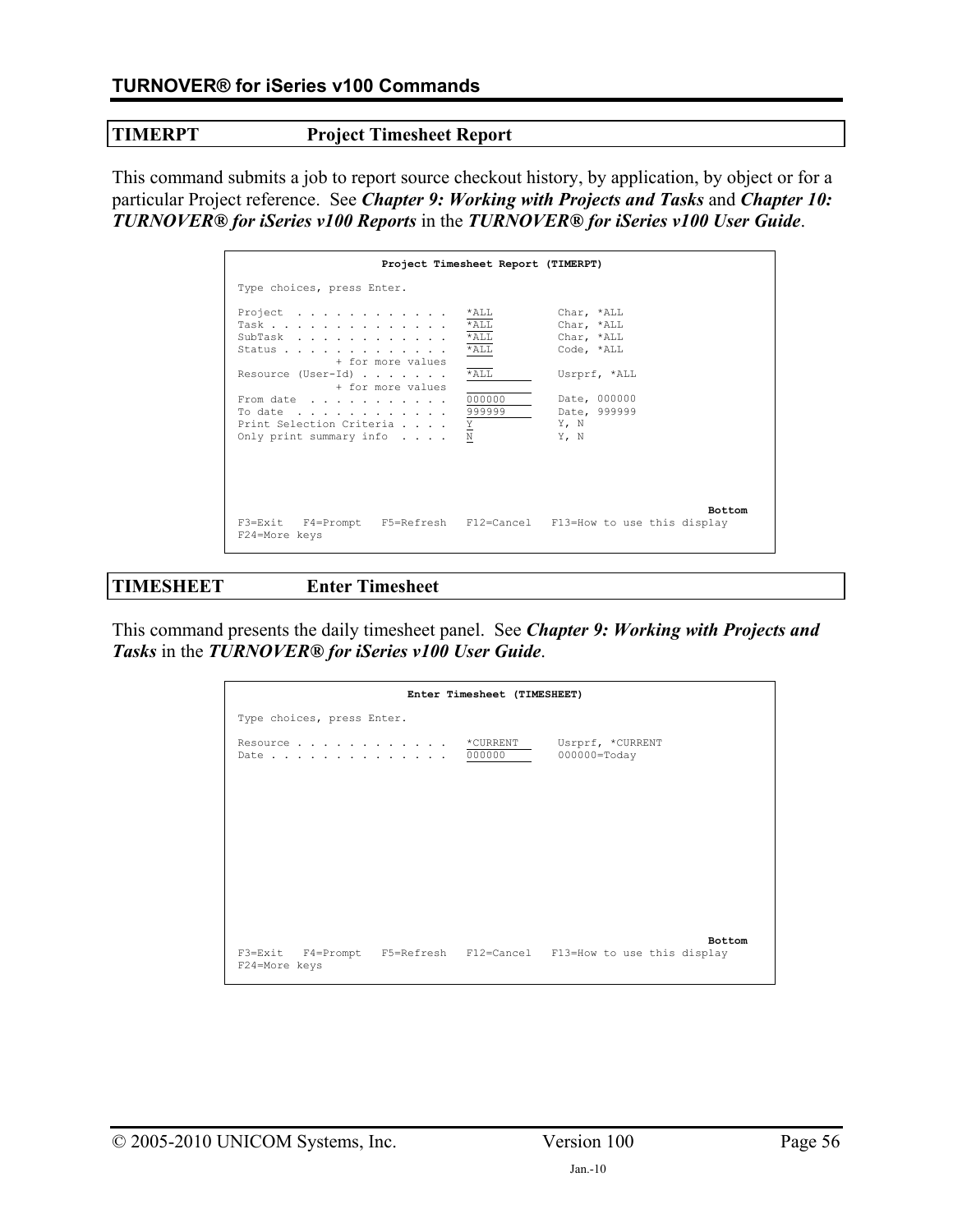## TIMERPT Project Timesheet Report

This command submits a job to report source checkout history, by application, by object or for a particular Project reference. See ***Chapter 9: Working with Projects and Tasks*** and ***Chapter 10: TURNOVER® for iSeries v100 Reports*** in the ***TURNOVER® for iSeries v100 User Guide***.

```
                     Project Timesheet Report (TIMERPT)

Type choices, press Enter.

Project  . . . . . . . . . . . .   *ALL          Char, *ALL
Task . . . . . . . . . . . . . .   *ALL          Char, *ALL
SubTask  . . . . . . . . . . . .   *ALL          Char, *ALL
Status . . . . . . . . . . . . .   *ALL          Code, *ALL
               + for more values
Resource (User-Id) . . . . . . .   *ALL          Usrprf, *ALL
               + for more values
From date  . . . . . . . . . . .   000000        Date, 000000
To date  . . . . . . . . . . . .   999999        Date, 999999
Print Selection Criteria . . . .   Y             Y, N
Only print summary info  . . . .   N             Y, N






                                                                        Bottom
F3=Exit   F4=Prompt   F5=Refresh   F12=Cancel   F13=How to use this display
F24=More keys
```

## TIMESHEET Enter Timesheet

This command presents the daily timesheet panel. See ***Chapter 9: Working with Projects and Tasks*** in the ***TURNOVER® for iSeries v100 User Guide***.

```
                        Enter Timesheet (TIMESHEET)

Type choices, press Enter.

Resource . . . . . . . . . . . .   *CURRENT      Usrprf, *CURRENT
Date . . . . . . . . . . . . . .   000000        000000=Today














                                                                        Bottom
F3=Exit   F4=Prompt   F5=Refresh   F12=Cancel   F13=How to use this display
F24=More keys
```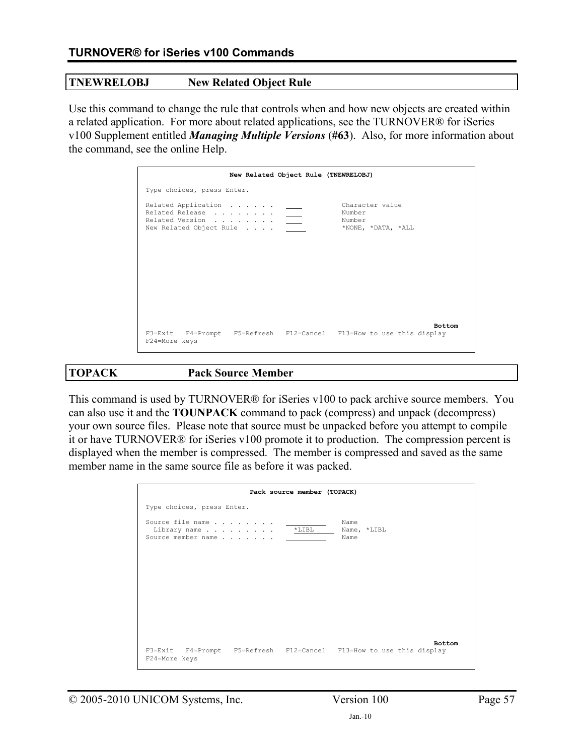## TNEWRELOBJ New Related Object Rule

Use this command to change the rule that controls when and how new objects are created within a related application. For more about related applications, see the TURNOVER® for iSeries v100 Supplement entitled ***Managing Multiple Versions*** (**#63**). Also, for more information about the command, see the online Help.

```
                    New Related Object Rule (TNEWRELOBJ)

Type choices, press Enter.

Related Application  . . . . . .   ____          Character value
Related Release  . . . . . . . .   ____          Number
Related Version  . . . . . . . .   ____          Number
New Related Object Rule  . . . .   _____         *NONE, *DATA, *ALL

                                                                      Bottom
F3=Exit   F4=Prompt   F5=Refresh   F12=Cancel   F13=How to use this display
F24=More keys
```

## TOPACK Pack Source Member

This command is used by TURNOVER® for iSeries v100 to pack archive source members. You can also use it and the **TOUNPACK** command to pack (compress) and unpack (decompress) your own source files. Please note that source must be unpacked before you attempt to compile it or have TURNOVER® for iSeries v100 promote it to production. The compression percent is displayed when the member is compressed. The member is compressed and saved as the same member name in the same source file as before it was packed.

```
                         Pack source member (TOPACK)

Type choices, press Enter.

Source file name . . . . . . . .   __________    Name
  Library name . . . . . . . . .     *LIBL       Name, *LIBL
Source member name . . . . . . .   __________    Name

                                                                      Bottom
F3=Exit   F4=Prompt   F5=Refresh   F12=Cancel   F13=How to use this display
F24=More keys
```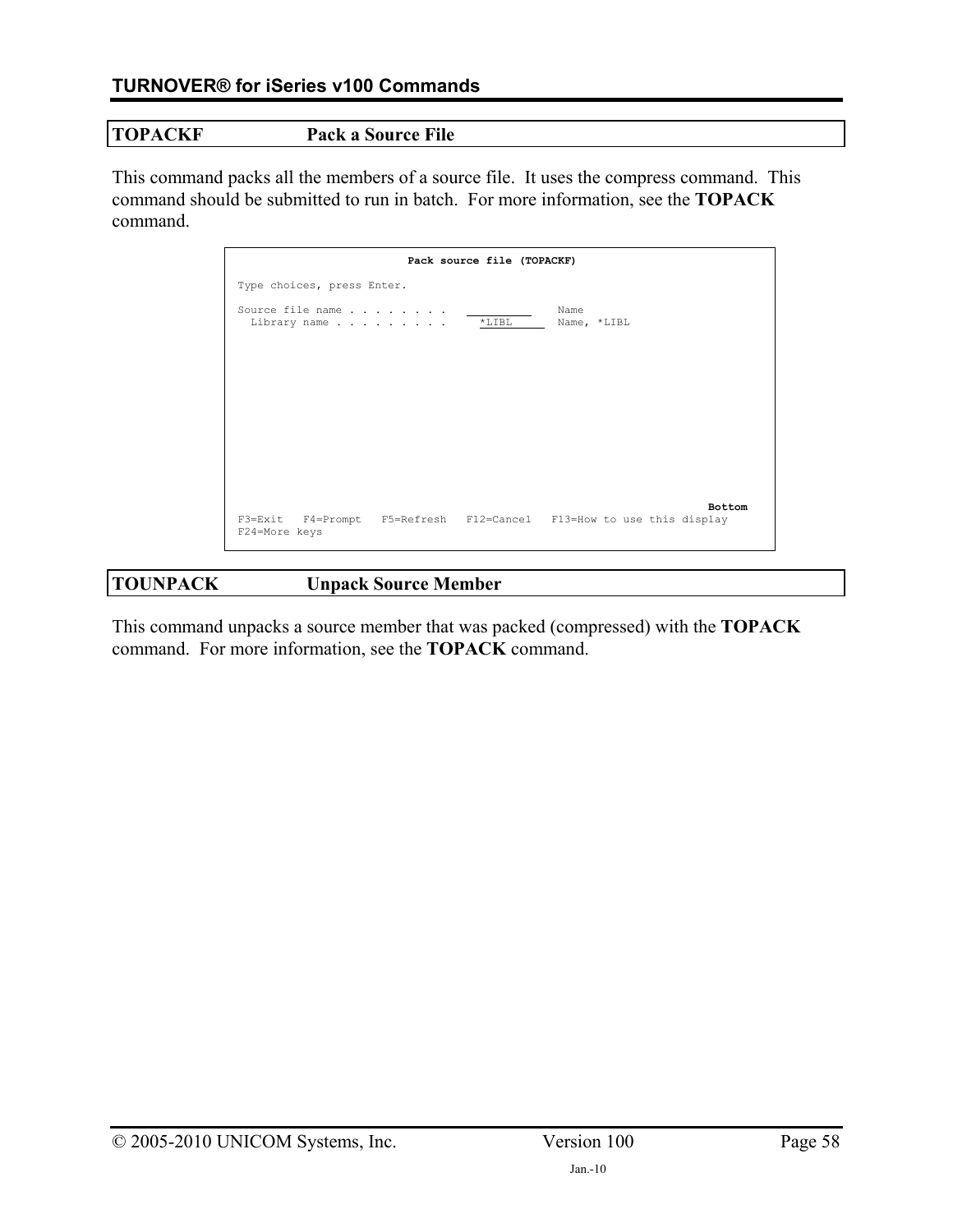## TOPACKF Pack a Source File

This command packs all the members of a source file. It uses the compress command. This command should be submitted to run in batch. For more information, see the **TOPACK** command.

```
                         Pack source file (TOPACKF)

Type choices, press Enter.

Source file name . . . . . . . .   __________   Name
  Library name . . . . . . . . .     *LIBL      Name, *LIBL

























                                                                      Bottom
F3=Exit   F4=Prompt   F5=Refresh   F12=Cancel   F13=How to use this display
F24=More keys
```

## TOUNPACK Unpack Source Member

This command unpacks a source member that was packed (compressed) with the **TOPACK** command. For more information, see the **TOPACK** command.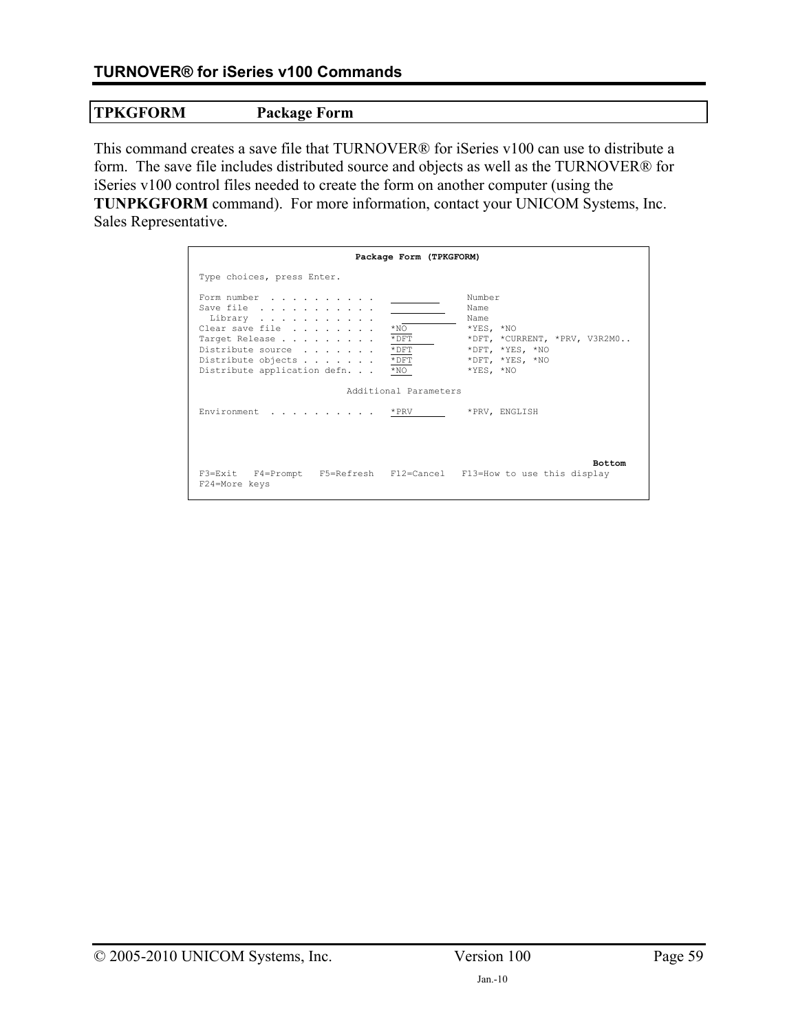## TPKGFORM Package Form

This command creates a save file that TURNOVER® for iSeries v100 can use to distribute a form. The save file includes distributed source and objects as well as the TURNOVER® for iSeries v100 control files needed to create the form on another computer (using the **TUNPKGFORM** command). For more information, contact your UNICOM Systems, Inc. Sales Representative.

```
                           Package Form (TPKGFORM)

 Type choices, press Enter.

 Form number  . . . . . . . . . .   _________     Number
 Save file  . . . . . . . . . . .   __________    Name
   Library  . . . . . . . . . . .     __________  Name
 Clear save file  . . . . . . . .   *NO           *YES, *NO
 Target Release . . . . . . . . .   *DFT          *DFT, *CURRENT, *PRV, V3R2M0..
 Distribute source  . . . . . . .   *DFT          *DFT, *YES, *NO
 Distribute objects . . . . . . .   *DFT          *DFT, *YES, *NO
 Distribute application defn. . .   *NO           *YES, *NO

                           Additional Parameters

 Environment  . . . . . . . . . .   *PRV          *PRV, ENGLISH




                                                                          Bottom
 F3=Exit   F4=Prompt   F5=Refresh   F12=Cancel   F13=How to use this display
 F24=More keys
```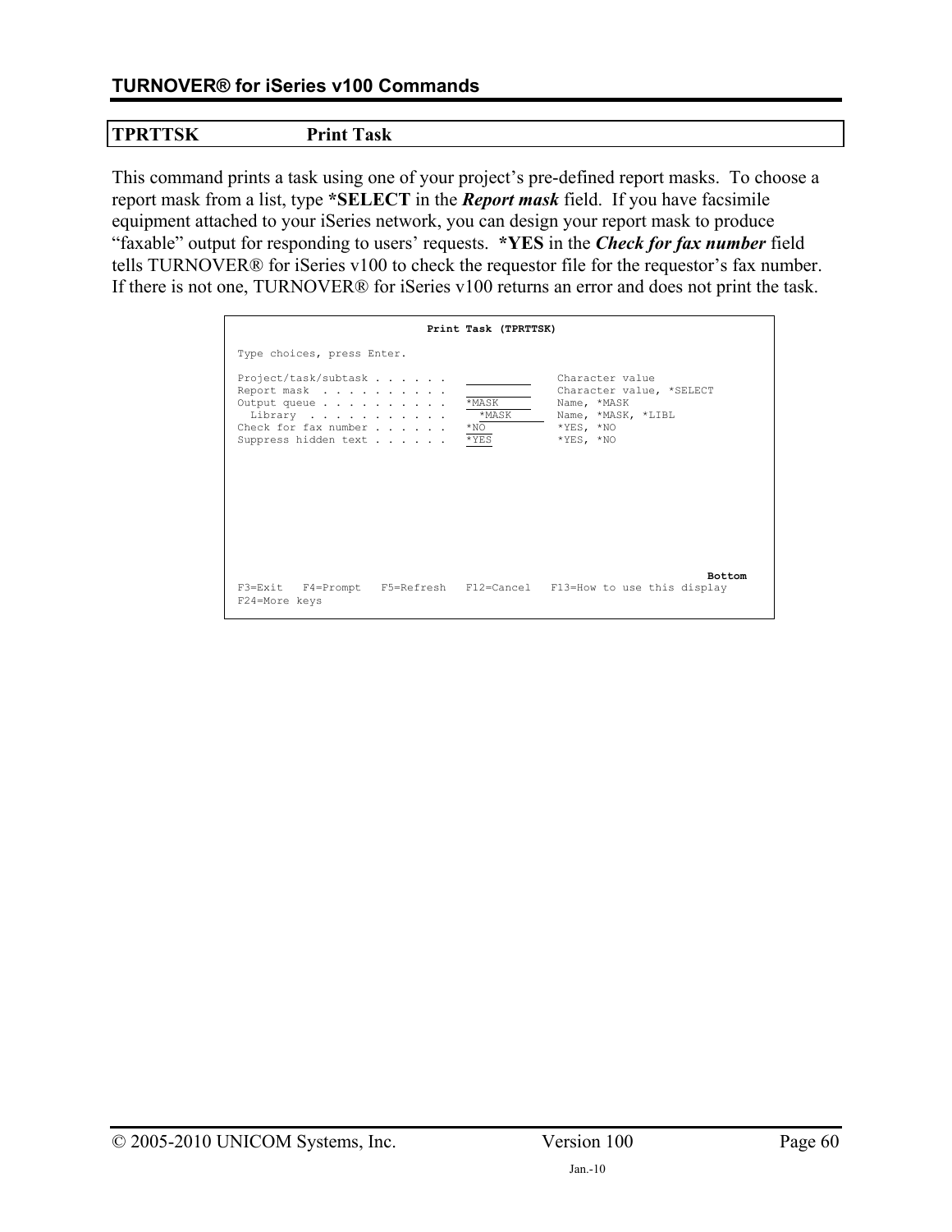## TPRTTSK Print Task

This command prints a task using one of your project's pre-defined report masks. To choose a report mask from a list, type **\*SELECT** in the ***Report mask*** field. If you have facsimile equipment attached to your iSeries network, you can design your report mask to produce "faxable" output for responding to users' requests. **\*YES** in the ***Check for fax number*** field tells TURNOVER® for iSeries v100 to check the requestor file for the requestor's fax number. If there is not one, TURNOVER® for iSeries v100 returns an error and does not print the task.

```
                              Print Task (TPRTTSK)

Type choices, press Enter.

Project/task/subtask . . . . . .   __________    Character value
Report mask  . . . . . . . . . .   __________    Character value, *SELECT
Output queue . . . . . . . . . .   *MASK         Name, *MASK
  Library  . . . . . . . . . . .     *MASK       Name, *MASK, *LIBL
Check for fax number . . . . . .   *NO           *YES, *NO
Suppress hidden text . . . . . .   *YES          *YES, *NO

                                                                         Bottom
F3=Exit   F4=Prompt   F5=Refresh   F12=Cancel   F13=How to use this display
F24=More keys
```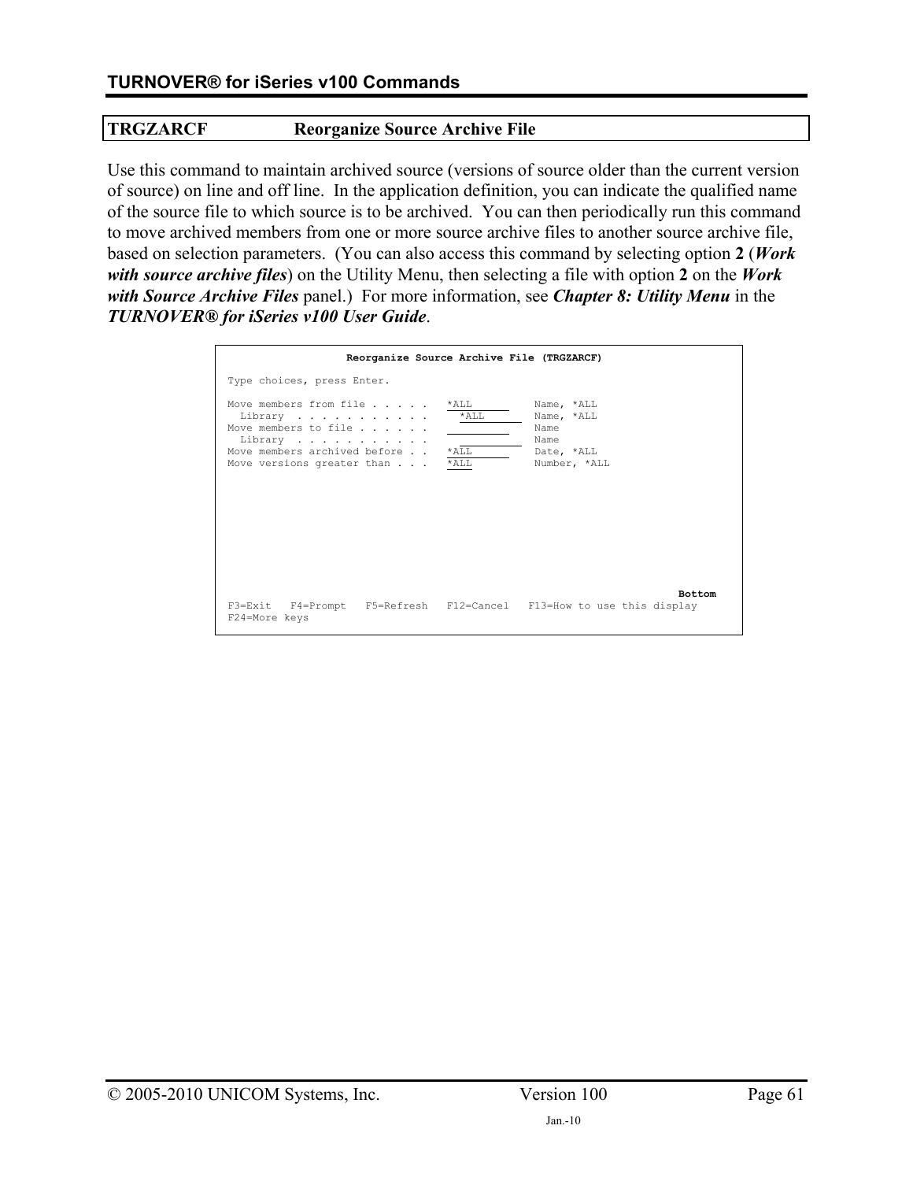## TRGZARCF Reorganize Source Archive File

Use this command to maintain archived source (versions of source older than the current version of source) on line and off line. In the application definition, you can indicate the qualified name of the source file to which source is to be archived. You can then periodically run this command to move archived members from one or more source archive files to another source archive file, based on selection parameters. (You can also access this command by selecting option **2** (***Work with source archive files***) on the Utility Menu, then selecting a file with option **2** on the ***Work with Source Archive Files*** panel.) For more information, see ***Chapter 8: Utility Menu*** in the ***TURNOVER® for iSeries v100 User Guide***.

```
                   Reorganize Source Archive File (TRGZARCF)

 Type choices, press Enter.

 Move members from file . . . . .   *ALL          Name, *ALL
   Library  . . . . . . . . . . .     *ALL        Name, *ALL
 Move members to file . . . . . .                 Name
   Library  . . . . . . . . . . .                 Name
 Move members archived before . .   *ALL          Date, *ALL
 Move versions greater than . . .   *ALL          Number, *ALL

                                                                        Bottom
 F3=Exit   F4=Prompt   F5=Refresh   F12=Cancel   F13=How to use this display
 F24=More keys
```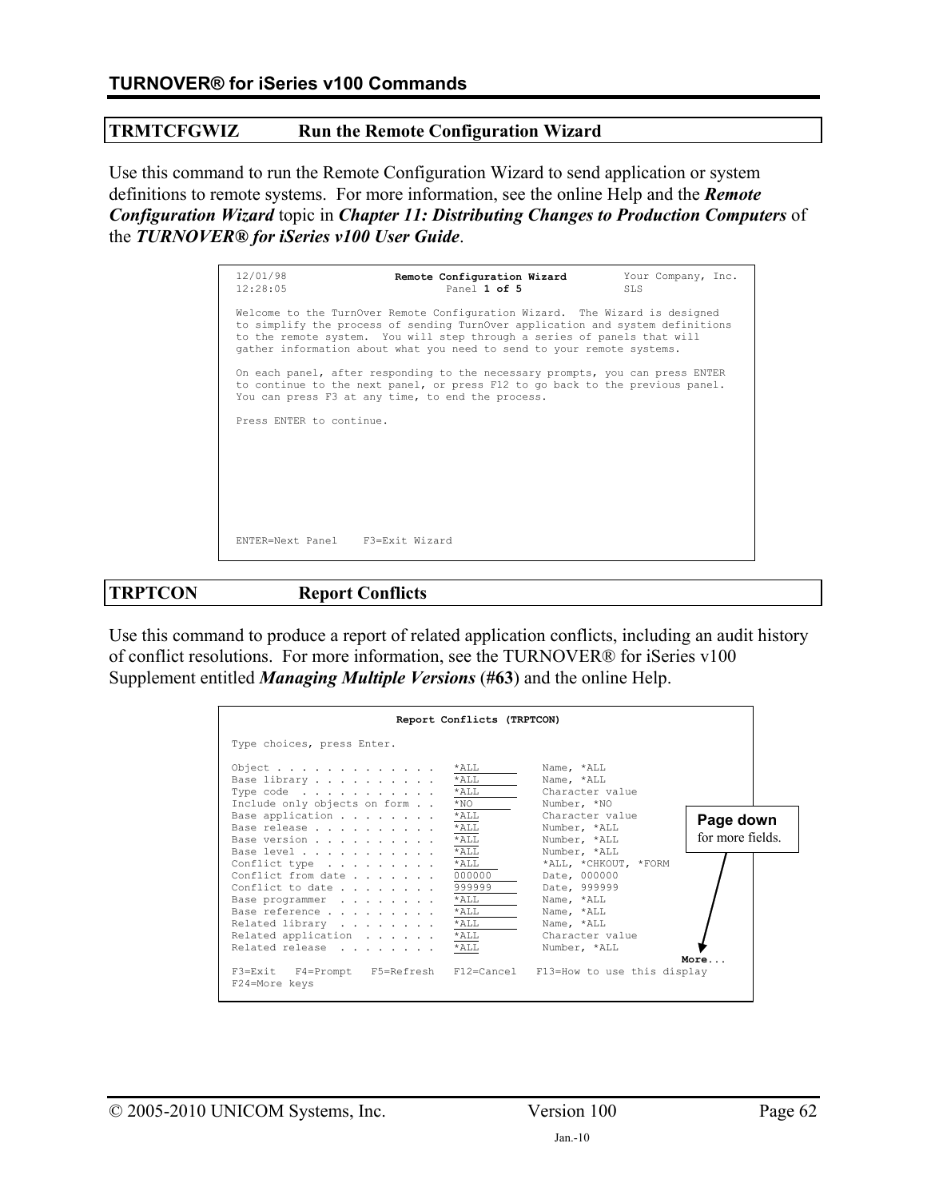## TRMTCFGWIZ Run the Remote Configuration Wizard

Use this command to run the Remote Configuration Wizard to send application or system definitions to remote systems. For more information, see the online Help and the ***Remote Configuration Wizard*** topic in ***Chapter 11: Distributing Changes to Production Computers*** of the ***TURNOVER® for iSeries v100 User Guide***.

```
12/01/98                 Remote Configuration Wizard          Your Company, Inc.
12:28:05                         Panel 1 of 5                 SLS

Welcome to the TurnOver Remote Configuration Wizard.  The Wizard is designed
to simplify the process of sending TurnOver application and system definitions
to the remote system.  You will step through a series of panels that will
gather information about what you need to send to your remote systems.

On each panel, after responding to the necessary prompts, you can press ENTER
to continue to the next panel, or press F12 to go back to the previous panel.
You can press F3 at any time, to end the process.

Press ENTER to continue.









ENTER=Next Panel    F3=Exit Wizard
```

## TRPTCON Report Conflicts

Use this command to produce a report of related application conflicts, including an audit history of conflict resolutions. For more information, see the TURNOVER® for iSeries v100 Supplement entitled ***Managing Multiple Versions*** (**#63**) and the online Help.

```
                          Report Conflicts (TRPTCON)

Type choices, press Enter.

Object . . . . . . . . . . . . .   *ALL          Name, *ALL
Base library . . . . . . . . . .   *ALL          Name, *ALL
Type code  . . . . . . . . . . .   *ALL          Character value
Include only objects on form . .   *NO           Number, *NO
Base application . . . . . . . .   *ALL          Character value
Base release . . . . . . . . . .   *ALL          Number, *ALL
Base version . . . . . . . . . .   *ALL          Number, *ALL
Base level . . . . . . . . . . .   *ALL          Number, *ALL
Conflict type  . . . . . . . . .   *ALL          *ALL, *CHKOUT, *FORM
Conflict from date . . . . . . .   000000        Date, 000000
Conflict to date . . . . . . . .   999999        Date, 999999
Base programmer  . . . . . . . .   *ALL          Name, *ALL
Base reference . . . . . . . . .   *ALL          Name, *ALL
Related library  . . . . . . . .   *ALL          Name, *ALL
Related application  . . . . . .   *ALL          Character value
Related release  . . . . . . . .   *ALL          Number, *ALL
                                                                        More...
F3=Exit   F4=Prompt   F5=Refresh   F12=Cancel   F13=How to use this display
F24=More keys
```

**Page down** for more fields.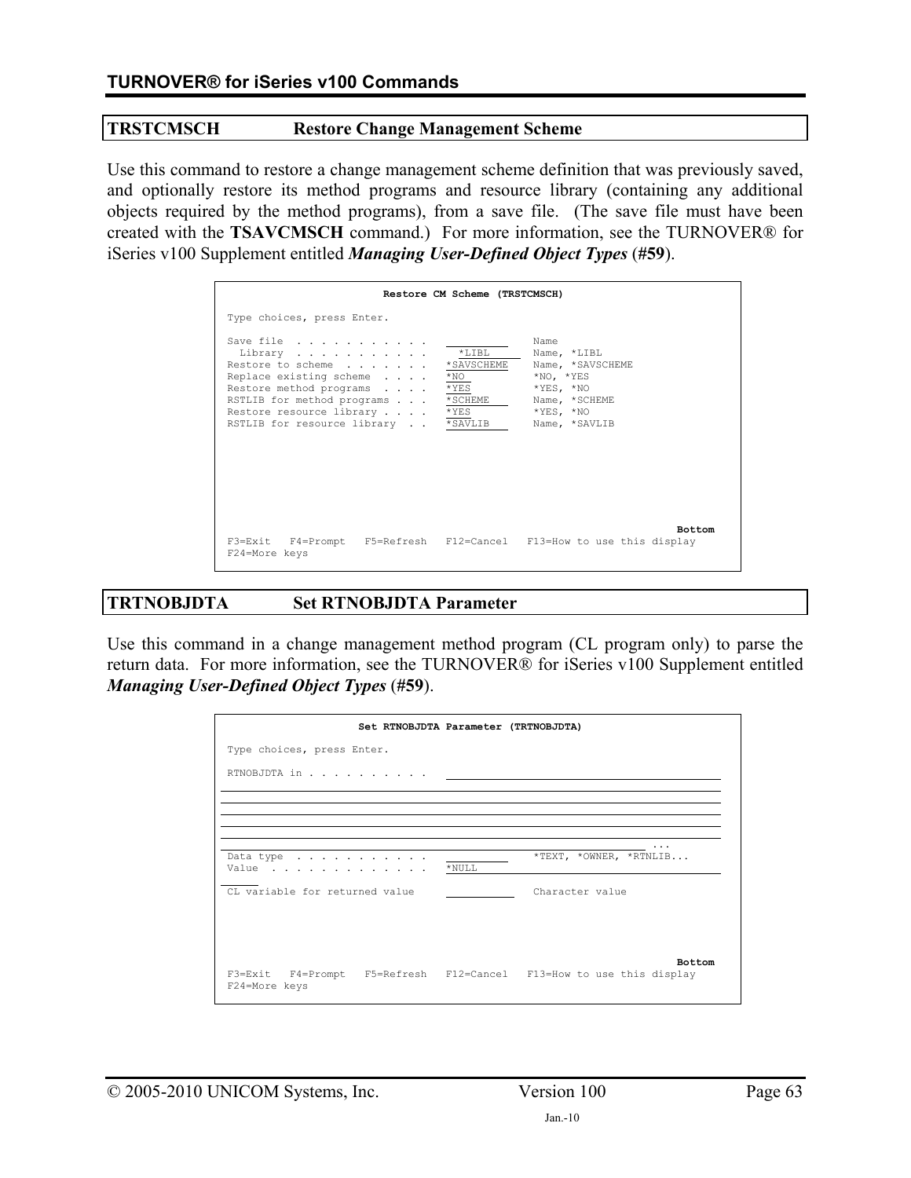## TRSTCMSCH Restore Change Management Scheme

Use this command to restore a change management scheme definition that was previously saved, and optionally restore its method programs and resource library (containing any additional objects required by the method programs), from a save file. (The save file must have been created with the **TSAVCMSCH** command.) For more information, see the TURNOVER® for iSeries v100 Supplement entitled ***Managing User-Defined Object Types*** (**#59**).

```
                     Restore CM Scheme (TRSTCMSCH)

Type choices, press Enter.

Save file  . . . . . . . . . . .   __________    Name
  Library  . . . . . . . . . . .     *LIBL       Name, *LIBL
Restore to scheme  . . . . . . .   *SAVSCHEME    Name, *SAVSCHEME
Replace existing scheme  . . . .   *NO           *NO, *YES
Restore method programs  . . . .   *YES          *YES, *NO
RSTLIB for method programs . . .   *SCHEME       Name, *SCHEME
Restore resource library . . . .   *YES          *YES, *NO
RSTLIB for resource library  . .   *SAVLIB       Name, *SAVLIB




                                                                   Bottom
F3=Exit   F4=Prompt   F5=Refresh   F12=Cancel   F13=How to use this display
F24=More keys
```

## TRTNOBJDTA Set RTNOBJDTA Parameter

Use this command in a change management method program (CL program only) to parse the return data. For more information, see the TURNOVER® for iSeries v100 Supplement entitled ***Managing User-Defined Object Types*** (**#59**).

```
                 Set RTNOBJDTA Parameter (TRTNOBJDTA)

Type choices, press Enter.

RTNOBJDTA in . . . . . . . . . .   ____________________________________







                                                                 ...
Data type  . . . . . . . . . . .   __________    *TEXT, *OWNER, *RTNLIB...
Value  . . . . . . . . . . . . .   *NULL

CL variable for returned value     __________    Character value



                                                                   Bottom
F3=Exit   F4=Prompt   F5=Refresh   F12=Cancel   F13=How to use this display
F24=More keys
```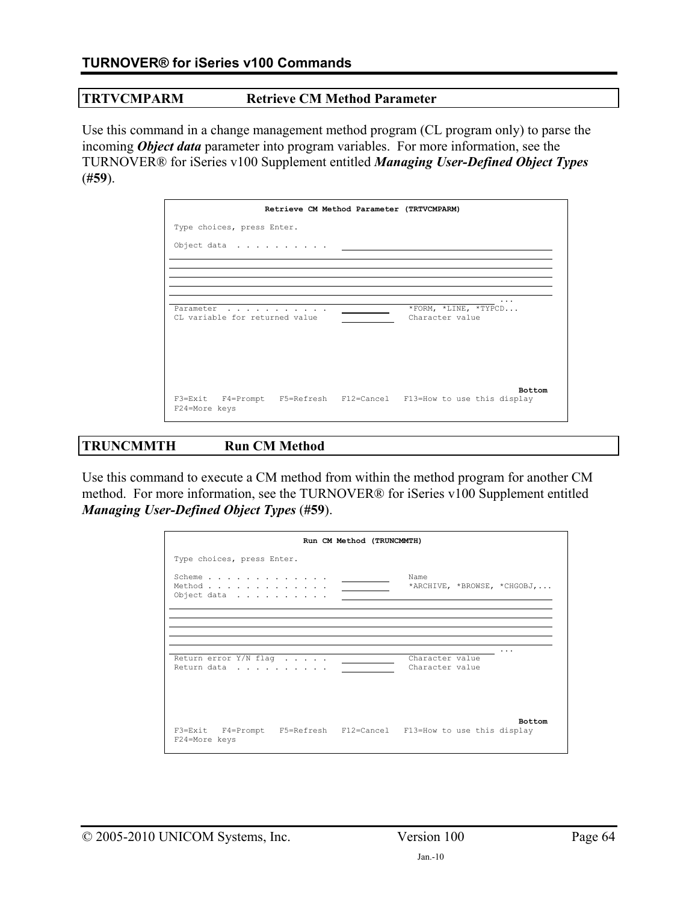## TRTVCMPARM Retrieve CM Method Parameter

Use this command in a change management method program (CL program only) to parse the incoming ***Object data*** parameter into program variables. For more information, see the TURNOVER® for iSeries v100 Supplement entitled ***Managing User-Defined Object Types*** (**#59**).

```
                 Retrieve CM Method Parameter (TRTVCMPARM)

 Type choices, press Enter.

 Object data  . . . . . . . . . .   ________________________________________
 ___________________________________________________________________________
 ___________________________________________________________________________
 ___________________________________________________________________________
 ___________________________________________________________________________
 ___________________________________________________________________________
 ______________________________________________________________________ ...
 Parameter  . . . . . . . . . . .   __________     *FORM, *LINE, *TYPCD...
 CL variable for returned value     __________     Character value




                                                                     Bottom
 F3=Exit   F4=Prompt   F5=Refresh   F12=Cancel   F13=How to use this display
 F24=More keys
```

## TRUNCMMTH Run CM Method

Use this command to execute a CM method from within the method program for another CM method. For more information, see the TURNOVER® for iSeries v100 Supplement entitled ***Managing User-Defined Object Types*** (**#59**).

```
                        Run CM Method (TRUNCMMTH)

 Type choices, press Enter.

 Scheme . . . . . . . . . . . . .   __________     Name
 Method . . . . . . . . . . . . .   __________     *ARCHIVE, *BROWSE, *CHGOBJ,...
 Object data  . . . . . . . . . .   ________________________________________
 ___________________________________________________________________________
 ___________________________________________________________________________
 ___________________________________________________________________________
 ___________________________________________________________________________
 ___________________________________________________________________________
 ______________________________________________________________________ ...
 Return error Y/N flag  . . . . .   __________     Character value
 Return data  . . . . . . . . . .   __________     Character value



                                                                     Bottom
 F3=Exit   F4=Prompt   F5=Refresh   F12=Cancel   F13=How to use this display
 F24=More keys
```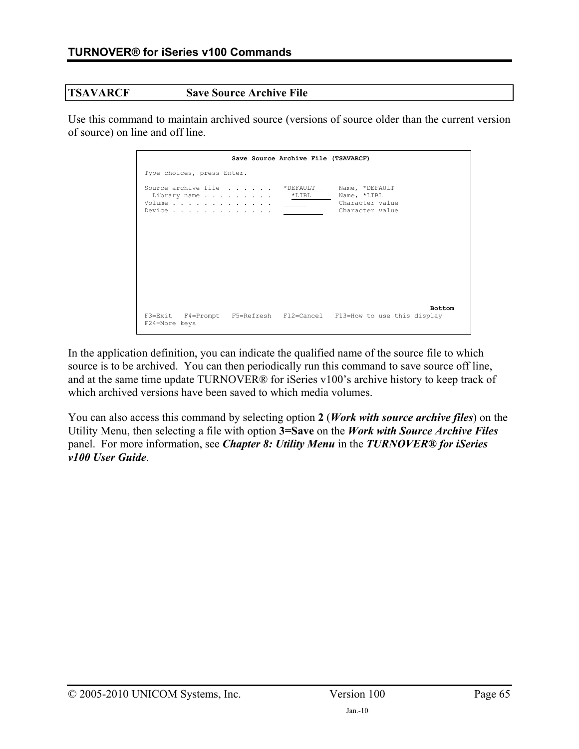## TSAVARCF Save Source Archive File

Use this command to maintain archived source (versions of source older than the current version of source) on line and off line.

```
                     Save Source Archive File (TSAVARCF)

Type choices, press Enter.

Source archive file  . . . . . .   *DEFAULT      Name, *DEFAULT
  Library name . . . . . . . . .     *LIBL       Name, *LIBL
Volume . . . . . . . . . . . . .                 Character value
Device . . . . . . . . . . . . .                 Character value

                                                                        Bottom
F3=Exit   F4=Prompt   F5=Refresh   F12=Cancel   F13=How to use this display
F24=More keys
```

In the application definition, you can indicate the qualified name of the source file to which source is to be archived. You can then periodically run this command to save source off line, and at the same time update TURNOVER® for iSeries v100's archive history to keep track of which archived versions have been saved to which media volumes.

You can also access this command by selecting option **2** (***Work with source archive files***) on the Utility Menu, then selecting a file with option **3=Save** on the ***Work with Source Archive Files*** panel. For more information, see ***Chapter 8: Utility Menu*** in the ***TURNOVER® for iSeries v100 User Guide***.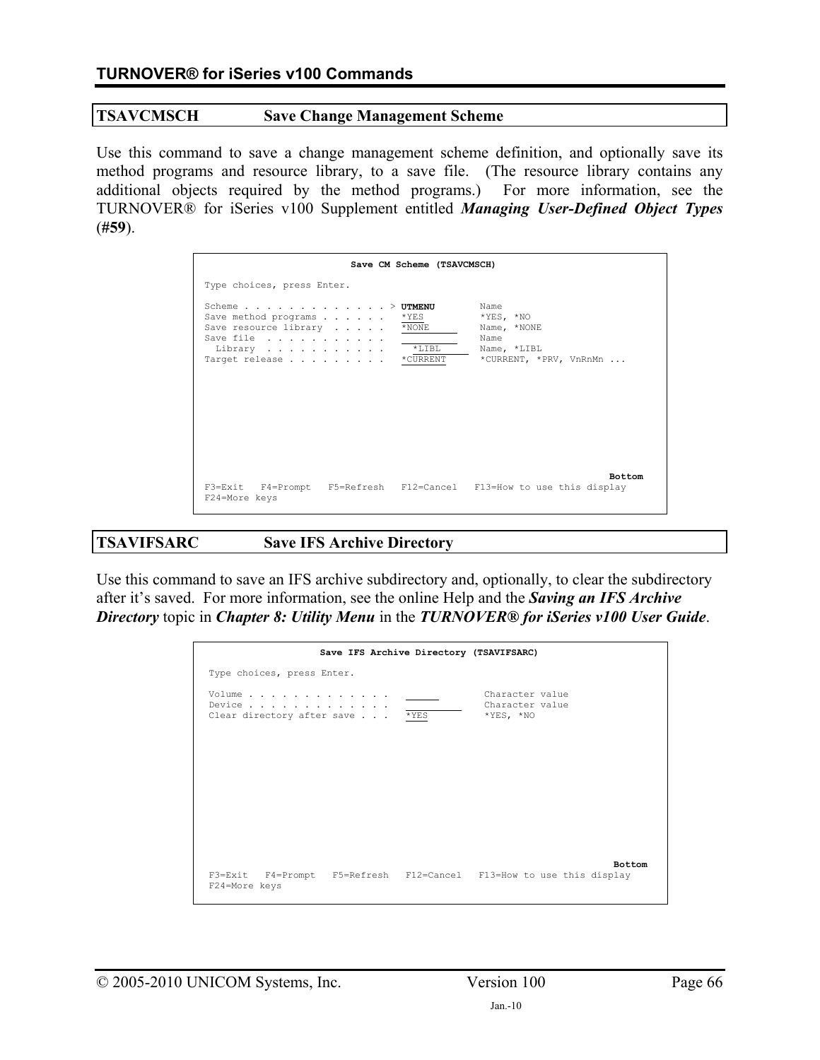## TSAVCMSCH Save Change Management Scheme

Use this command to save a change management scheme definition, and optionally save its method programs and resource library, to a save file. (The resource library contains any additional objects required by the method programs.) For more information, see the TURNOVER® for iSeries v100 Supplement entitled ***Managing User-Defined Object Types* (#59)**.

```
                         Save CM Scheme (TSAVCMSCH)

Type choices, press Enter.

Scheme . . . . . . . . . . . . . > UTMENU        Name
Save method programs . . . . . .   *YES          *YES, *NO
Save resource library  . . . . .   *NONE         Name, *NONE
Save file  . . . . . . . . . . .                 Name
  Library  . . . . . . . . . . .     *LIBL       Name, *LIBL
Target release . . . . . . . . .   *CURRENT      *CURRENT, *PRV, VnRnMn ...

                                                                         Bottom
F3=Exit   F4=Prompt   F5=Refresh   F12=Cancel   F13=How to use this display
F24=More keys
```

## TSAVIFSARC Save IFS Archive Directory

Use this command to save an IFS archive subdirectory and, optionally, to clear the subdirectory after it's saved. For more information, see the online Help and the ***Saving an IFS Archive Directory*** topic in ***Chapter 8: Utility Menu*** in the ***TURNOVER® for iSeries v100 User Guide***.

```
                  Save IFS Archive Directory (TSAVIFSARC)

Type choices, press Enter.

Volume . . . . . . . . . . . . .                 Character value
Device . . . . . . . . . . . . .                 Character value
Clear directory after save . . .   *YES          *YES, *NO

                                                                         Bottom
F3=Exit   F4=Prompt   F5=Refresh   F12=Cancel   F13=How to use this display
F24=More keys
```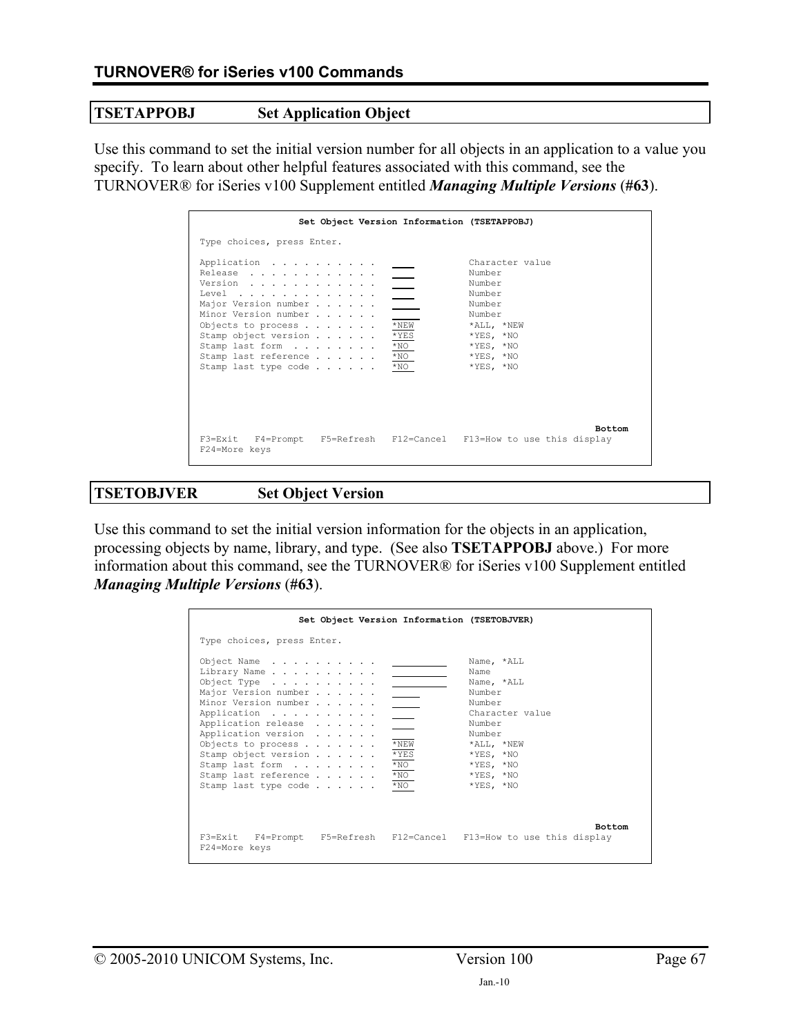## TSETAPPOBJ Set Application Object

Use this command to set the initial version number for all objects in an application to a value you specify. To learn about other helpful features associated with this command, see the TURNOVER® for iSeries v100 Supplement entitled ***Managing Multiple Versions*** (**#63**).

```
                 Set Object Version Information (TSETAPPOBJ)

 Type choices, press Enter.

 Application  . . . . . . . . . .    ____           Character value
 Release  . . . . . . . . . . . .    ____           Number
 Version  . . . . . . . . . . . .    ____           Number
 Level  . . . . . . . . . . . . .    ____           Number
 Major Version number . . . . . .    _____          Number
 Minor Version number . . . . . .    _____          Number
 Objects to process . . . . . . .    *NEW           *ALL, *NEW
 Stamp object version . . . . . .    *YES           *YES, *NO
 Stamp last form  . . . . . . . .    *NO            *YES, *NO
 Stamp last reference . . . . . .    *NO            *YES, *NO
 Stamp last type code . . . . . .    *NO            *YES, *NO




                                                                         Bottom
 F3=Exit   F4=Prompt   F5=Refresh   F12=Cancel   F13=How to use this display
 F24=More keys
```

## TSETOBJVER Set Object Version

Use this command to set the initial version information for the objects in an application, processing objects by name, library, and type. (See also **TSETAPPOBJ** above.) For more information about this command, see the TURNOVER® for iSeries v100 Supplement entitled ***Managing Multiple Versions*** (**#63**).

```
                 Set Object Version Information (TSETOBJVER)

 Type choices, press Enter.

 Object Name  . . . . . . . . . .    __________     Name, *ALL
 Library Name . . . . . . . . . .    __________     Name
 Object Type  . . . . . . . . . .    __________     Name, *ALL
 Major Version number . . . . . .    _____          Number
 Minor Version number . . . . . .    _____          Number
 Application  . . . . . . . . . .    ____           Character value
 Application release  . . . . . .    ____           Number
 Application version  . . . . . .    ____           Number
 Objects to process . . . . . . .    *NEW           *ALL, *NEW
 Stamp object version . . . . . .    *YES           *YES, *NO
 Stamp last form  . . . . . . . .    *NO            *YES, *NO
 Stamp last reference . . . . . .    *NO            *YES, *NO
 Stamp last type code . . . . . .    *NO            *YES, *NO


                                                                         Bottom
 F3=Exit   F4=Prompt   F5=Refresh   F12=Cancel   F13=How to use this display
 F24=More keys
```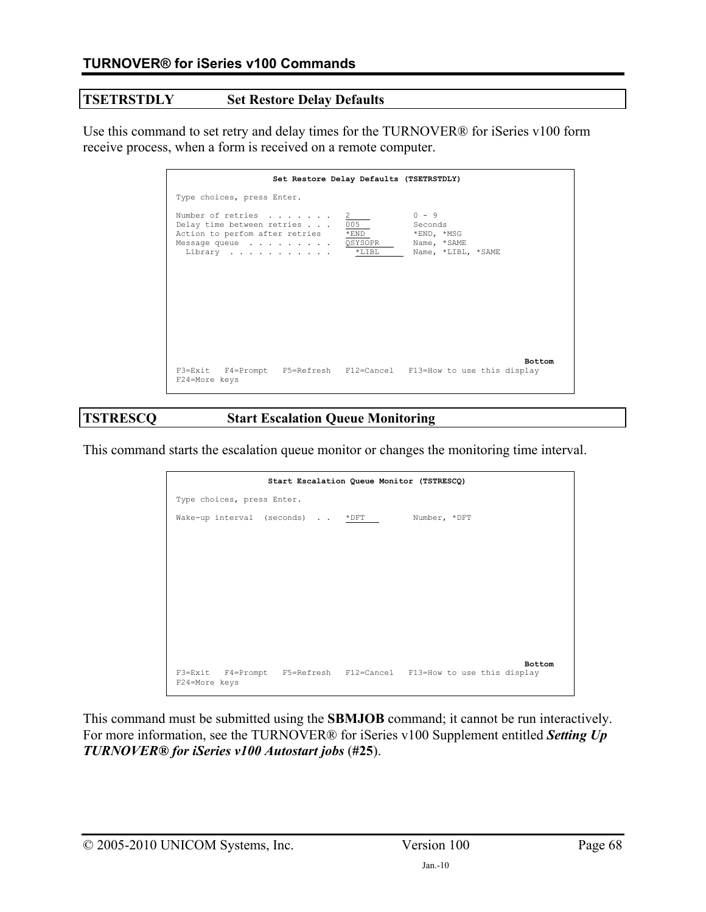## TSETRSTDLY Set Restore Delay Defaults

Use this command to set retry and delay times for the TURNOVER® for iSeries v100 form receive process, when a form is received on a remote computer.

```
                   Set Restore Delay Defaults (TSETRSTDLY)

Type choices, press Enter.

Number of retries  . . . . . . .   2              0 - 9
Delay time between retries . . .   005            Seconds
Action to perfom after retries     *END           *END, *MSG
Message queue  . . . . . . . . .   QSYSOPR        Name, *SAME
  Library  . . . . . . . . . . .     *LIBL        Name, *LIBL, *SAME

                                                                        Bottom
F3=Exit   F4=Prompt   F5=Refresh   F12=Cancel   F13=How to use this display
F24=More keys
```

## TSTRESCQ Start Escalation Queue Monitoring

This command starts the escalation queue monitor or changes the monitoring time interval.

```
                   Start Escalation Queue Monitor (TSTRESCQ)

Type choices, press Enter.

Wake-up interval  (seconds)  . .   *DFT           Number, *DFT

                                                                        Bottom
F3=Exit   F4=Prompt   F5=Refresh   F12=Cancel   F13=How to use this display
F24=More keys
```

This command must be submitted using the **SBMJOB** command; it cannot be run interactively. For more information, see the TURNOVER® for iSeries v100 Supplement entitled ***Setting Up TURNOVER® for iSeries v100 Autostart jobs*** (**#25**).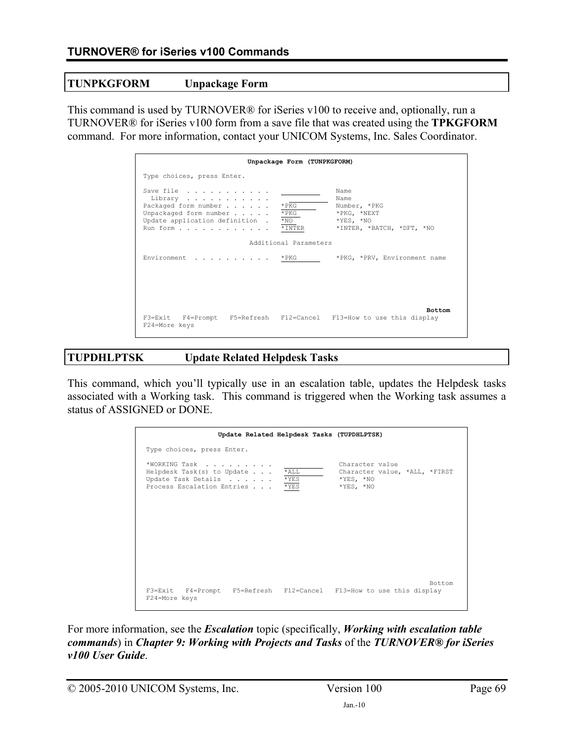## TUNPKGFORM Unpackage Form

This command is used by TURNOVER® for iSeries v100 to receive and, optionally, run a TURNOVER® for iSeries v100 form from a save file that was created using the **TPKGFORM** command. For more information, contact your UNICOM Systems, Inc. Sales Coordinator.

```
                         Unpackage Form (TUNPKGFORM)

Type choices, press Enter.

Save file  . . . . . . . . . . .   __________    Name
  Library  . . . . . . . . . . .   __________    Name
Packaged form number . . . . . .   *PKG          Number, *PKG
Unpackaged form number . . . . .   *PKG          *PKG, *NEXT
Update application definition  .   *NO           *YES, *NO
Run form . . . . . . . . . . . .   *INTER        *INTER, *BATCH, *DFT, *NO

                           Additional Parameters

Environment  . . . . . . . . . .   *PKG          *PKG, *PRV, Environment name





                                                                       Bottom
F3=Exit   F4=Prompt   F5=Refresh   F12=Cancel   F13=How to use this display
F24=More keys
```

## TUPDHLPTSK Update Related Helpdesk Tasks

This command, which you'll typically use in an escalation table, updates the Helpdesk tasks associated with a Working task. This command is triggered when the Working task assumes a status of ASSIGNED or DONE.

```
                  Update Related Helpdesk Tasks (TUPDHLPTSK)

 Type choices, press Enter.

 *WORKING Task  . . . . . . . . .   __________    Character value
 Helpdesk Task(s) to Update . . .   *ALL          Character value, *ALL, *FIRST
 Update Task Details  . . . . . .   *YES          *YES, *NO
 Process Escalation Entries . . .   *YES          *YES, *NO










                                                                        Bottom
 F3=Exit   F4=Prompt   F5=Refresh   F12=Cancel   F13=How to use this display
 F24=More keys
```

For more information, see the ***Escalation*** topic (specifically, ***Working with escalation table commands***) in ***Chapter 9: Working with Projects and Tasks*** of the ***TURNOVER® for iSeries v100 User Guide***.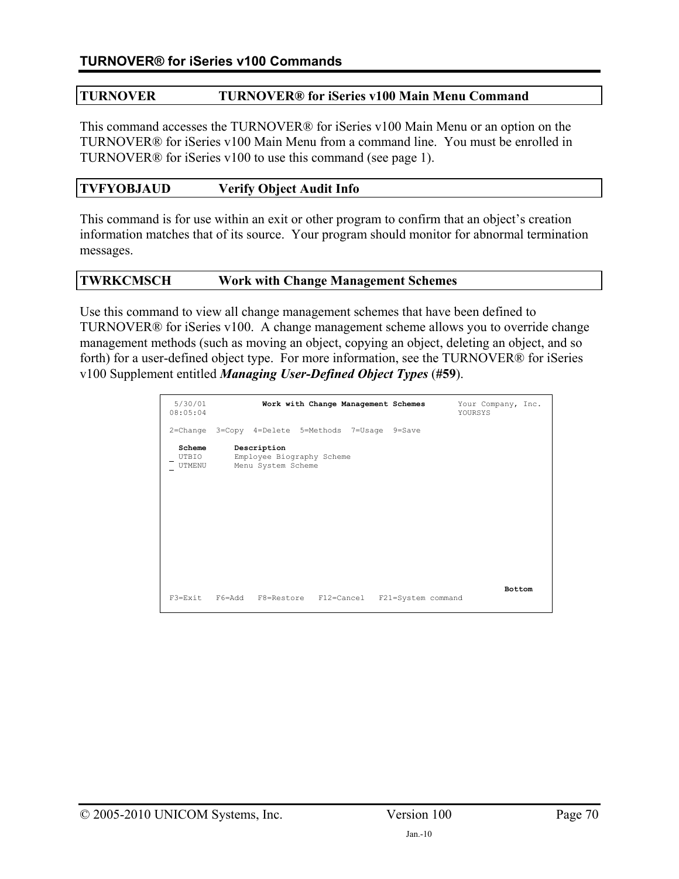## TURNOVER TURNOVER® for iSeries v100 Main Menu Command

This command accesses the TURNOVER® for iSeries v100 Main Menu or an option on the TURNOVER® for iSeries v100 Main Menu from a command line. You must be enrolled in TURNOVER® for iSeries v100 to use this command (see page 1).

## TVFYOBJAUD Verify Object Audit Info

This command is for use within an exit or other program to confirm that an object's creation information matches that of its source. Your program should monitor for abnormal termination messages.

## TWRKCMSCH Work with Change Management Schemes

Use this command to view all change management schemes that have been defined to TURNOVER® for iSeries v100. A change management scheme allows you to override change management methods (such as moving an object, copying an object, deleting an object, and so forth) for a user-defined object type. For more information, see the TURNOVER® for iSeries v100 Supplement entitled ***Managing User-Defined Object Types*** (**#59**).

```
 5/30/01           Work with Change Management Schemes       Your Company, Inc.
08:05:04                                                     YOURSYS

2=Change  3=Copy  4=Delete  5=Methods  7=Usage  9=Save

  Scheme      Description
_ UTBIO       Employee Biography Scheme
_ UTMENU      Menu System Scheme

















                                                                          Bottom
F3=Exit   F6=Add   F8=Restore   F12=Cancel   F21=System command
```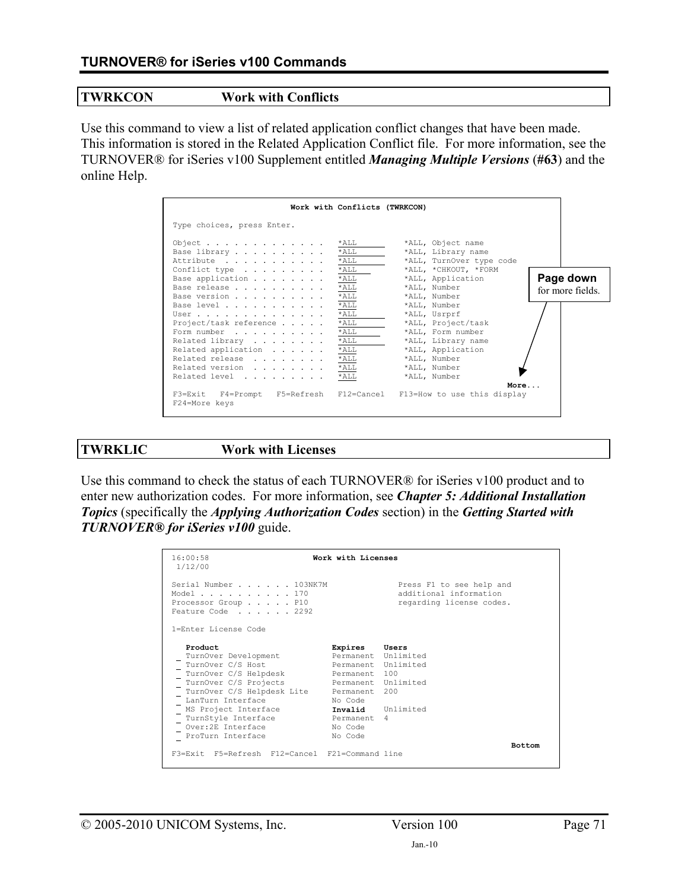## TWRKCON Work with Conflicts

Use this command to view a list of related application conflict changes that have been made. This information is stored in the Related Application Conflict file. For more information, see the TURNOVER® for iSeries v100 Supplement entitled ***Managing Multiple Versions*** (**#63**) and the online Help.

```
                         Work with Conflicts (TWRKCON)

Type choices, press Enter.

Object . . . . . . . . . . . . .   *ALL          *ALL, Object name
Base library . . . . . . . . . .   *ALL          *ALL, Library name
Attribute  . . . . . . . . . . .   *ALL          *ALL, TurnOver type code
Conflict type  . . . . . . . . .   *ALL          *ALL, *CHKOUT, *FORM
Base application . . . . . . . .   *ALL          *ALL, Application
Base release . . . . . . . . . .   *ALL          *ALL, Number
Base version . . . . . . . . . .   *ALL          *ALL, Number
Base level . . . . . . . . . . .   *ALL          *ALL, Number
User . . . . . . . . . . . . . .   *ALL          *ALL, Usrprf
Project/task reference . . . . .   *ALL          *ALL, Project/task
Form number  . . . . . . . . . .   *ALL          *ALL, Form number
Related library  . . . . . . . .   *ALL          *ALL, Library name
Related application  . . . . . .   *ALL          *ALL, Application
Related release  . . . . . . . .   *ALL          *ALL, Number
Related version  . . . . . . . .   *ALL          *ALL, Number
Related level  . . . . . . . . .   *ALL          *ALL, Number
                                                                     More...
F3=Exit   F4=Prompt   F5=Refresh   F12=Cancel   F13=How to use this display
F24=More keys
```

**Page down** for more fields.

## TWRKLIC Work with Licenses

Use this command to check the status of each TURNOVER® for iSeries v100 product and to enter new authorization codes. For more information, see ***Chapter 5: Additional Installation Topics*** (specifically the ***Applying Authorization Codes*** section) in the ***Getting Started with TURNOVER® for iSeries v100*** guide.

```
16:00:58                    Work with Licenses
 1/12/00

Serial Number . . . . . . 103NK7M               Press F1 to see help and
Model . . . . . . . . . . 170                   additional information
Processor Group . . . . . P10                   regarding license codes.
Feature Code  . . . . . . 2292

1=Enter License Code

   Product                       Expires    Users
 _ TurnOver Development          Permanent  Unlimited
 _ TurnOver C/S Host             Permanent  Unlimited
 _ TurnOver C/S Helpdesk         Permanent  100
 _ TurnOver C/S Projects         Permanent  Unlimited
 _ TurnOver C/S Helpdesk Lite    Permanent  200
 _ LanTurn Interface             No Code
 _ MS Project Interface          Invalid    Unlimited
 _ TurnStyle Interface           Permanent  4
 _ Over:2E Interface             No Code
 _ ProTurn Interface             No Code
                                                                     Bottom
F3=Exit  F5=Refresh  F12=Cancel  F21=Command line
```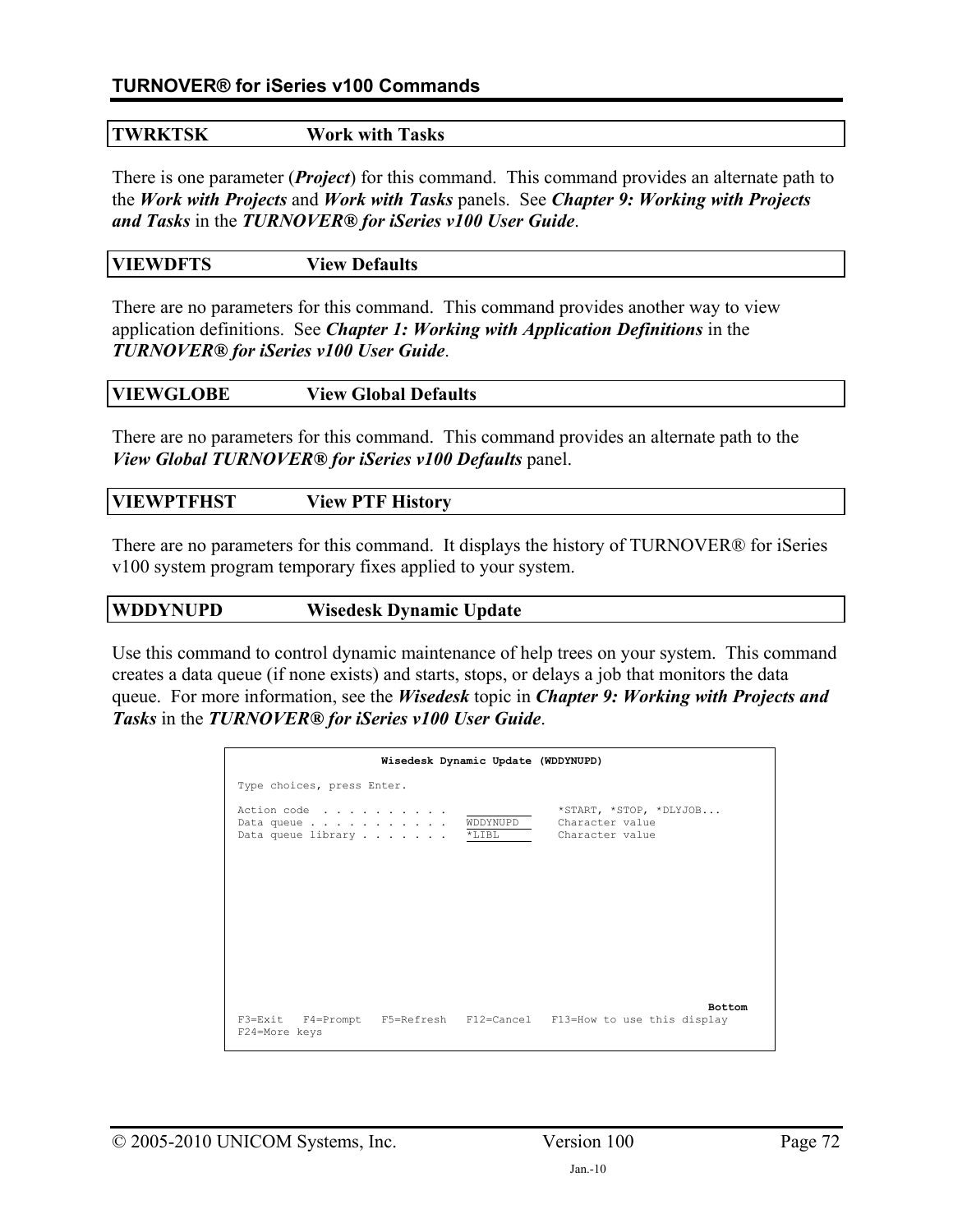### TWRKTSK Work with Tasks

There is one parameter (***Project***) for this command. This command provides an alternate path to the ***Work with Projects*** and ***Work with Tasks*** panels. See ***Chapter 9: Working with Projects and Tasks*** in the ***TURNOVER® for iSeries v100 User Guide***.

### VIEWDFTS View Defaults

There are no parameters for this command. This command provides another way to view application definitions. See ***Chapter 1: Working with Application Definitions*** in the ***TURNOVER® for iSeries v100 User Guide***.

### VIEWGLOBE View Global Defaults

There are no parameters for this command. This command provides an alternate path to the ***View Global TURNOVER® for iSeries v100 Defaults*** panel.

### VIEWPTFHST View PTF History

There are no parameters for this command. It displays the history of TURNOVER® for iSeries v100 system program temporary fixes applied to your system.

### WDDYNUPD Wisedesk Dynamic Update

Use this command to control dynamic maintenance of help trees on your system. This command creates a data queue (if none exists) and starts, stops, or delays a job that monitors the data queue. For more information, see the ***Wisedesk*** topic in ***Chapter 9: Working with Projects and Tasks*** in the ***TURNOVER® for iSeries v100 User Guide***.

```
                       Wisedesk Dynamic Update (WDDYNUPD)

Type choices, press Enter.

Action code  . . . . . . . . . .   __________      *START, *STOP, *DLYJOB...
Data queue . . . . . . . . . . .   WDDYNUPD        Character value
Data queue library . . . . . . .   *LIBL           Character value



                                                                        Bottom
F3=Exit   F4=Prompt   F5=Refresh   F12=Cancel   F13=How to use this display
F24=More keys
```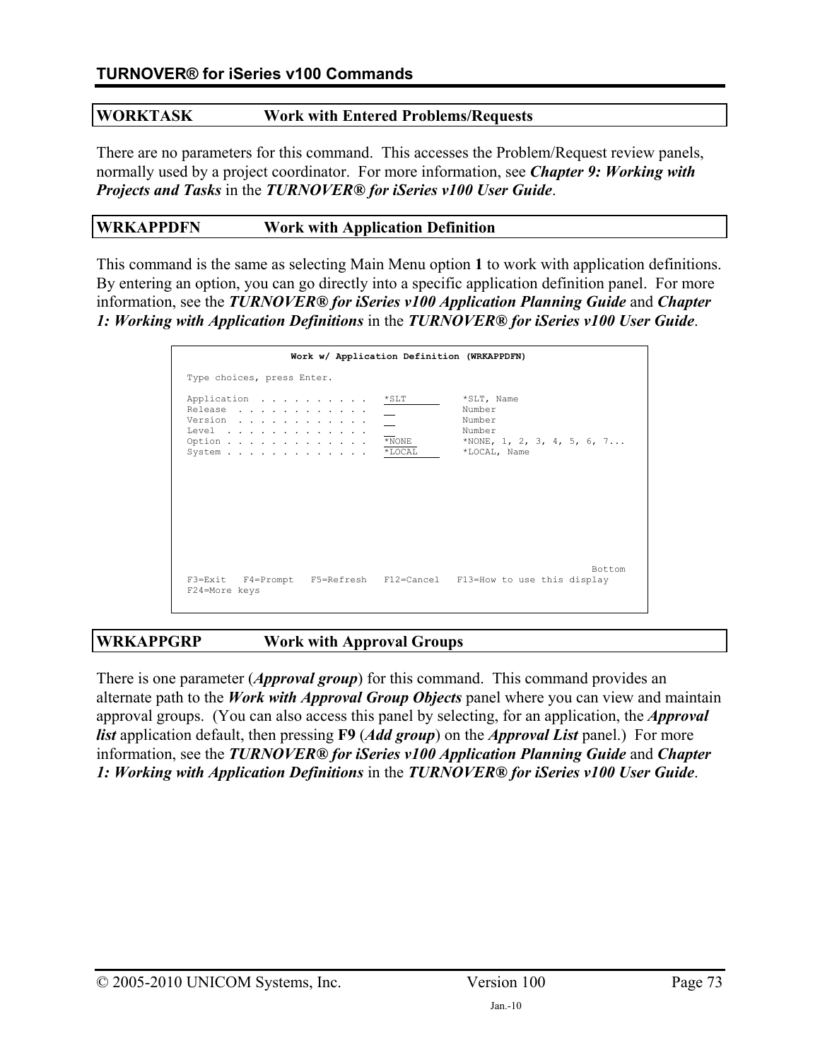## WORKTASK Work with Entered Problems/Requests

There are no parameters for this command. This accesses the Problem/Request review panels, normally used by a project coordinator. For more information, see ***Chapter 9: Working with Projects and Tasks*** in the ***TURNOVER® for iSeries v100 User Guide***.

## WRKAPPDFN Work with Application Definition

This command is the same as selecting Main Menu option **1** to work with application definitions. By entering an option, you can go directly into a specific application definition panel. For more information, see the ***TURNOVER® for iSeries v100 Application Planning Guide*** and ***Chapter 1: Working with Application Definitions*** in the ***TURNOVER® for iSeries v100 User Guide***.

```
                  Work w/ Application Definition (WRKAPPDFN)

 Type choices, press Enter.

 Application  . . . . . . . . . .   *SLT           *SLT, Name
 Release  . . . . . . . . . . . .   __             Number
 Version  . . . . . . . . . . . .   __             Number
 Level  . . . . . . . . . . . . .   __             Number
 Option . . . . . . . . . . . . .   *NONE          *NONE, 1, 2, 3, 4, 5, 6, 7...
 System . . . . . . . . . . . . .   *LOCAL         *LOCAL, Name










                                                                          Bottom
 F3=Exit   F4=Prompt   F5=Refresh   F12=Cancel   F13=How to use this display
 F24=More keys
```

## WRKAPPGRP Work with Approval Groups

There is one parameter (***Approval group***) for this command. This command provides an alternate path to the ***Work with Approval Group Objects*** panel where you can view and maintain approval groups. (You can also access this panel by selecting, for an application, the ***Approval list*** application default, then pressing **F9** (***Add group***) on the ***Approval List*** panel.) For more information, see the ***TURNOVER® for iSeries v100 Application Planning Guide*** and ***Chapter 1: Working with Application Definitions*** in the ***TURNOVER® for iSeries v100 User Guide***.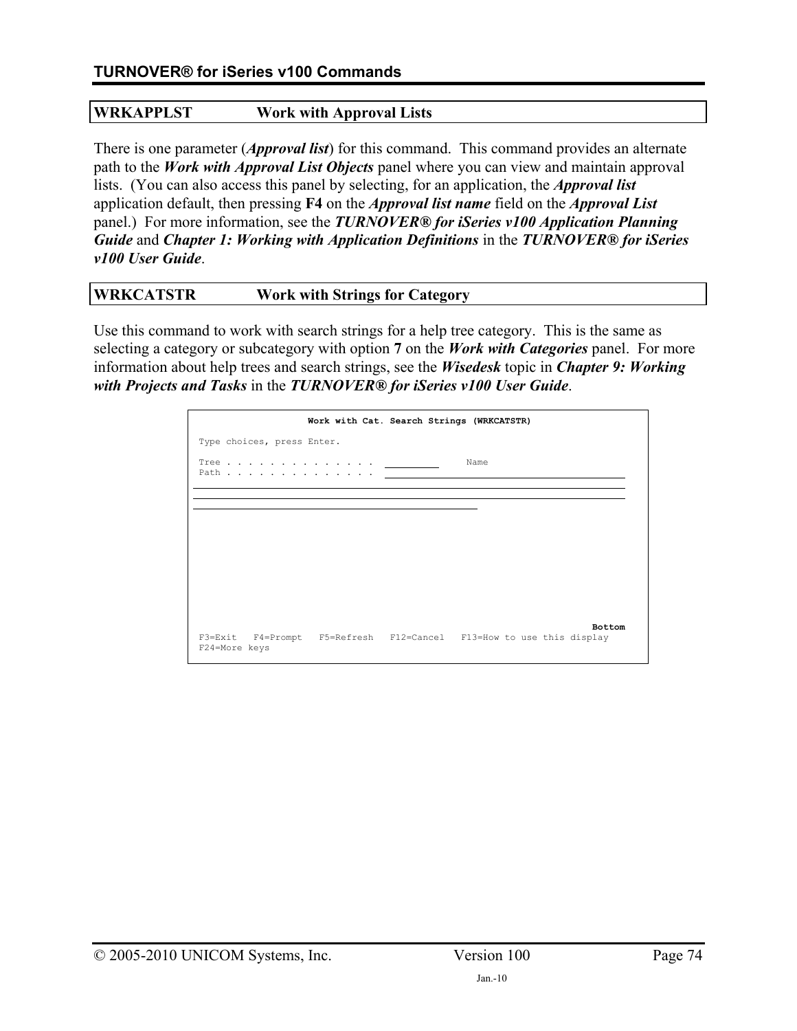## WRKAPPLST Work with Approval Lists

There is one parameter (***Approval list***) for this command. This command provides an alternate path to the ***Work with Approval List Objects*** panel where you can view and maintain approval lists. (You can also access this panel by selecting, for an application, the ***Approval list*** application default, then pressing **F4** on the ***Approval list name*** field on the ***Approval List*** panel.) For more information, see the ***TURNOVER® for iSeries v100 Application Planning Guide*** and ***Chapter 1: Working with Application Definitions*** in the ***TURNOVER® for iSeries v100 User Guide***.

## WRKCATSTR Work with Strings for Category

Use this command to work with search strings for a help tree category. This is the same as selecting a category or subcategory with option **7** on the ***Work with Categories*** panel. For more information about help trees and search strings, see the ***Wisedesk*** topic in ***Chapter 9: Working with Projects and Tasks*** in the ***TURNOVER® for iSeries v100 User Guide***.

```
                Work with Cat. Search Strings (WRKCATSTR)

Type choices, press Enter.

Tree . . . . . . . . . . . . . .   __________      Name
Path . . . . . . . . . . . . . .   ____________________________________________
____________________________________________________________________________
____________________________________________________________________________
____________________________________________________













                                                                      Bottom
F3=Exit   F4=Prompt   F5=Refresh   F12=Cancel   F13=How to use this display
F24=More keys
```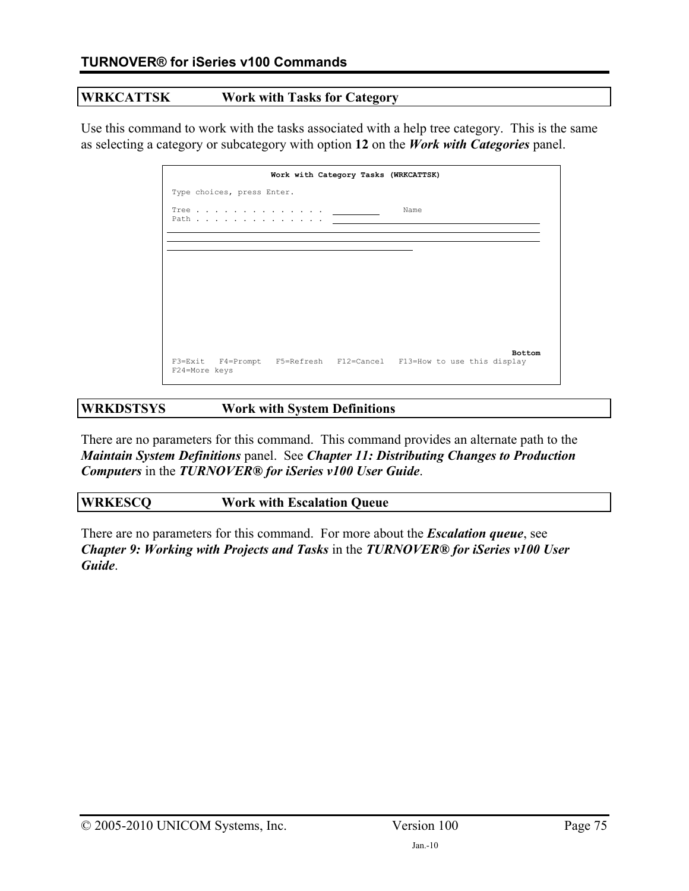## WRKCATTSK Work with Tasks for Category

Use this command to work with the tasks associated with a help tree category. This is the same as selecting a category or subcategory with option **12** on the ***Work with Categories*** panel.

```
                    Work with Category Tasks (WRKCATTSK)

Type choices, press Enter.

Tree . . . . . . . . . . . . . .   __________      Name
Path . . . . . . . . . . . . . .   ____________________________________________
_______________________________________________________________________________
_______________________________________________________________________________
____________________________________________________









                                                                         Bottom
F3=Exit   F4=Prompt   F5=Refresh   F12=Cancel   F13=How to use this display
F24=More keys
```

## WRKDSTSYS Work with System Definitions

There are no parameters for this command. This command provides an alternate path to the ***Maintain System Definitions*** panel. See ***Chapter 11: Distributing Changes to Production Computers*** in the ***TURNOVER® for iSeries v100 User Guide***.

## WRKESCQ Work with Escalation Queue

There are no parameters for this command. For more about the ***Escalation queue***, see ***Chapter 9: Working with Projects and Tasks*** in the ***TURNOVER® for iSeries v100 User Guide***.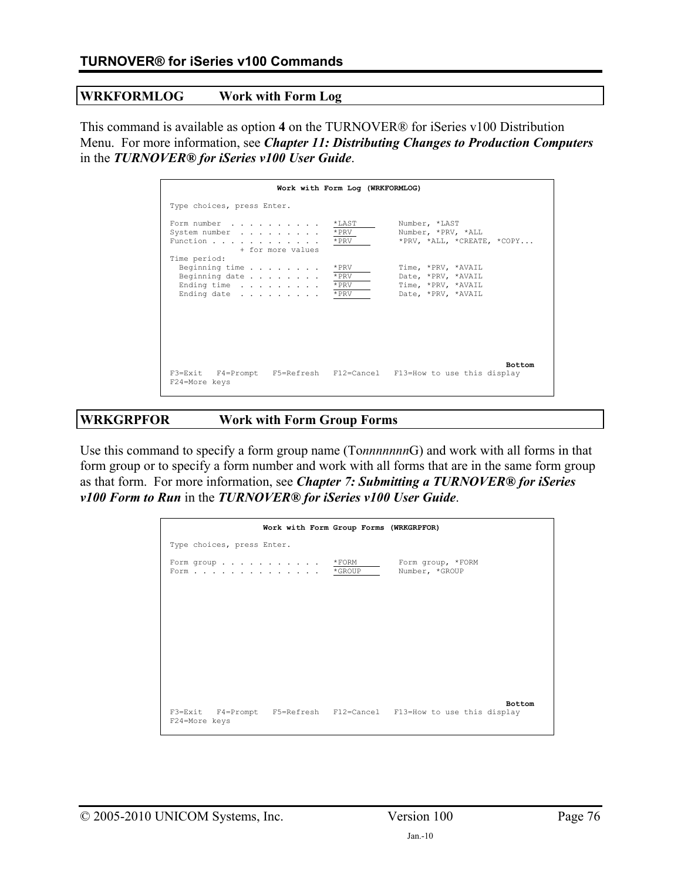## WRKFORMLOG Work with Form Log

This command is available as option **4** on the TURNOVER® for iSeries v100 Distribution Menu. For more information, see ***Chapter 11: Distributing Changes to Production Computers*** in the ***TURNOVER® for iSeries v100 User Guide***.

```
                       Work with Form Log (WRKFORMLOG)

 Type choices, press Enter.

 Form number  . . . . . . . . . .   *LAST         Number, *LAST
 System number  . . . . . . . . .   *PRV          Number, *PRV, *ALL
 Function . . . . . . . . . . . .   *PRV          *PRV, *ALL, *CREATE, *COPY...
                + for more values
 Time period:
   Beginning time . . . . . . . .   *PRV          Time, *PRV, *AVAIL
   Beginning date . . . . . . . .   *PRV          Date, *PRV, *AVAIL
   Ending time  . . . . . . . . .   *PRV          Time, *PRV, *AVAIL
   Ending date  . . . . . . . . .   *PRV          Date, *PRV, *AVAIL








                                                                         Bottom
 F3=Exit   F4=Prompt   F5=Refresh   F12=Cancel   F13=How to use this display
 F24=More keys
```

## WRKGRPFOR Work with Form Group Forms

Use this command to specify a form group name (To*nnnnnnn*G) and work with all forms in that form group or to specify a form number and work with all forms that are in the same form group as that form. For more information, see ***Chapter 7: Submitting a TURNOVER® for iSeries v100 Form to Run*** in the ***TURNOVER® for iSeries v100 User Guide***.

```
                    Work with Form Group Forms (WRKGRPFOR)

 Type choices, press Enter.

 Form group . . . . . . . . . . .   *FORM         Form group, *FORM
 Form . . . . . . . . . . . . . .   *GROUP        Number, *GROUP













                                                                         Bottom
 F3=Exit   F4=Prompt   F5=Refresh   F12=Cancel   F13=How to use this display
 F24=More keys
```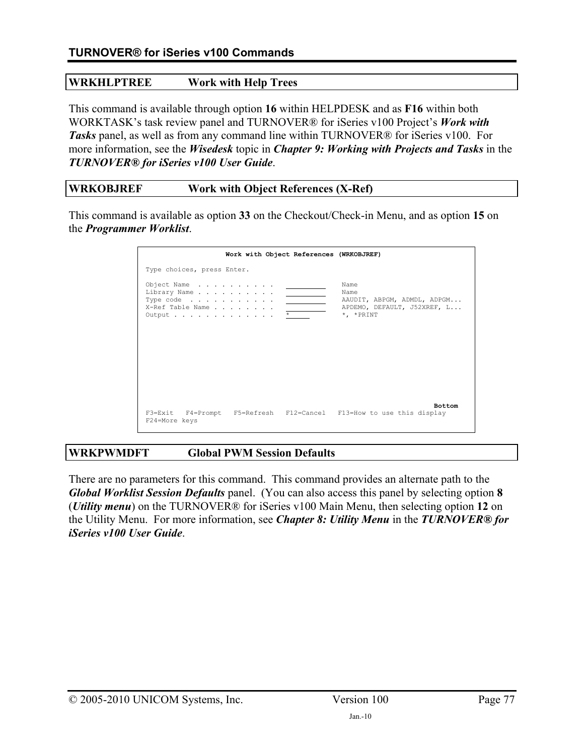## WRKHLPTREE Work with Help Trees

This command is available through option **16** within HELPDESK and as **F16** within both WORKTASK's task review panel and TURNOVER® for iSeries v100 Project's ***Work with Tasks*** panel, as well as from any command line within TURNOVER® for iSeries v100. For more information, see the ***Wisedesk*** topic in ***Chapter 9: Working with Projects and Tasks*** in the ***TURNOVER® for iSeries v100 User Guide***.

## WRKOBJREF Work with Object References (X-Ref)

This command is available as option **33** on the Checkout/Check-in Menu, and as option **15** on the ***Programmer Worklist***.

```
                    Work with Object References (WRKOBJREF)

Type choices, press Enter.

Object Name  . . . . . . . . . .   __________   Name
Library Name . . . . . . . . . .   __________   Name
Type code  . . . . . . . . . . .   __________   AAUDIT, ABPGM, ADMDL, ADPGM...
X-Ref Table Name . . . . . . . .   __________   APDEMO, DEFAULT, J52XREF, L...
Output . . . . . . . . . . . . .   *            *, *PRINT











                                                                       Bottom
F3=Exit   F4=Prompt   F5=Refresh   F12=Cancel   F13=How to use this display
F24=More keys
```

## WRKPWMDFT Global PWM Session Defaults

There are no parameters for this command. This command provides an alternate path to the ***Global Worklist Session Defaults*** panel. (You can also access this panel by selecting option **8** (***Utility menu***) on the TURNOVER® for iSeries v100 Main Menu, then selecting option **12** on the Utility Menu. For more information, see ***Chapter 8: Utility Menu*** in the ***TURNOVER® for iSeries v100 User Guide***.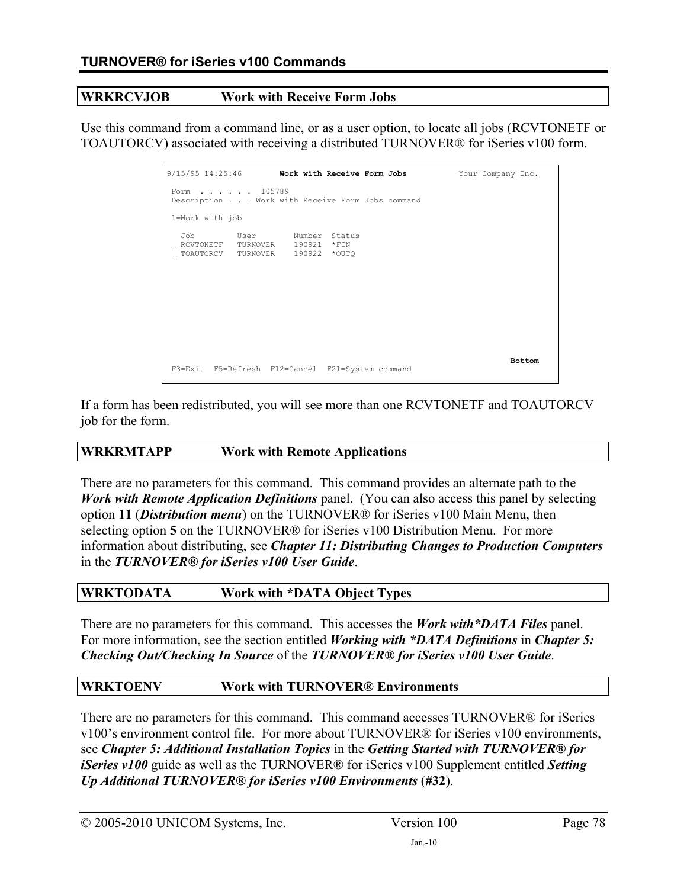## WRKRCVJOB Work with Receive Form Jobs

Use this command from a command line, or as a user option, to locate all jobs (RCVTONETF or TOAUTORCV) associated with receiving a distributed TURNOVER® for iSeries v100 form.

```
9/15/95 14:25:46        Work with Receive Form Jobs           Your Company Inc.

 Form  . . . . . .  105789
 Description . . . Work with Receive Form Jobs command

 1=Work with job

   Job         User        Number  Status
 _ RCVTONETF   TURNOVER    190921  *FIN
 _ TOAUTORCV   TURNOVER    190922  *OUTQ









                                                                          Bottom
 F3=Exit  F5=Refresh  F12=Cancel  F21=System command
```

If a form has been redistributed, you will see more than one RCVTONETF and TOAUTORCV job for the form.

## WRKRMTAPP Work with Remote Applications

There are no parameters for this command. This command provides an alternate path to the ***Work with Remote Application Definitions*** panel. (You can also access this panel by selecting option **11** (***Distribution menu***) on the TURNOVER® for iSeries v100 Main Menu, then selecting option **5** on the TURNOVER® for iSeries v100 Distribution Menu. For more information about distributing, see ***Chapter 11: Distributing Changes to Production Computers*** in the ***TURNOVER® for iSeries v100 User Guide***.

## WRKTODATA Work with *DATA Object Types

There are no parameters for this command. This accesses the ***Work with*DATA Files*** panel. For more information, see the section entitled ***Working with *DATA Definitions*** in ***Chapter 5: Checking Out/Checking In Source*** of the ***TURNOVER® for iSeries v100 User Guide***.

## WRKTOENV Work with TURNOVER® Environments

There are no parameters for this command. This command accesses TURNOVER® for iSeries v100's environment control file. For more about TURNOVER® for iSeries v100 environments, see ***Chapter 5: Additional Installation Topics*** in the ***Getting Started with TURNOVER® for iSeries v100*** guide as well as the TURNOVER® for iSeries v100 Supplement entitled ***Setting Up Additional TURNOVER® for iSeries v100 Environments*** (**#32**).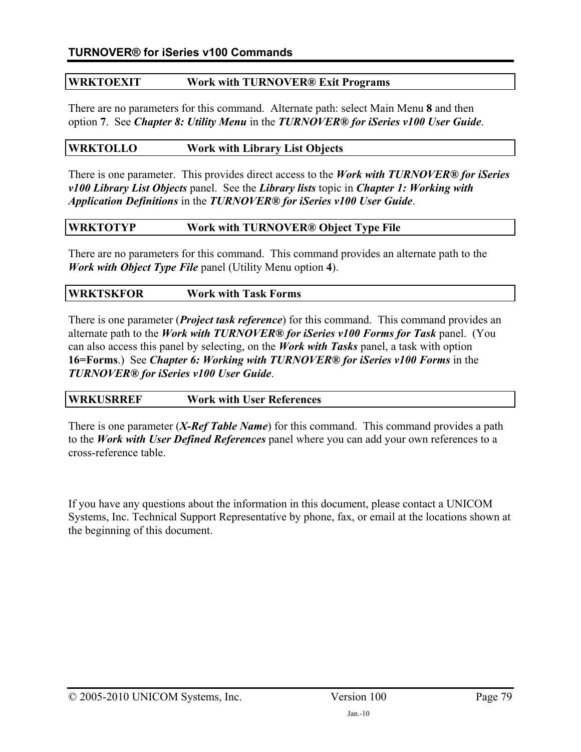| WRKTOEXIT | Work with TURNOVER® Exit Programs |
|---|---|

There are no parameters for this command. Alternate path: select Main Menu **8** and then option **7**. See ***Chapter 8: Utility Menu*** in the ***TURNOVER® for iSeries v100 User Guide***.

| WRKTOLLO | Work with Library List Objects |
|---|---|

There is one parameter. This provides direct access to the ***Work with TURNOVER® for iSeries v100 Library List Objects*** panel. See the ***Library lists*** topic in ***Chapter 1: Working with Application Definitions*** in the ***TURNOVER® for iSeries v100 User Guide***.

| WRKTOTYP | Work with TURNOVER® Object Type File |
|---|---|

There are no parameters for this command. This command provides an alternate path to the ***Work with Object Type File*** panel (Utility Menu option **4**).

| WRKTSKFOR | Work with Task Forms |
|---|---|

There is one parameter (***Project task reference***) for this command. This command provides an alternate path to the ***Work with TURNOVER® for iSeries v100 Forms for Task*** panel. (You can also access this panel by selecting, on the ***Work with Tasks*** panel, a task with option **16=Forms**.) See ***Chapter 6: Working with TURNOVER® for iSeries v100 Forms*** in the ***TURNOVER® for iSeries v100 User Guide***.

| WRKUSRREF | Work with User References |
|---|---|

There is one parameter (***X-Ref Table Name***) for this command. This command provides a path to the ***Work with User Defined References*** panel where you can add your own references to a cross-reference table.

If you have any questions about the information in this document, please contact a UNICOM Systems, Inc. Technical Support Representative by phone, fax, or email at the locations shown at the beginning of this document.